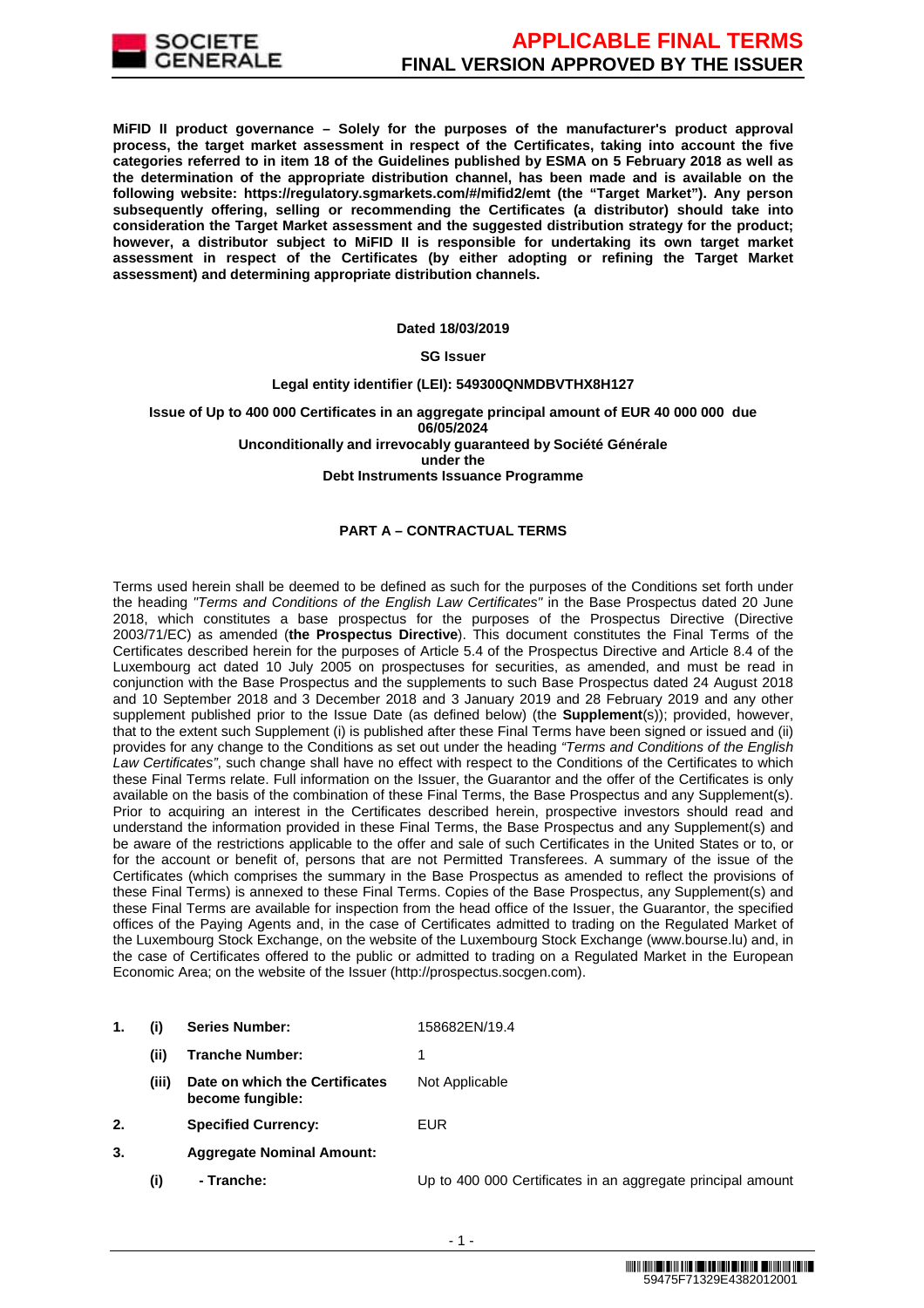**MiFID II product governance – Solely for the purposes of the manufacturer's product approval process, the target market assessment in respect of the Certificates, taking into account the five categories referred to in item 18 of the Guidelines published by ESMA on 5 February 2018 as well as the determination of the appropriate distribution channel, has been made and is available on the following website: https://regulatory.sgmarkets.com/#/mifid2/emt (the "Target Market"). Any person subsequently offering, selling or recommending the Certificates (a distributor) should take into consideration the Target Market assessment and the suggested distribution strategy for the product; however, a distributor subject to MiFID II is responsible for undertaking its own target market assessment in respect of the Certificates (by either adopting or refining the Target Market assessment) and determining appropriate distribution channels.**

**Dated 18/03/2019**

**SG Issuer**

**Legal entity identifier (LEI): 549300QNMDBVTHX8H127**

**Issue of Up to 400 000 Certificates in an aggregate principal amount of EUR 40 000 000 due 06/05/2024**
**Unconditionally and irrevocably guaranteed by Société Générale**
**under the**
**Debt Instruments Issuance Programme**

## PART A – CONTRACTUAL TERMS

Terms used herein shall be deemed to be defined as such for the purposes of the Conditions set forth under the heading *"Terms and Conditions of the English Law Certificates"* in the Base Prospectus dated 20 June 2018, which constitutes a base prospectus for the purposes of the Prospectus Directive (Directive 2003/71/EC) as amended (**the Prospectus Directive**). This document constitutes the Final Terms of the Certificates described herein for the purposes of Article 5.4 of the Prospectus Directive and Article 8.4 of the Luxembourg act dated 10 July 2005 on prospectuses for securities, as amended, and must be read in conjunction with the Base Prospectus and the supplements to such Base Prospectus dated 24 August 2018 and 10 September 2018 and 3 December 2018 and 3 January 2019 and 28 February 2019 and any other supplement published prior to the Issue Date (as defined below) (the **Supplement**(s)); provided, however, that to the extent such Supplement (i) is published after these Final Terms have been signed or issued and (ii) provides for any change to the Conditions as set out under the heading *"Terms and Conditions of the English Law Certificates"*, such change shall have no effect with respect to the Conditions of the Certificates to which these Final Terms relate. Full information on the Issuer, the Guarantor and the offer of the Certificates is only available on the basis of the combination of these Final Terms, the Base Prospectus and any Supplement(s). Prior to acquiring an interest in the Certificates described herein, prospective investors should read and understand the information provided in these Final Terms, the Base Prospectus and any Supplement(s) and be aware of the restrictions applicable to the offer and sale of such Certificates in the United States or to, or for the account or benefit of, persons that are not Permitted Transferees. A summary of the issue of the Certificates (which comprises the summary in the Base Prospectus as amended to reflect the provisions of these Final Terms) is annexed to these Final Terms. Copies of the Base Prospectus, any Supplement(s) and these Final Terms are available for inspection from the head office of the Issuer, the Guarantor, the specified offices of the Paying Agents and, in the case of Certificates admitted to trading on the Regulated Market of the Luxembourg Stock Exchange, on the website of the Luxembourg Stock Exchange (www.bourse.lu) and, in the case of Certificates offered to the public or admitted to trading on a Regulated Market in the European Economic Area; on the website of the Issuer (http://prospectus.socgen.com).

| | | | |
|---|---|---|---|
| **1.** | **(i)** | **Series Number:** | 158682EN/19.4 |
| | **(ii)** | **Tranche Number:** | 1 |
| | **(iii)** | **Date on which the Certificates become fungible:** | Not Applicable |
| **2.** | | **Specified Currency:** | EUR |
| **3.** | | **Aggregate Nominal Amount:** | |
| | **(i)** | **- Tranche:** | Up to 400 000 Certificates in an aggregate principal amount |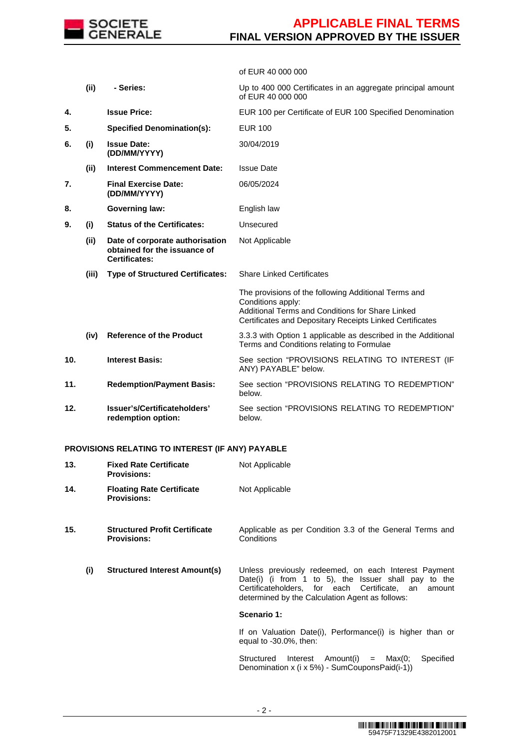| | | | |
|---|---|---|---|
| | | | of EUR 40 000 000 |
| | (ii) | - Series: | Up to 400 000 Certificates in an aggregate principal amount of EUR 40 000 000 |
| 4. | | **Issue Price:** | EUR 100 per Certificate of EUR 100 Specified Denomination |
| 5. | | **Specified Denomination(s):** | EUR 100 |
| 6. | (i) | **Issue Date: (DD/MM/YYYY)** | 30/04/2019 |
| | (ii) | **Interest Commencement Date:** | Issue Date |
| 7. | | **Final Exercise Date: (DD/MM/YYYY)** | 06/05/2024 |
| 8. | | **Governing law:** | English law |
| 9. | (i) | **Status of the Certificates:** | Unsecured |
| | (ii) | **Date of corporate authorisation obtained for the issuance of Certificates:** | Not Applicable |
| | (iii) | **Type of Structured Certificates:** | Share Linked Certificates |
| | | | The provisions of the following Additional Terms and Conditions apply: Additional Terms and Conditions for Share Linked Certificates and Depositary Receipts Linked Certificates |
| | (iv) | **Reference of the Product** | 3.3.3 with Option 1 applicable as described in the Additional Terms and Conditions relating to Formulae |
| 10. | | **Interest Basis:** | See section "PROVISIONS RELATING TO INTEREST (IF ANY) PAYABLE" below. |
| 11. | | **Redemption/Payment Basis:** | See section "PROVISIONS RELATING TO REDEMPTION" below. |
| 12. | | **Issuer's/Certificateholders' redemption option:** | See section "PROVISIONS RELATING TO REDEMPTION" below. |

**PROVISIONS RELATING TO INTEREST (IF ANY) PAYABLE**

| | | | |
|---|---|---|---|
| 13. | | **Fixed Rate Certificate Provisions:** | Not Applicable |
| 14. | | **Floating Rate Certificate Provisions:** | Not Applicable |
| 15. | | **Structured Profit Certificate Provisions:** | Applicable as per Condition 3.3 of the General Terms and Conditions |
| | (i) | **Structured Interest Amount(s)** | Unless previously redeemed, on each Interest Payment Date(i) (i from 1 to 5), the Issuer shall pay to the Certificateholders, for each Certificate, an amount determined by the Calculation Agent as follows: |

**Scenario 1:**

If on Valuation Date(i), Performance(i) is higher than or equal to -30.0%, then:

Structured Interest Amount(i) = Max(0; Specified Denomination x (i x 5%) - SumCouponsPaid(i-1))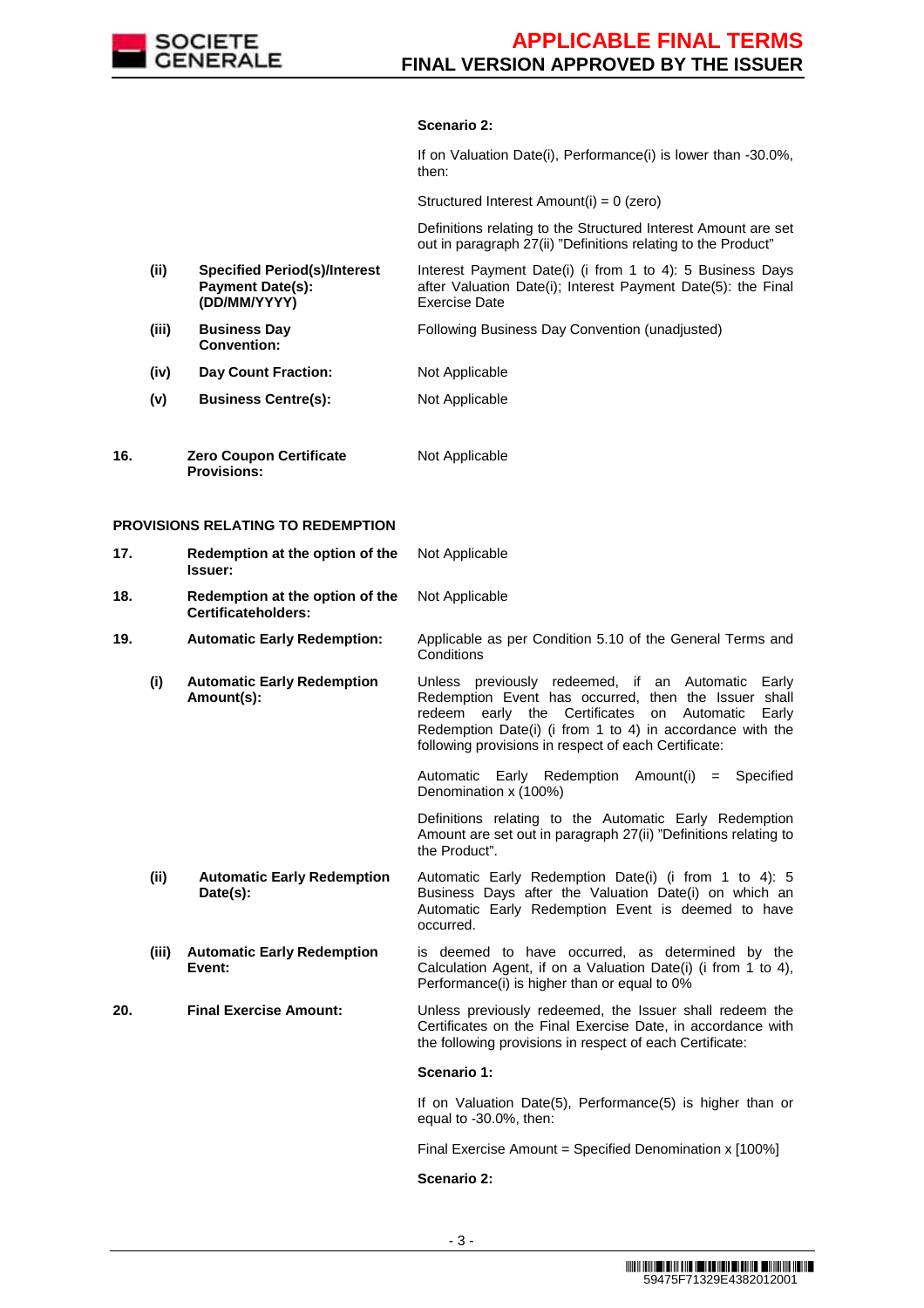| | | | |
|---|---|---|---|
| | | | **Scenario 2:** |
| | | | If on Valuation Date(i), Performance(i) is lower than -30.0%, then: |
| | | | Structured Interest Amount(i) = 0 (zero) |
| | | | Definitions relating to the Structured Interest Amount are set out in paragraph 27(ii) "Definitions relating to the Product" |
| | (ii) | **Specified Period(s)/Interest Payment Date(s): (DD/MM/YYYY)** | Interest Payment Date(i) (i from 1 to 4): 5 Business Days after Valuation Date(i); Interest Payment Date(5): the Final Exercise Date |
| | (iii) | **Business Day Convention:** | Following Business Day Convention (unadjusted) |
| | (iv) | **Day Count Fraction:** | Not Applicable |
| | (v) | **Business Centre(s):** | Not Applicable |
| 16. | | **Zero Coupon Certificate Provisions:** | Not Applicable |

**PROVISIONS RELATING TO REDEMPTION**

| | | | |
|---|---|---|---|
| 17. | | **Redemption at the option of the Issuer:** | Not Applicable |
| 18. | | **Redemption at the option of the Certificateholders:** | Not Applicable |
| 19. | | **Automatic Early Redemption:** | Applicable as per Condition 5.10 of the General Terms and Conditions |
| | (i) | **Automatic Early Redemption Amount(s):** | Unless previously redeemed, if an Automatic Early Redemption Event has occurred, then the Issuer shall redeem early the Certificates on Automatic Early Redemption Date(i) (i from 1 to 4) in accordance with the following provisions in respect of each Certificate: |
| | | | Automatic Early Redemption Amount(i) = Specified Denomination x (100%) |
| | | | Definitions relating to the Automatic Early Redemption Amount are set out in paragraph 27(ii) "Definitions relating to the Product". |
| | (ii) | **Automatic Early Redemption Date(s):** | Automatic Early Redemption Date(i) (i from 1 to 4): 5 Business Days after the Valuation Date(i) on which an Automatic Early Redemption Event is deemed to have occurred. |
| | (iii) | **Automatic Early Redemption Event:** | is deemed to have occurred, as determined by the Calculation Agent, if on a Valuation Date(i) (i from 1 to 4), Performance(i) is higher than or equal to 0% |
| 20. | | **Final Exercise Amount:** | Unless previously redeemed, the Issuer shall redeem the Certificates on the Final Exercise Date, in accordance with the following provisions in respect of each Certificate: |
| | | | **Scenario 1:** |
| | | | If on Valuation Date(5), Performance(5) is higher than or equal to -30.0%, then: |
| | | | Final Exercise Amount = Specified Denomination x [100%] |
| | | | **Scenario 2:** |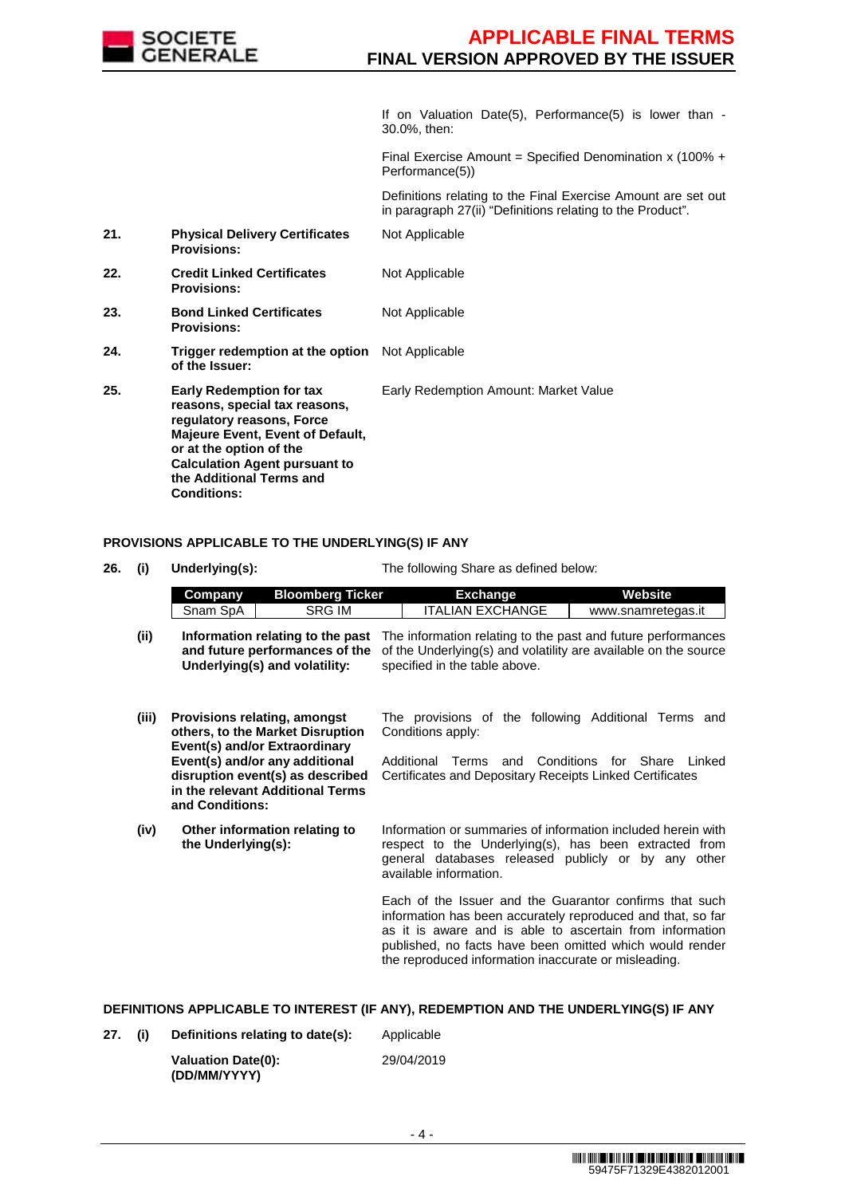If on Valuation Date(5), Performance(5) is lower than -30.0%, then:

Final Exercise Amount = Specified Denomination x (100% + Performance(5))

Definitions relating to the Final Exercise Amount are set out in paragraph 27(ii) "Definitions relating to the Product".

| | | |
|---|---|---|
| **21.** | **Physical Delivery Certificates Provisions:** | Not Applicable |
| **22.** | **Credit Linked Certificates Provisions:** | Not Applicable |
| **23.** | **Bond Linked Certificates Provisions:** | Not Applicable |
| **24.** | **Trigger redemption at the option of the Issuer:** | Not Applicable |
| **25.** | **Early Redemption for tax reasons, special tax reasons, regulatory reasons, Force Majeure Event, Event of Default, or at the option of the Calculation Agent pursuant to the Additional Terms and Conditions:** | Early Redemption Amount: Market Value |

**PROVISIONS APPLICABLE TO THE UNDERLYING(S) IF ANY**

**26. (i) Underlying(s):** The following Share as defined below:

| Company | Bloomberg Ticker | Exchange | Website |
|---|---|---|---|
| Snam SpA | SRG IM | ITALIAN EXCHANGE | www.snamretegas.it |

**(ii) Information relating to the past and future performances of the Underlying(s) and volatility:** The information relating to the past and future performances of the Underlying(s) and volatility are available on the source specified in the table above.

**(iii) Provisions relating, amongst others, to the Market Disruption Event(s) and/or Extraordinary Event(s) and/or any additional disruption event(s) as described in the relevant Additional Terms and Conditions:** The provisions of the following Additional Terms and Conditions apply:

Additional Terms and Conditions for Share Linked Certificates and Depositary Receipts Linked Certificates

**(iv) Other information relating to the Underlying(s):** Information or summaries of information included herein with respect to the Underlying(s), has been extracted from general databases released publicly or by any other available information.

Each of the Issuer and the Guarantor confirms that such information has been accurately reproduced and that, so far as it is aware and is able to ascertain from information published, no facts have been omitted which would render the reproduced information inaccurate or misleading.

**DEFINITIONS APPLICABLE TO INTEREST (IF ANY), REDEMPTION AND THE UNDERLYING(S) IF ANY**

**27. (i) Definitions relating to date(s):** Applicable

**Valuation Date(0): (DD/MM/YYYY)** 29/04/2019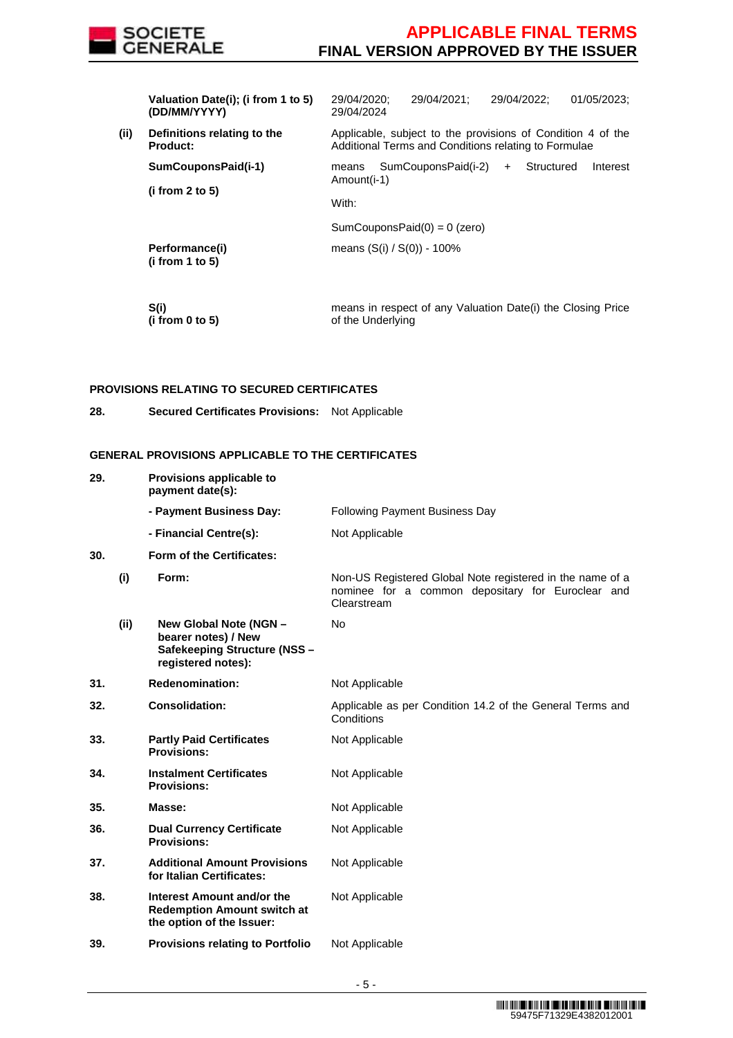| | | | |
|---|---|---|---|
| | | **Valuation Date(i); (i from 1 to 5) (DD/MM/YYYY)** | 29/04/2020; 29/04/2021; 29/04/2022; 01/05/2023; 29/04/2024 |
| | **(ii)** | **Definitions relating to the Product:** | Applicable, subject to the provisions of Condition 4 of the Additional Terms and Conditions relating to Formulae |
| | | **SumCouponsPaid(i-1)**<br><br>**(i from 2 to 5)** | means SumCouponsPaid(i-2) + Structured Interest Amount(i-1)<br><br>With:<br><br>SumCouponsPaid(0) = 0 (zero) |
| | | **Performance(i)**<br>**(i from 1 to 5)** | means (S(i) / S(0)) - 100% |
| | | **S(i)**<br>**(i from 0 to 5)** | means in respect of any Valuation Date(i) the Closing Price of the Underlying |

**PROVISIONS RELATING TO SECURED CERTIFICATES**

| | | | |
|---|---|---|---|
| **28.** | | **Secured Certificates Provisions:** | Not Applicable |

**GENERAL PROVISIONS APPLICABLE TO THE CERTIFICATES**

| | | | |
|---|---|---|---|
| **29.** | | **Provisions applicable to payment date(s):** | |
| | | **- Payment Business Day:** | Following Payment Business Day |
| | | **- Financial Centre(s):** | Not Applicable |
| **30.** | | **Form of the Certificates:** | |
| | **(i)** | **Form:** | Non-US Registered Global Note registered in the name of a nominee for a common depositary for Euroclear and Clearstream |
| | **(ii)** | **New Global Note (NGN – bearer notes) / New Safekeeping Structure (NSS – registered notes):** | No |
| **31.** | | **Redenomination:** | Not Applicable |
| **32.** | | **Consolidation:** | Applicable as per Condition 14.2 of the General Terms and Conditions |
| **33.** | | **Partly Paid Certificates Provisions:** | Not Applicable |
| **34.** | | **Instalment Certificates Provisions:** | Not Applicable |
| **35.** | | **Masse:** | Not Applicable |
| **36.** | | **Dual Currency Certificate Provisions:** | Not Applicable |
| **37.** | | **Additional Amount Provisions for Italian Certificates:** | Not Applicable |
| **38.** | | **Interest Amount and/or the Redemption Amount switch at the option of the Issuer:** | Not Applicable |
| **39.** | | **Provisions relating to Portfolio** | Not Applicable |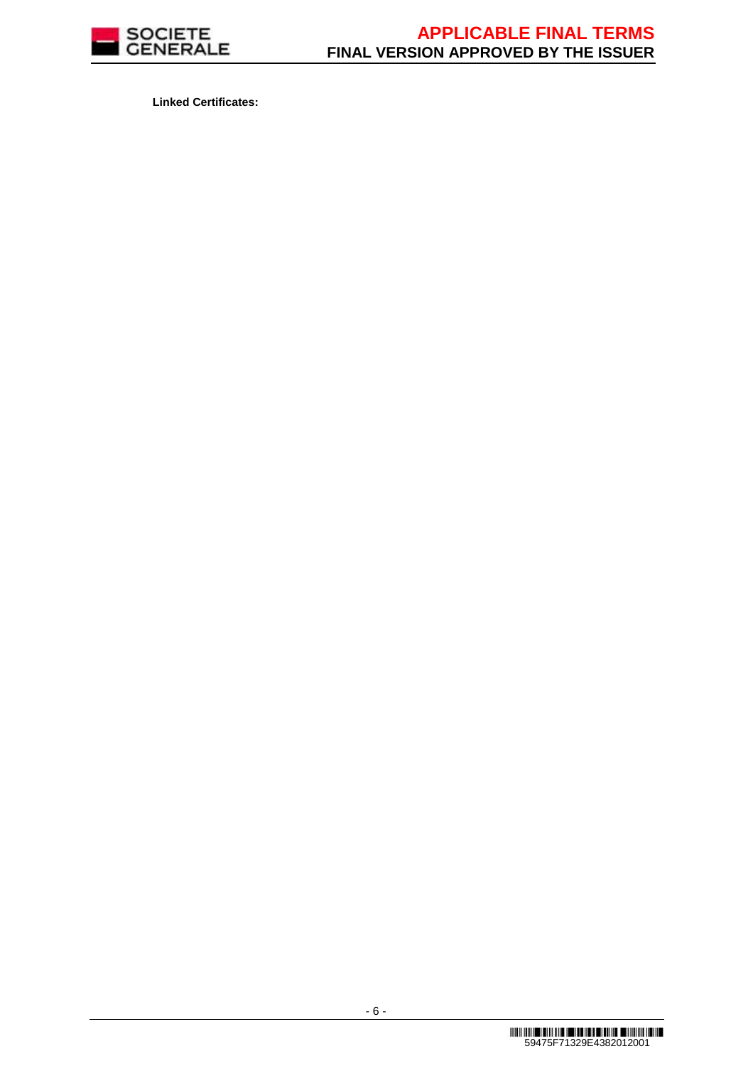**Linked Certificates:**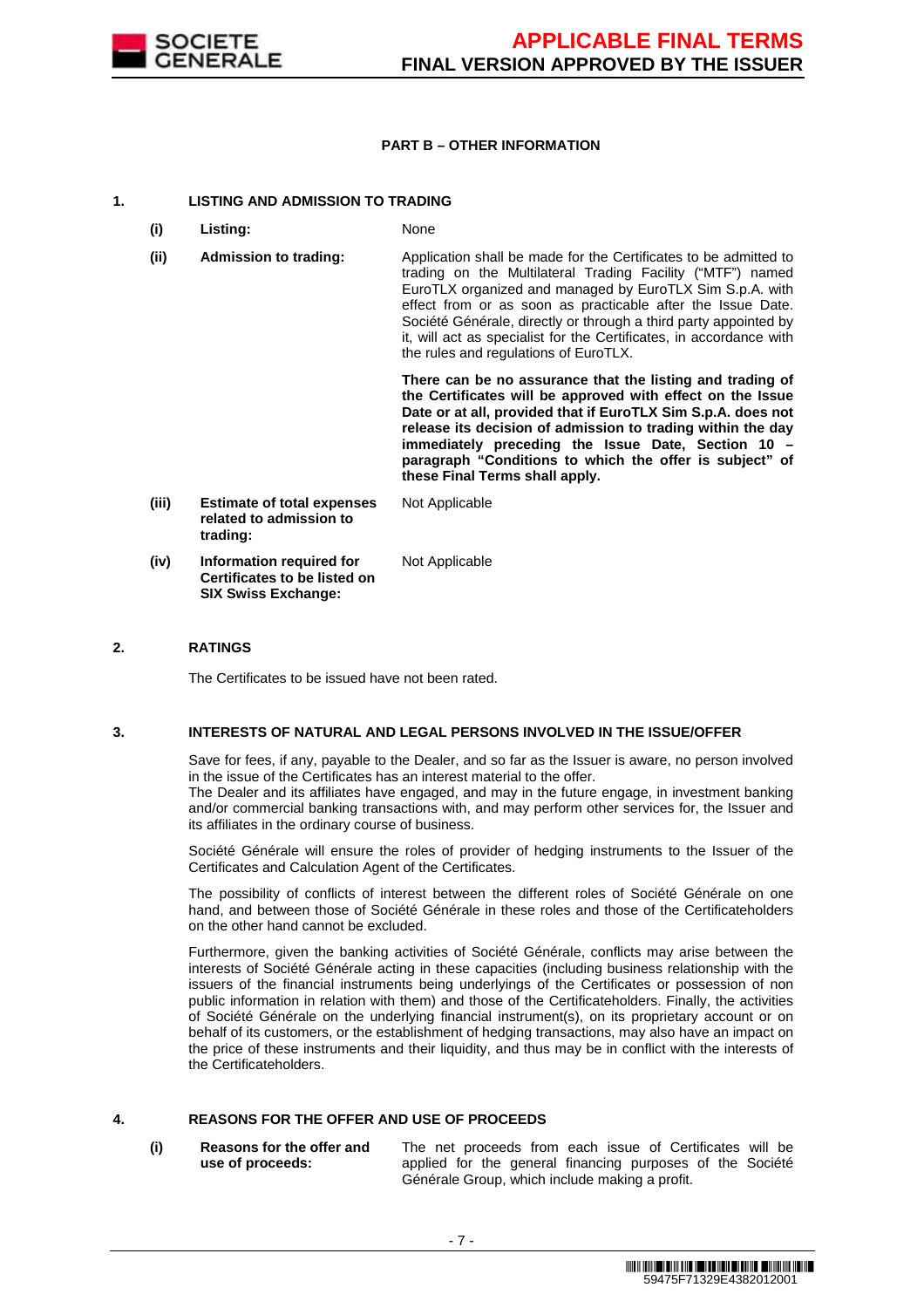## PART B – OTHER INFORMATION

### 1. LISTING AND ADMISSION TO TRADING

| | | |
|---|---|---|
| **(i)** | **Listing:** | None |
| **(ii)** | **Admission to trading:** | Application shall be made for the Certificates to be admitted to trading on the Multilateral Trading Facility ("MTF") named EuroTLX organized and managed by EuroTLX Sim S.p.A. with effect from or as soon as practicable after the Issue Date. Société Générale, directly or through a third party appointed by it, will act as specialist for the Certificates, in accordance with the rules and regulations of EuroTLX.<br><br>**There can be no assurance that the listing and trading of the Certificates will be approved with effect on the Issue Date or at all, provided that if EuroTLX Sim S.p.A. does not release its decision of admission to trading within the day immediately preceding the Issue Date, Section 10 – paragraph "Conditions to which the offer is subject" of these Final Terms shall apply.** |
| **(iii)** | **Estimate of total expenses related to admission to trading:** | Not Applicable |
| **(iv)** | **Information required for Certificates to be listed on SIX Swiss Exchange:** | Not Applicable |

### 2. RATINGS

The Certificates to be issued have not been rated.

### 3. INTERESTS OF NATURAL AND LEGAL PERSONS INVOLVED IN THE ISSUE/OFFER

Save for fees, if any, payable to the Dealer, and so far as the Issuer is aware, no person involved in the issue of the Certificates has an interest material to the offer.
The Dealer and its affiliates have engaged, and may in the future engage, in investment banking and/or commercial banking transactions with, and may perform other services for, the Issuer and its affiliates in the ordinary course of business.

Société Générale will ensure the roles of provider of hedging instruments to the Issuer of the Certificates and Calculation Agent of the Certificates.

The possibility of conflicts of interest between the different roles of Société Générale on one hand, and between those of Société Générale in these roles and those of the Certificateholders on the other hand cannot be excluded.

Furthermore, given the banking activities of Société Générale, conflicts may arise between the interests of Société Générale acting in these capacities (including business relationship with the issuers of the financial instruments being underlyings of the Certificates or possession of non public information in relation with them) and those of the Certificateholders. Finally, the activities of Société Générale on the underlying financial instrument(s), on its proprietary account or on behalf of its customers, or the establishment of hedging transactions, may also have an impact on the price of these instruments and their liquidity, and thus may be in conflict with the interests of the Certificateholders.

### 4. REASONS FOR THE OFFER AND USE OF PROCEEDS

| | | |
|---|---|---|
| **(i)** | **Reasons for the offer and use of proceeds:** | The net proceeds from each issue of Certificates will be applied for the general financing purposes of the Société Générale Group, which include making a profit. |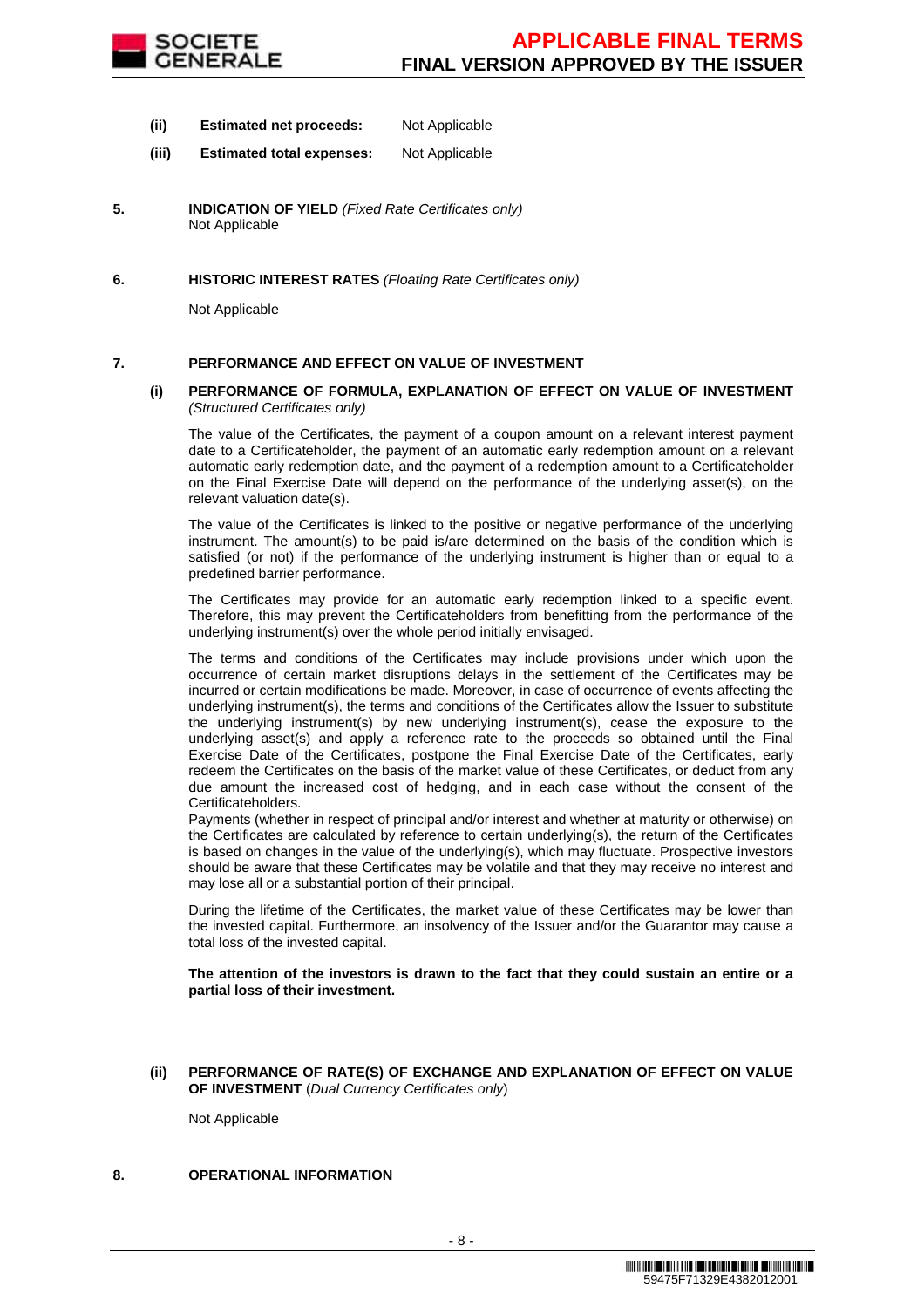**(ii) Estimated net proceeds:** Not Applicable

**(iii) Estimated total expenses:** Not Applicable

**5. INDICATION OF YIELD** *(Fixed Rate Certificates only)*

Not Applicable

**6. HISTORIC INTEREST RATES** *(Floating Rate Certificates only)*

Not Applicable

**7. PERFORMANCE AND EFFECT ON VALUE OF INVESTMENT**

**(i) PERFORMANCE OF FORMULA, EXPLANATION OF EFFECT ON VALUE OF INVESTMENT** *(Structured Certificates only)*

The value of the Certificates, the payment of a coupon amount on a relevant interest payment date to a Certificateholder, the payment of an automatic early redemption amount on a relevant automatic early redemption date, and the payment of a redemption amount to a Certificateholder on the Final Exercise Date will depend on the performance of the underlying asset(s), on the relevant valuation date(s).

The value of the Certificates is linked to the positive or negative performance of the underlying instrument. The amount(s) to be paid is/are determined on the basis of the condition which is satisfied (or not) if the performance of the underlying instrument is higher than or equal to a predefined barrier performance.

The Certificates may provide for an automatic early redemption linked to a specific event. Therefore, this may prevent the Certificateholders from benefitting from the performance of the underlying instrument(s) over the whole period initially envisaged.

The terms and conditions of the Certificates may include provisions under which upon the occurrence of certain market disruptions delays in the settlement of the Certificates may be incurred or certain modifications be made. Moreover, in case of occurrence of events affecting the underlying instrument(s), the terms and conditions of the Certificates allow the Issuer to substitute the underlying instrument(s) by new underlying instrument(s), cease the exposure to the underlying asset(s) and apply a reference rate to the proceeds so obtained until the Final Exercise Date of the Certificates, postpone the Final Exercise Date of the Certificates, early redeem the Certificates on the basis of the market value of these Certificates, or deduct from any due amount the increased cost of hedging, and in each case without the consent of the Certificateholders.
Payments (whether in respect of principal and/or interest and whether at maturity or otherwise) on the Certificates are calculated by reference to certain underlying(s), the return of the Certificates is based on changes in the value of the underlying(s), which may fluctuate. Prospective investors should be aware that these Certificates may be volatile and that they may receive no interest and may lose all or a substantial portion of their principal.

During the lifetime of the Certificates, the market value of these Certificates may be lower than the invested capital. Furthermore, an insolvency of the Issuer and/or the Guarantor may cause a total loss of the invested capital.

**The attention of the investors is drawn to the fact that they could sustain an entire or a partial loss of their investment.**

**(ii) PERFORMANCE OF RATE(S) OF EXCHANGE AND EXPLANATION OF EFFECT ON VALUE OF INVESTMENT** (*Dual Currency Certificates only*)

Not Applicable

**8. OPERATIONAL INFORMATION**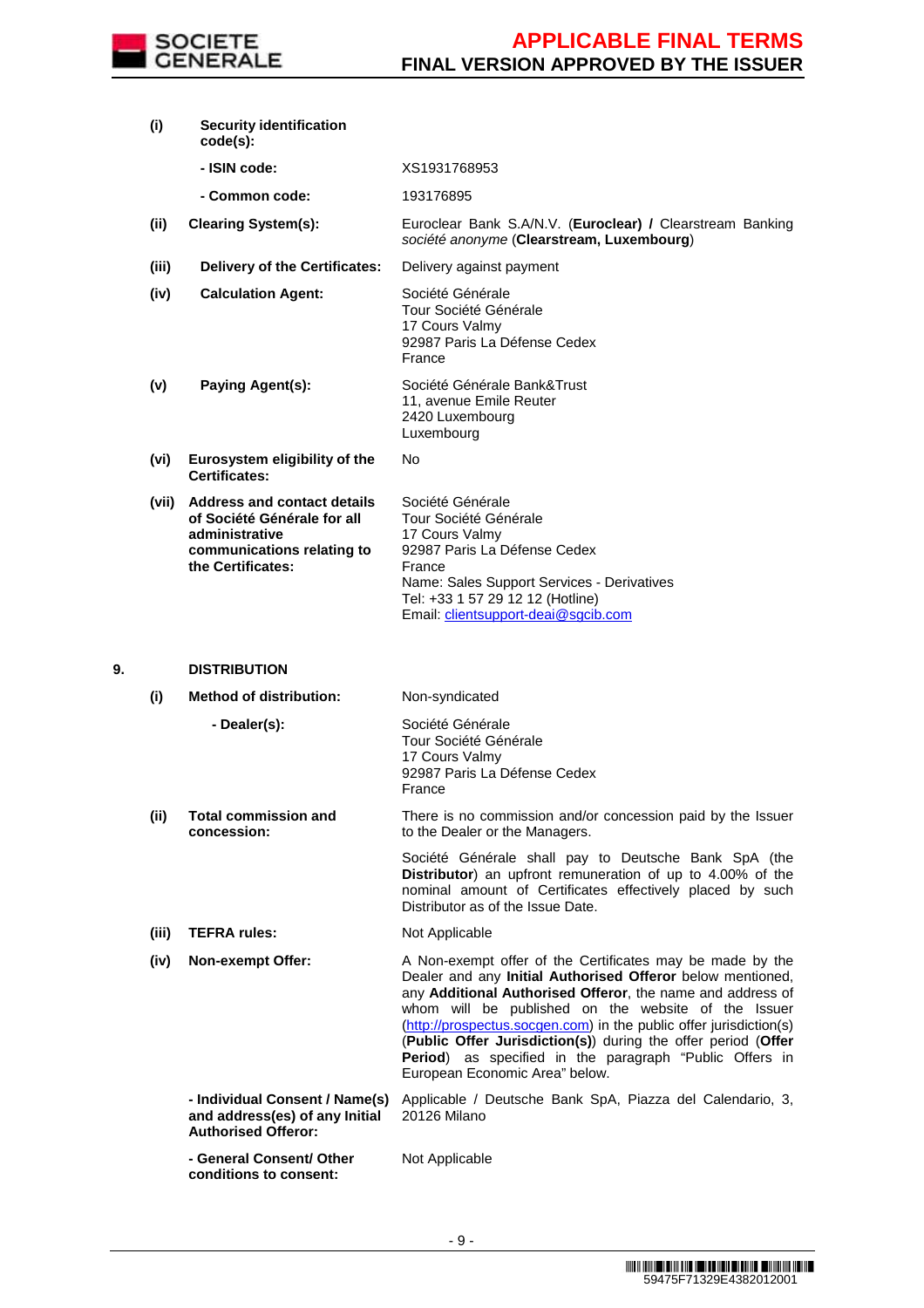| | | |
|---|---|---|
| **(i)** | **Security identification code(s):** | |
| | **- ISIN code:** | XS1931768953 |
| | **- Common code:** | 193176895 |
| **(ii)** | **Clearing System(s):** | Euroclear Bank S.A/N.V. (**Euroclear**) **/** Clearstream Banking *société anonyme* (**Clearstream, Luxembourg**) |
| **(iii)** | **Delivery of the Certificates:** | Delivery against payment |
| **(iv)** | **Calculation Agent:** | Société Générale<br>Tour Société Générale<br>17 Cours Valmy<br>92987 Paris La Défense Cedex<br>France |
| **(v)** | **Paying Agent(s):** | Société Générale Bank&Trust<br>11, avenue Emile Reuter<br>2420 Luxembourg<br>Luxembourg |
| **(vi)** | **Eurosystem eligibility of the Certificates:** | No |
| **(vii)** | **Address and contact details of Société Générale for all administrative communications relating to the Certificates:** | Société Générale<br>Tour Société Générale<br>17 Cours Valmy<br>92987 Paris La Défense Cedex<br>France<br>Name: Sales Support Services - Derivatives<br>Tel: +33 1 57 29 12 12 (Hotline)<br>Email: clientsupport-deai@sgcib.com |

**9. DISTRIBUTION**

| | | |
|---|---|---|
| **(i)** | **Method of distribution:** | Non-syndicated |
| | **- Dealer(s):** | Société Générale<br>Tour Société Générale<br>17 Cours Valmy<br>92987 Paris La Défense Cedex<br>France |
| **(ii)** | **Total commission and concession:** | There is no commission and/or concession paid by the Issuer to the Dealer or the Managers.<br><br>Société Générale shall pay to Deutsche Bank SpA (the **Distributor**) an upfront remuneration of up to 4.00% of the nominal amount of Certificates effectively placed by such Distributor as of the Issue Date. |
| **(iii)** | **TEFRA rules:** | Not Applicable |
| **(iv)** | **Non-exempt Offer:** | A Non-exempt offer of the Certificates may be made by the Dealer and any **Initial Authorised Offeror** below mentioned, any **Additional Authorised Offeror**, the name and address of whom will be published on the website of the Issuer (http://prospectus.socgen.com) in the public offer jurisdiction(s) (**Public Offer Jurisdiction(s)**) during the offer period (**Offer Period**) as specified in the paragraph "Public Offers in European Economic Area" below. |
| | **- Individual Consent / Name(s) and address(es) of any Initial Authorised Offeror:** | Applicable / Deutsche Bank SpA, Piazza del Calendario, 3, 20126 Milano |
| | **- General Consent/ Other conditions to consent:** | Not Applicable |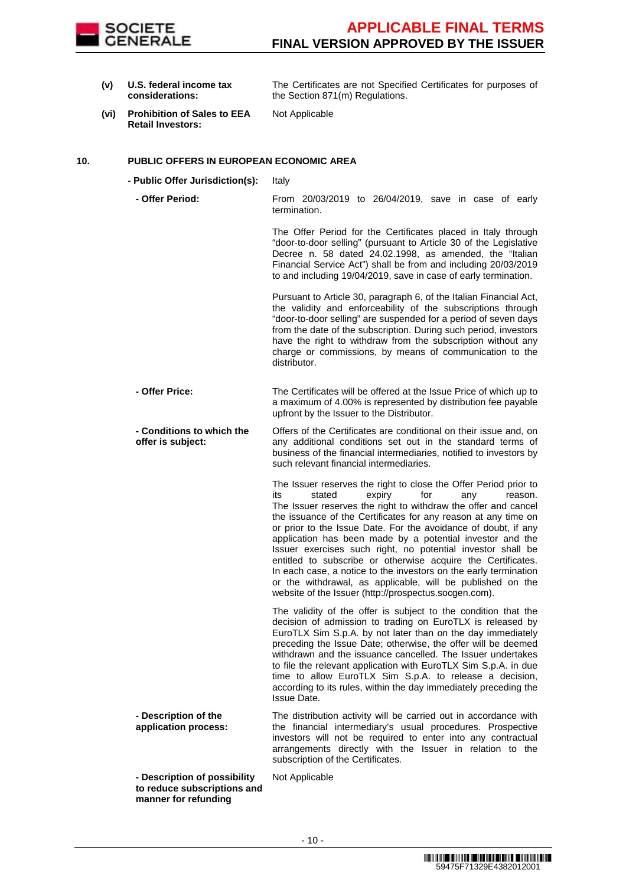| | | |
|---|---|---|
| **(v)** | **U.S. federal income tax considerations:** | The Certificates are not Specified Certificates for purposes of the Section 871(m) Regulations. |
| **(vi)** | **Prohibition of Sales to EEA Retail Investors:** | Not Applicable |

## 10. PUBLIC OFFERS IN EUROPEAN ECONOMIC AREA

| | |
|---|---|
| **- Public Offer Jurisdiction(s):** | Italy |
| **- Offer Period:** | From 20/03/2019 to 26/04/2019, save in case of early termination.<br><br>The Offer Period for the Certificates placed in Italy through "door-to-door selling" (pursuant to Article 30 of the Legislative Decree n. 58 dated 24.02.1998, as amended, the "Italian Financial Service Act") shall be from and including 20/03/2019 to and including 19/04/2019, save in case of early termination.<br><br>Pursuant to Article 30, paragraph 6, of the Italian Financial Act, the validity and enforceability of the subscriptions through "door-to-door selling" are suspended for a period of seven days from the date of the subscription. During such period, investors have the right to withdraw from the subscription without any charge or commissions, by means of communication to the distributor. |
| **- Offer Price:** | The Certificates will be offered at the Issue Price of which up to a maximum of 4.00% is represented by distribution fee payable upfront by the Issuer to the Distributor. |
| **- Conditions to which the offer is subject:** | Offers of the Certificates are conditional on their issue and, on any additional conditions set out in the standard terms of business of the financial intermediaries, notified to investors by such relevant financial intermediaries.<br><br>The Issuer reserves the right to close the Offer Period prior to its stated expiry for any reason. The Issuer reserves the right to withdraw the offer and cancel the issuance of the Certificates for any reason at any time on or prior to the Issue Date. For the avoidance of doubt, if any application has been made by a potential investor and the Issuer exercises such right, no potential investor shall be entitled to subscribe or otherwise acquire the Certificates. In each case, a notice to the investors on the early termination or the withdrawal, as applicable, will be published on the website of the Issuer (http://prospectus.socgen.com).<br><br>The validity of the offer is subject to the condition that the decision of admission to trading on EuroTLX is released by EuroTLX Sim S.p.A. by not later than on the day immediately preceding the Issue Date; otherwise, the offer will be deemed withdrawn and the issuance cancelled. The Issuer undertakes to file the relevant application with EuroTLX Sim S.p.A. in due time to allow EuroTLX Sim S.p.A. to release a decision, according to its rules, within the day immediately preceding the Issue Date. |
| **- Description of the application process:** | The distribution activity will be carried out in accordance with the financial intermediary's usual procedures. Prospective investors will not be required to enter into any contractual arrangements directly with the Issuer in relation to the subscription of the Certificates. |
| **- Description of possibility to reduce subscriptions and manner for refunding** | Not Applicable |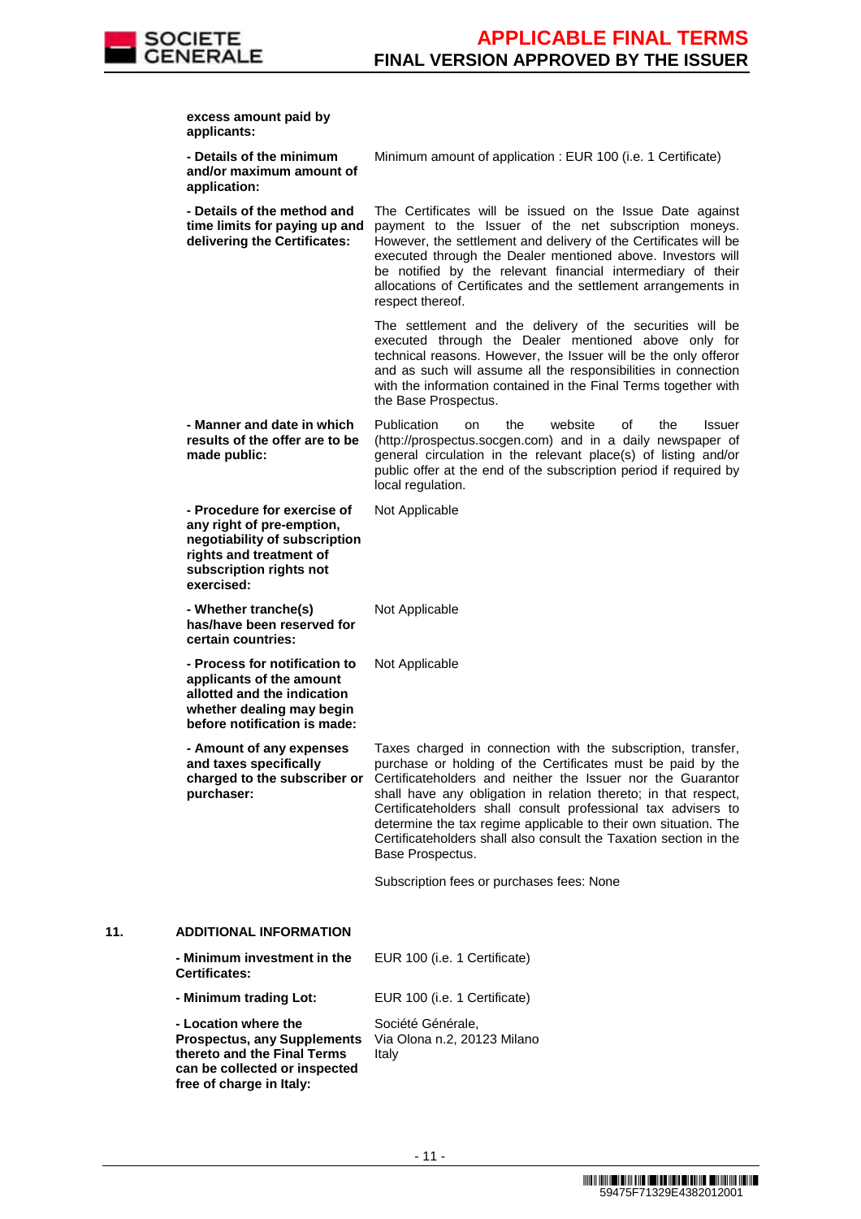| | |
|---|---|
| **excess amount paid by applicants:** | |
| **- Details of the minimum and/or maximum amount of application:** | Minimum amount of application : EUR 100 (i.e. 1 Certificate) |
| **- Details of the method and time limits for paying up and delivering the Certificates:** | The Certificates will be issued on the Issue Date against payment to the Issuer of the net subscription moneys. However, the settlement and delivery of the Certificates will be executed through the Dealer mentioned above. Investors will be notified by the relevant financial intermediary of their allocations of Certificates and the settlement arrangements in respect thereof.<br><br>The settlement and the delivery of the securities will be executed through the Dealer mentioned above only for technical reasons. However, the Issuer will be the only offeror and as such will assume all the responsibilities in connection with the information contained in the Final Terms together with the Base Prospectus. |
| **- Manner and date in which results of the offer are to be made public:** | Publication on the website of the Issuer (http://prospectus.socgen.com) and in a daily newspaper of general circulation in the relevant place(s) of listing and/or public offer at the end of the subscription period if required by local regulation. |
| **- Procedure for exercise of any right of pre-emption, negotiability of subscription rights and treatment of subscription rights not exercised:** | Not Applicable |
| **- Whether tranche(s) has/have been reserved for certain countries:** | Not Applicable |
| **- Process for notification to applicants of the amount allotted and the indication whether dealing may begin before notification is made:** | Not Applicable |
| **- Amount of any expenses and taxes specifically charged to the subscriber or purchaser:** | Taxes charged in connection with the subscription, transfer, purchase or holding of the Certificates must be paid by the Certificateholders and neither the Issuer nor the Guarantor shall have any obligation in relation thereto; in that respect, Certificateholders shall consult professional tax advisers to determine the tax regime applicable to their own situation. The Certificateholders shall also consult the Taxation section in the Base Prospectus.<br><br>Subscription fees or purchases fees: None |

## 11. ADDITIONAL INFORMATION

| | |
|---|---|
| **- Minimum investment in the Certificates:** | EUR 100 (i.e. 1 Certificate) |
| **- Minimum trading Lot:** | EUR 100 (i.e. 1 Certificate) |
| **- Location where the Prospectus, any Supplements thereto and the Final Terms can be collected or inspected free of charge in Italy:** | Société Générale,<br>Via Olona n.2, 20123 Milano<br>Italy |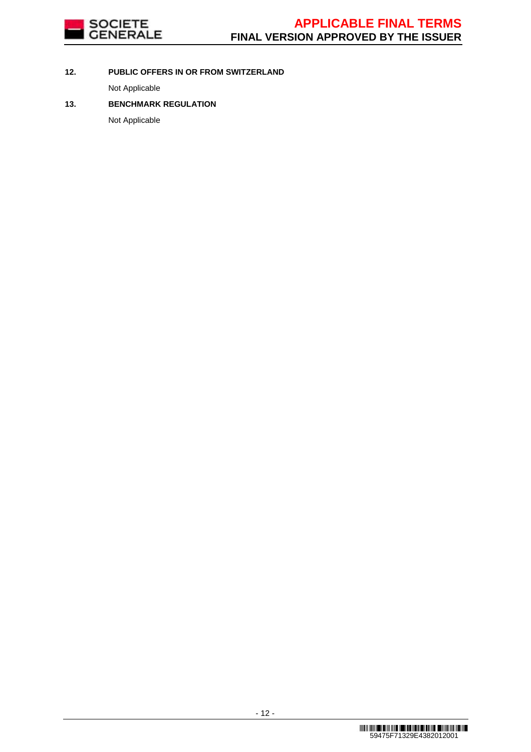**12. PUBLIC OFFERS IN OR FROM SWITZERLAND**

Not Applicable

**13. BENCHMARK REGULATION**

Not Applicable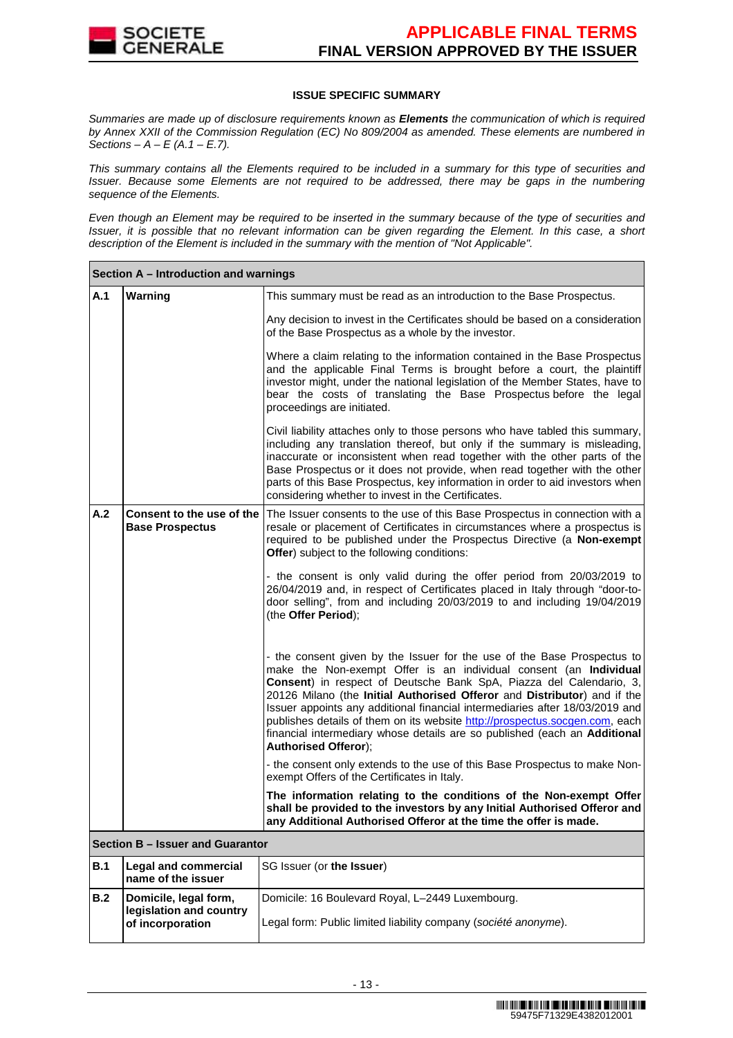**ISSUE SPECIFIC SUMMARY**

*Summaries are made up of disclosure requirements known as **Elements** the communication of which is required by Annex XXII of the Commission Regulation (EC) No 809/2004 as amended. These elements are numbered in Sections – A – E (A.1 – E.7).*

*This summary contains all the Elements required to be included in a summary for this type of securities and Issuer. Because some Elements are not required to be addressed, there may be gaps in the numbering sequence of the Elements.*

*Even though an Element may be required to be inserted in the summary because of the type of securities and Issuer, it is possible that no relevant information can be given regarding the Element. In this case, a short description of the Element is included in the summary with the mention of "Not Applicable".*

| | | |
|---|---|---|
| **Section A – Introduction and warnings** | | |
| **A.1** | **Warning** | This summary must be read as an introduction to the Base Prospectus.<br><br>Any decision to invest in the Certificates should be based on a consideration of the Base Prospectus as a whole by the investor.<br><br>Where a claim relating to the information contained in the Base Prospectus and the applicable Final Terms is brought before a court, the plaintiff investor might, under the national legislation of the Member States, have to bear the costs of translating the Base Prospectus before the legal proceedings are initiated.<br><br>Civil liability attaches only to those persons who have tabled this summary, including any translation thereof, but only if the summary is misleading, inaccurate or inconsistent when read together with the other parts of the Base Prospectus or it does not provide, when read together with the other parts of this Base Prospectus, key information in order to aid investors when considering whether to invest in the Certificates. |
| **A.2** | **Consent to the use of the Base Prospectus** | The Issuer consents to the use of this Base Prospectus in connection with a resale or placement of Certificates in circumstances where a prospectus is required to be published under the Prospectus Directive (a **Non-exempt Offer**) subject to the following conditions:<br><br>- the consent is only valid during the offer period from 20/03/2019 to 26/04/2019 and, in respect of Certificates placed in Italy through "door-to-door selling", from and including 20/03/2019 to and including 19/04/2019 (the **Offer Period**);<br><br>- the consent given by the Issuer for the use of the Base Prospectus to make the Non-exempt Offer is an individual consent (an **Individual Consent**) in respect of Deutsche Bank SpA, Piazza del Calendario, 3, 20126 Milano (the **Initial Authorised Offeror** and **Distributor**) and if the Issuer appoints any additional financial intermediaries after 18/03/2019 and publishes details of them on its website http://prospectus.socgen.com, each financial intermediary whose details are so published (each an **Additional Authorised Offeror**);<br><br>- the consent only extends to the use of this Base Prospectus to make Non-exempt Offers of the Certificates in Italy.<br><br>**The information relating to the conditions of the Non-exempt Offer shall be provided to the investors by any Initial Authorised Offeror and any Additional Authorised Offeror at the time the offer is made.** |
| **Section B – Issuer and Guarantor** | | |
| **B.1** | **Legal and commercial name of the issuer** | SG Issuer (or **the Issuer**) |
| **B.2** | **Domicile, legal form, legislation and country of incorporation** | Domicile: 16 Boulevard Royal, L–2449 Luxembourg.<br><br>Legal form: Public limited liability company (*société anonyme*). |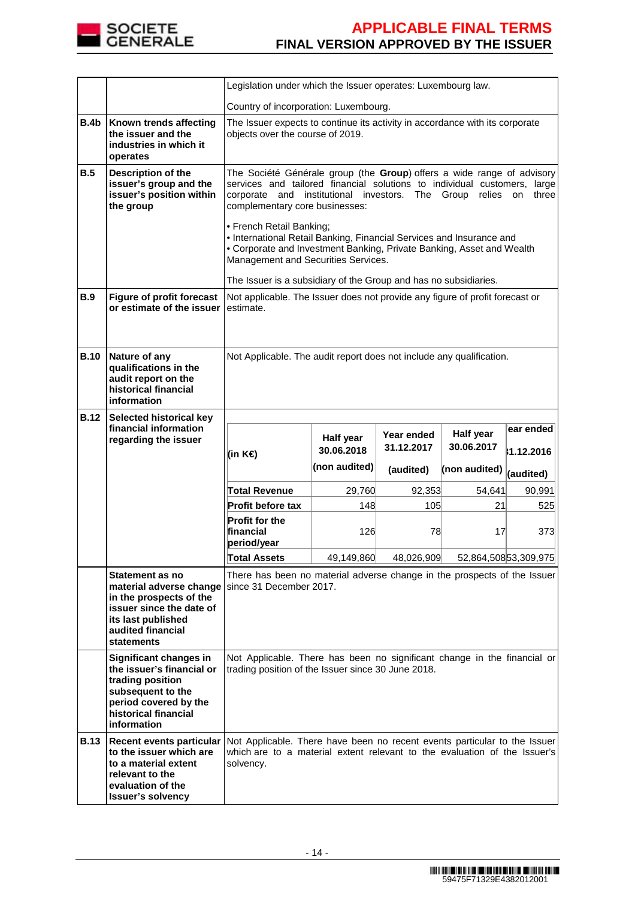| | | |
|---|---|---|
| | | Legislation under which the Issuer operates: Luxembourg law.<br><br>Country of incorporation: Luxembourg. |
| **B.4b** | **Known trends affecting the issuer and the industries in which it operates** | The Issuer expects to continue its activity in accordance with its corporate objects over the course of 2019. |
| **B.5** | **Description of the issuer's group and the issuer's position within the group** | The Société Générale group (the **Group**) offers a wide range of advisory services and tailored financial solutions to individual customers, large corporate and institutional investors. The Group relies on three complementary core businesses:<br><br>• French Retail Banking;<br>• International Retail Banking, Financial Services and Insurance and<br>• Corporate and Investment Banking, Private Banking, Asset and Wealth Management and Securities Services.<br><br>The Issuer is a subsidiary of the Group and has no subsidiaries. |
| **B.9** | **Figure of profit forecast or estimate of the issuer** | Not applicable. The Issuer does not provide any figure of profit forecast or estimate. |
| **B.10** | **Nature of any qualifications in the audit report on the historical financial information** | Not Applicable. The audit report does not include any qualification. |
| **B.12** | **Selected historical key financial information regarding the issuer** | (see table below) |
| | **Statement as no material adverse change in the prospects of the issuer since the date of its last published audited financial statements** | There has been no material adverse change in the prospects of the Issuer since 31 December 2017. |
| | **Significant changes in the issuer's financial or trading position subsequent to the period covered by the historical financial information** | Not Applicable. There has been no significant change in the financial or trading position of the Issuer since 30 June 2018. |
| **B.13** | **Recent events particular to the issuer which are to a material extent relevant to the evaluation of the Issuer's solvency** | Not Applicable. There have been no recent events particular to the Issuer which are to a material extent relevant to the evaluation of the Issuer's solvency. |

| (in K€) | Half year 30.06.2018 (non audited) | Year ended 31.12.2017 (audited) | Half year 30.06.2017 (non audited) | Year ended 31.12.2016 (audited) |
|---|---|---|---|---|
| **Total Revenue** | 29,760 | 92,353 | 54,641 | 90,991 |
| **Profit before tax** | 148 | 105 | 21 | 525 |
| **Profit for the financial period/year** | 126 | 78 | 17 | 373 |
| **Total Assets** | 49,149,860 | 48,026,909 | 52,864,508 | 53,309,975 |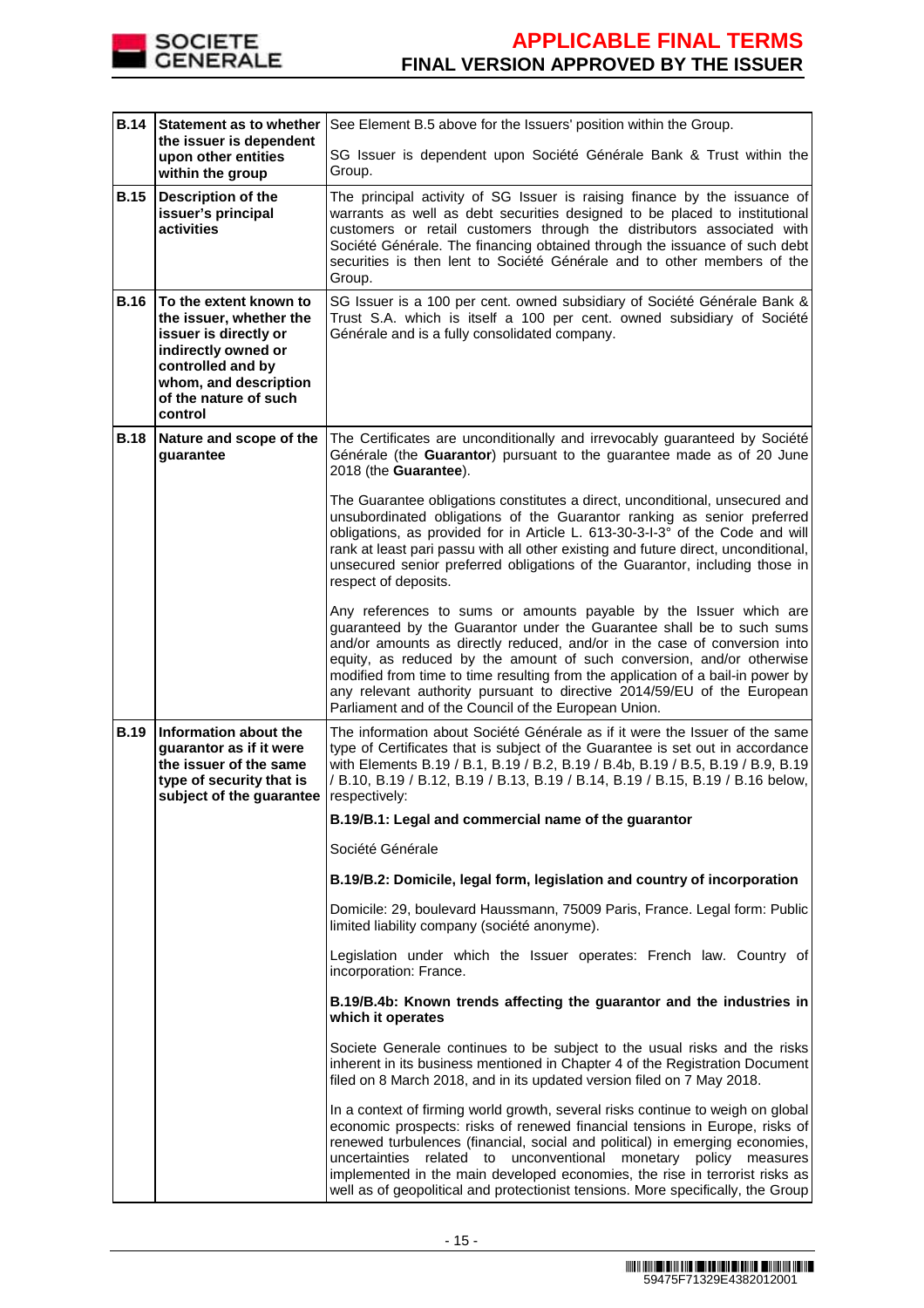| | | |
|---|---|---|
| **B.14** | **Statement as to whether the issuer is dependent upon other entities within the group** | See Element B.5 above for the Issuers' position within the Group.<br><br>SG Issuer is dependent upon Société Générale Bank & Trust within the Group. |
| **B.15** | **Description of the issuer's principal activities** | The principal activity of SG Issuer is raising finance by the issuance of warrants as well as debt securities designed to be placed to institutional customers or retail customers through the distributors associated with Société Générale. The financing obtained through the issuance of such debt securities is then lent to Société Générale and to other members of the Group. |
| **B.16** | **To the extent known to the issuer, whether the issuer is directly or indirectly owned or controlled and by whom, and description of the nature of such control** | SG Issuer is a 100 per cent. owned subsidiary of Société Générale Bank & Trust S.A. which is itself a 100 per cent. owned subsidiary of Société Générale and is a fully consolidated company. |
| **B.18** | **Nature and scope of the guarantee** | The Certificates are unconditionally and irrevocably guaranteed by Société Générale (the **Guarantor**) pursuant to the guarantee made as of 20 June 2018 (the **Guarantee**).<br><br>The Guarantee obligations constitutes a direct, unconditional, unsecured and unsubordinated obligations of the Guarantor ranking as senior preferred obligations, as provided for in Article L. 613-30-3-I-3° of the Code and will rank at least pari passu with all other existing and future direct, unconditional, unsecured senior preferred obligations of the Guarantor, including those in respect of deposits.<br><br>Any references to sums or amounts payable by the Issuer which are guaranteed by the Guarantor under the Guarantee shall be to such sums and/or amounts as directly reduced, and/or in the case of conversion into equity, as reduced by the amount of such conversion, and/or otherwise modified from time to time resulting from the application of a bail-in power by any relevant authority pursuant to directive 2014/59/EU of the European Parliament and of the Council of the European Union. |
| **B.19** | **Information about the guarantor as if it were the issuer of the same type of security that is subject of the guarantee** | The information about Société Générale as if it were the Issuer of the same type of Certificates that is subject of the Guarantee is set out in accordance with Elements B.19 / B.1, B.19 / B.2, B.19 / B.4b, B.19 / B.5, B.19 / B.9, B.19 / B.10, B.19 / B.12, B.19 / B.13, B.19 / B.14, B.19 / B.15, B.19 / B.16 below, respectively:<br><br>**B.19/B.1: Legal and commercial name of the guarantor**<br><br>Société Générale<br><br>**B.19/B.2: Domicile, legal form, legislation and country of incorporation**<br><br>Domicile: 29, boulevard Haussmann, 75009 Paris, France. Legal form: Public limited liability company (société anonyme).<br><br>Legislation under which the Issuer operates: French law. Country of incorporation: France.<br><br>**B.19/B.4b: Known trends affecting the guarantor and the industries in which it operates**<br><br>Societe Generale continues to be subject to the usual risks and the risks inherent in its business mentioned in Chapter 4 of the Registration Document filed on 8 March 2018, and in its updated version filed on 7 May 2018.<br><br>In a context of firming world growth, several risks continue to weigh on global economic prospects: risks of renewed financial tensions in Europe, risks of renewed turbulences (financial, social and political) in emerging economies, uncertainties related to unconventional monetary policy measures implemented in the main developed economies, the rise in terrorist risks as well as of geopolitical and protectionist tensions. More specifically, the Group |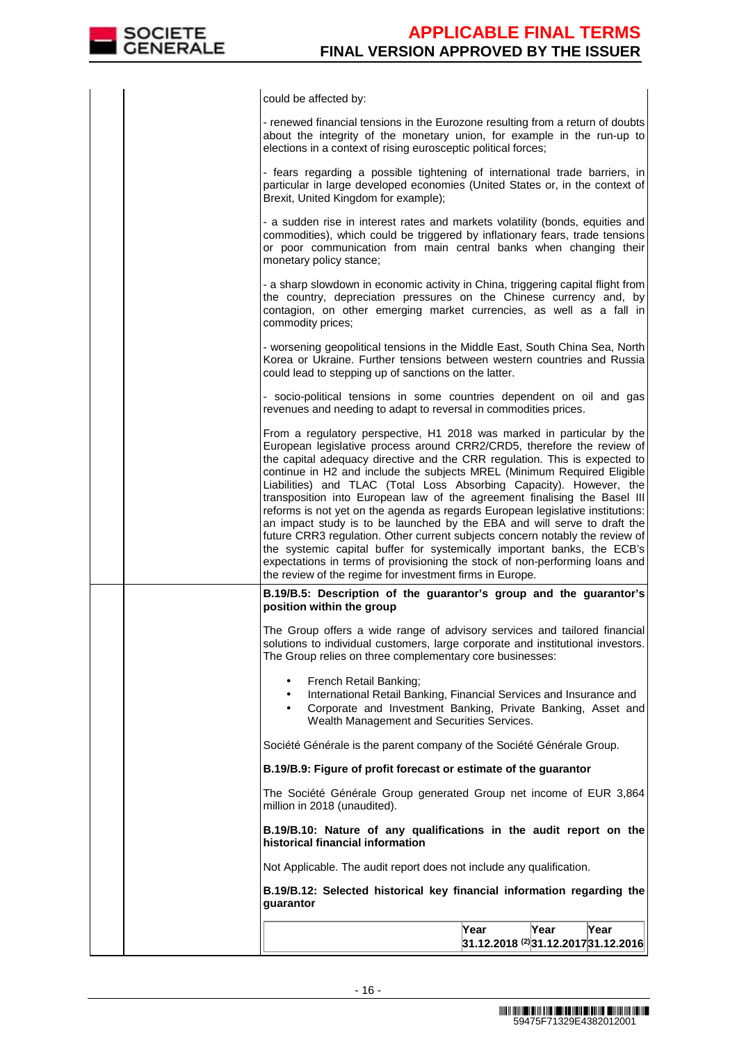could be affected by:

- renewed financial tensions in the Eurozone resulting from a return of doubts about the integrity of the monetary union, for example in the run-up to elections in a context of rising eurosceptic political forces;

- fears regarding a possible tightening of international trade barriers, in particular in large developed economies (United States or, in the context of Brexit, United Kingdom for example);

- a sudden rise in interest rates and markets volatility (bonds, equities and commodities), which could be triggered by inflationary fears, trade tensions or poor communication from main central banks when changing their monetary policy stance;

- a sharp slowdown in economic activity in China, triggering capital flight from the country, depreciation pressures on the Chinese currency and, by contagion, on other emerging market currencies, as well as a fall in commodity prices;

- worsening geopolitical tensions in the Middle East, South China Sea, North Korea or Ukraine. Further tensions between western countries and Russia could lead to stepping up of sanctions on the latter.

- socio-political tensions in some countries dependent on oil and gas revenues and needing to adapt to reversal in commodities prices.

From a regulatory perspective, H1 2018 was marked in particular by the European legislative process around CRR2/CRD5, therefore the review of the capital adequacy directive and the CRR regulation. This is expected to continue in H2 and include the subjects MREL (Minimum Required Eligible Liabilities) and TLAC (Total Loss Absorbing Capacity). However, the transposition into European law of the agreement finalising the Basel III reforms is not yet on the agenda as regards European legislative institutions: an impact study is to be launched by the EBA and will serve to draft the future CRR3 regulation. Other current subjects concern notably the review of the systemic capital buffer for systemically important banks, the ECB's expectations in terms of provisioning the stock of non-performing loans and the review of the regime for investment firms in Europe.

**B.19/B.5: Description of the guarantor's group and the guarantor's position within the group**

The Group offers a wide range of advisory services and tailored financial solutions to individual customers, large corporate and institutional investors. The Group relies on three complementary core businesses:

- French Retail Banking;
- International Retail Banking, Financial Services and Insurance and
- Corporate and Investment Banking, Private Banking, Asset and Wealth Management and Securities Services.

Société Générale is the parent company of the Société Générale Group.

**B.19/B.9: Figure of profit forecast or estimate of the guarantor**

The Société Générale Group generated Group net income of EUR 3,864 million in 2018 (unaudited).

**B.19/B.10: Nature of any qualifications in the audit report on the historical financial information**

Not Applicable. The audit report does not include any qualification.

**B.19/B.12: Selected historical key financial information regarding the guarantor**

| | Year 31.12.2018 [(2)] | Year 31.12.2017 | Year 31.12.2016 |
|---|---|---|---|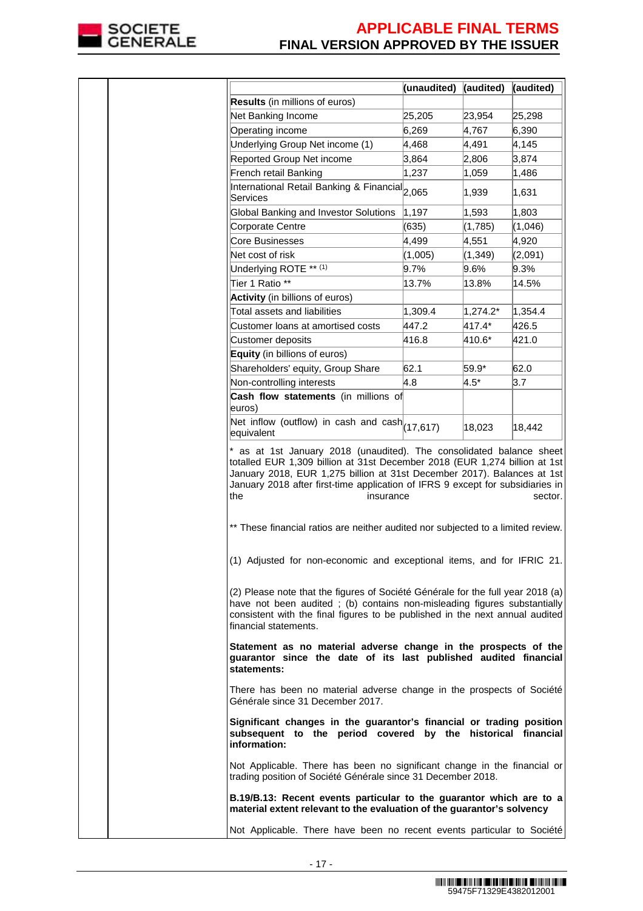| | (unaudited) | (audited) | (audited) |
|---|---|---|---|
| **Results** (in millions of euros) | | | |
| Net Banking Income | 25,205 | 23,954 | 25,298 |
| Operating income | 6,269 | 4,767 | 6,390 |
| Underlying Group Net income (1) | 4,468 | 4,491 | 4,145 |
| Reported Group Net income | 3,864 | 2,806 | 3,874 |
| French retail Banking | 1,237 | 1,059 | 1,486 |
| International Retail Banking & Financial Services | 2,065 | 1,939 | 1,631 |
| Global Banking and Investor Solutions | 1,197 | 1,593 | 1,803 |
| Corporate Centre | (635) | (1,785) | (1,046) |
| Core Businesses | 4,499 | 4,551 | 4,920 |
| Net cost of risk | (1,005) | (1,349) | (2,091) |
| Underlying ROTE ** (1) | 9.7% | 9.6% | 9.3% |
| Tier 1 Ratio ** | 13.7% | 13.8% | 14.5% |
| **Activity** (in billions of euros) | | | |
| Total assets and liabilities | 1,309.4 | 1,274.2* | 1,354.4 |
| Customer loans at amortised costs | 447.2 | 417.4* | 426.5 |
| Customer deposits | 416.8 | 410.6* | 421.0 |
| **Equity** (in billions of euros) | | | |
| Shareholders' equity, Group Share | 62.1 | 59.9* | 62.0 |
| Non-controlling interests | 4.8 | 4.5* | 3.7 |
| **Cash flow statements** (in millions of euros) | | | |
| Net inflow (outflow) in cash and cash equivalent | (17,617) | 18,023 | 18,442 |

* as at 1st January 2018 (unaudited). The consolidated balance sheet totalled EUR 1,309 billion at 31st December 2018 (EUR 1,274 billion at 1st January 2018, EUR 1,275 billion at 31st December 2017). Balances at 1st January 2018 after first-time application of IFRS 9 except for subsidiaries in the insurance sector.

** These financial ratios are neither audited nor subjected to a limited review.

(1) Adjusted for non-economic and exceptional items, and for IFRIC 21.

(2) Please note that the figures of Société Générale for the full year 2018 (a) have not been audited ; (b) contains non-misleading figures substantially consistent with the final figures to be published in the next annual audited financial statements.

**Statement as no material adverse change in the prospects of the guarantor since the date of its last published audited financial statements:**

There has been no material adverse change in the prospects of Société Générale since 31 December 2017.

**Significant changes in the guarantor's financial or trading position subsequent to the period covered by the historical financial information:**

Not Applicable. There has been no significant change in the financial or trading position of Société Générale since 31 December 2018.

**B.19/B.13: Recent events particular to the guarantor which are to a material extent relevant to the evaluation of the guarantor's solvency**

Not Applicable. There have been no recent events particular to Société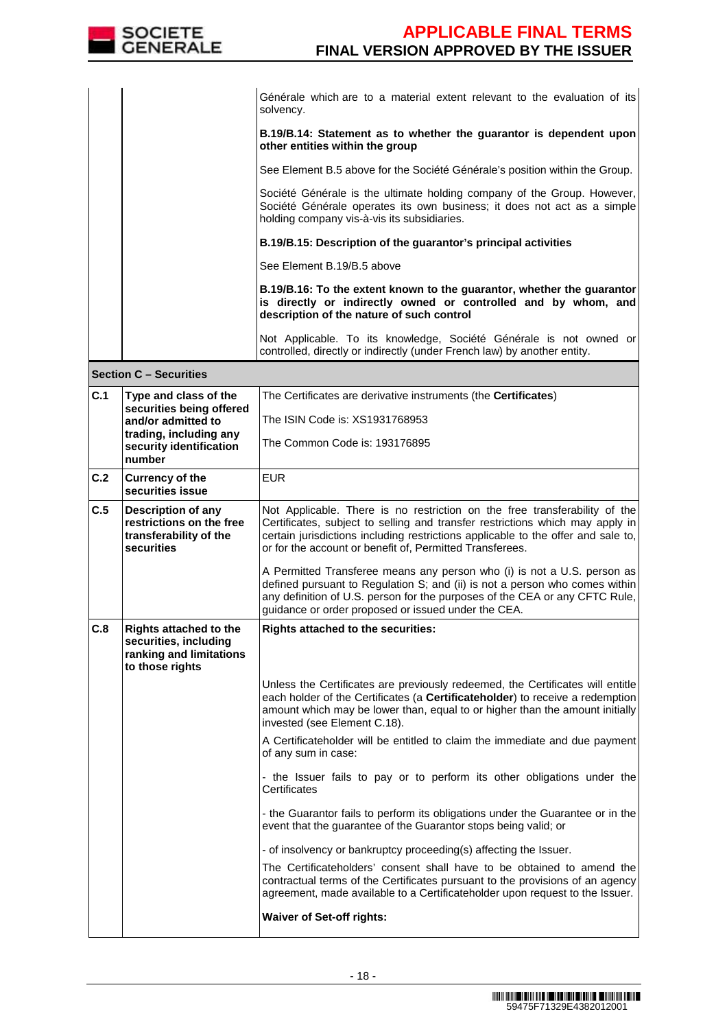| | | |
|---|---|---|
| | | Générale which are to a material extent relevant to the evaluation of its solvency.<br><br>**B.19/B.14: Statement as to whether the guarantor is dependent upon other entities within the group**<br><br>See Element B.5 above for the Société Générale's position within the Group.<br><br>Société Générale is the ultimate holding company of the Group. However, Société Générale operates its own business; it does not act as a simple holding company vis-à-vis its subsidiaries.<br><br>**B.19/B.15: Description of the guarantor's principal activities**<br><br>See Element B.19/B.5 above<br><br>**B.19/B.16: To the extent known to the guarantor, whether the guarantor is directly or indirectly owned or controlled and by whom, and description of the nature of such control**<br><br>Not Applicable. To its knowledge, Société Générale is not owned or controlled, directly or indirectly (under French law) by another entity. |
| **Section C – Securities** | | |
| **C.1** | **Type and class of the securities being offered and/or admitted to trading, including any security identification number** | The Certificates are derivative instruments (the **Certificates**)<br><br>The ISIN Code is: XS1931768953<br><br>The Common Code is: 193176895 |
| **C.2** | **Currency of the securities issue** | EUR |
| **C.5** | **Description of any restrictions on the free transferability of the securities** | Not Applicable. There is no restriction on the free transferability of the Certificates, subject to selling and transfer restrictions which may apply in certain jurisdictions including restrictions applicable to the offer and sale to, or for the account or benefit of, Permitted Transferees.<br><br>A Permitted Transferee means any person who (i) is not a U.S. person as defined pursuant to Regulation S; and (ii) is not a person who comes within any definition of U.S. person for the purposes of the CEA or any CFTC Rule, guidance or order proposed or issued under the CEA. |
| **C.8** | **Rights attached to the securities, including ranking and limitations to those rights** | **Rights attached to the securities:**<br><br>Unless the Certificates are previously redeemed, the Certificates will entitle each holder of the Certificates (a **Certificateholder**) to receive a redemption amount which may be lower than, equal to or higher than the amount initially invested (see Element C.18).<br><br>A Certificateholder will be entitled to claim the immediate and due payment of any sum in case:<br><br>- the Issuer fails to pay or to perform its other obligations under the Certificates<br><br>- the Guarantor fails to perform its obligations under the Guarantee or in the event that the guarantee of the Guarantor stops being valid; or<br><br>- of insolvency or bankruptcy proceeding(s) affecting the Issuer.<br><br>The Certificateholders' consent shall have to be obtained to amend the contractual terms of the Certificates pursuant to the provisions of an agency agreement, made available to a Certificateholder upon request to the Issuer.<br><br>**Waiver of Set-off rights:** |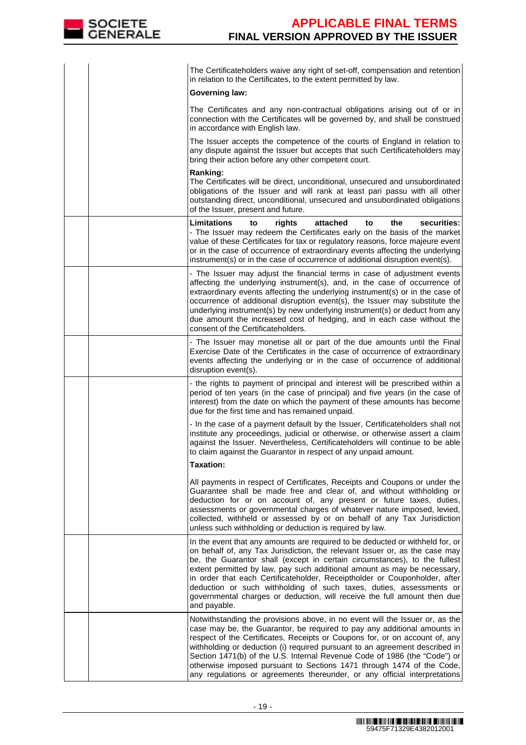| | | |
|---|---|---|
| | | The Certificateholders waive any right of set-off, compensation and retention in relation to the Certificates, to the extent permitted by law.<br>**Governing law:**<br>The Certificates and any non-contractual obligations arising out of or in connection with the Certificates will be governed by, and shall be construed in accordance with English law.<br>The Issuer accepts the competence of the courts of England in relation to any dispute against the Issuer but accepts that such Certificateholders may bring their action before any other competent court.<br>**Ranking:**<br>The Certificates will be direct, unconditional, unsecured and unsubordinated obligations of the Issuer and will rank at least pari passu with all other outstanding direct, unconditional, unsecured and unsubordinated obligations of the Issuer, present and future. |
| | | **Limitations to rights attached to the securities:**<br>- The Issuer may redeem the Certificates early on the basis of the market value of these Certificates for tax or regulatory reasons, force majeure event or in the case of occurrence of extraordinary events affecting the underlying instrument(s) or in the case of occurrence of additional disruption event(s). |
| | | - The Issuer may adjust the financial terms in case of adjustment events affecting the underlying instrument(s), and, in the case of occurrence of extraordinary events affecting the underlying instrument(s) or in the case of occurrence of additional disruption event(s), the Issuer may substitute the underlying instrument(s) by new underlying instrument(s) or deduct from any due amount the increased cost of hedging, and in each case without the consent of the Certificateholders. |
| | | - The Issuer may monetise all or part of the due amounts until the Final Exercise Date of the Certificates in the case of occurrence of extraordinary events affecting the underlying or in the case of occurrence of additional disruption event(s). |
| | | - the rights to payment of principal and interest will be prescribed within a period of ten years (in the case of principal) and five years (in the case of interest) from the date on which the payment of these amounts has become due for the first time and has remained unpaid.<br>- In the case of a payment default by the Issuer, Certificateholders shall not institute any proceedings, judicial or otherwise, or otherwise assert a claim against the Issuer. Nevertheless, Certificateholders will continue to be able to claim against the Guarantor in respect of any unpaid amount.<br>**Taxation:**<br>All payments in respect of Certificates, Receipts and Coupons or under the Guarantee shall be made free and clear of, and without withholding or deduction for or on account of, any present or future taxes, duties, assessments or governmental charges of whatever nature imposed, levied, collected, withheld or assessed by or on behalf of any Tax Jurisdiction unless such withholding or deduction is required by law. |
| | | In the event that any amounts are required to be deducted or withheld for, or on behalf of, any Tax Jurisdiction, the relevant Issuer or, as the case may be, the Guarantor shall (except in certain circumstances), to the fullest extent permitted by law, pay such additional amount as may be necessary, in order that each Certificateholder, Receiptholder or Couponholder, after deduction or such withholding of such taxes, duties, assessments or governmental charges or deduction, will receive the full amount then due and payable. |
| | | Notwithstanding the provisions above, in no event will the Issuer or, as the case may be, the Guarantor, be required to pay any additional amounts in respect of the Certificates, Receipts or Coupons for, or on account of, any withholding or deduction (i) required pursuant to an agreement described in Section 1471(b) of the U.S. Internal Revenue Code of 1986 (the "Code") or otherwise imposed pursuant to Sections 1471 through 1474 of the Code, any regulations or agreements thereunder, or any official interpretations |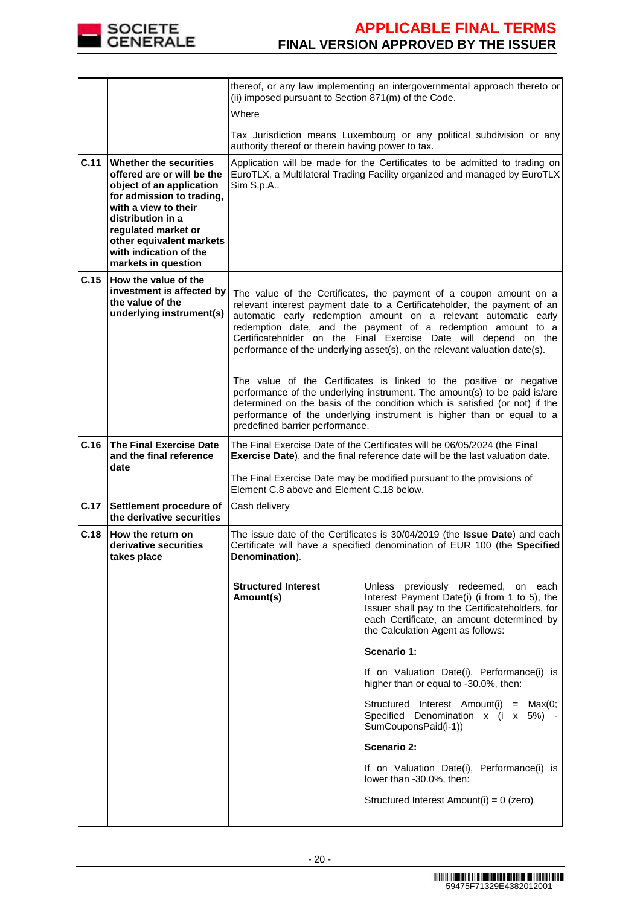| | | |
|---|---|---|
| | | thereof, or any law implementing an intergovernmental approach thereto or (ii) imposed pursuant to Section 871(m) of the Code. |
| | | Where<br><br>Tax Jurisdiction means Luxembourg or any political subdivision or any authority thereof or therein having power to tax. |
| **C.11** | **Whether the securities offered are or will be the object of an application for admission to trading, with a view to their distribution in a regulated market or other equivalent markets with indication of the markets in question** | Application will be made for the Certificates to be admitted to trading on EuroTLX, a Multilateral Trading Facility organized and managed by EuroTLX Sim S.p.A.. |
| **C.15** | **How the value of the investment is affected by the value of the underlying instrument(s)** | The value of the Certificates, the payment of a coupon amount on a relevant interest payment date to a Certificateholder, the payment of an automatic early redemption amount on a relevant automatic early redemption date, and the payment of a redemption amount to a Certificateholder on the Final Exercise Date will depend on the performance of the underlying asset(s), on the relevant valuation date(s).<br><br>The value of the Certificates is linked to the positive or negative performance of the underlying instrument. The amount(s) to be paid is/are determined on the basis of the condition which is satisfied (or not) if the performance of the underlying instrument is higher than or equal to a predefined barrier performance. |
| **C.16** | **The Final Exercise Date and the final reference date** | The Final Exercise Date of the Certificates will be 06/05/2024 (the **Final Exercise Date**), and the final reference date will be the last valuation date.<br><br>The Final Exercise Date may be modified pursuant to the provisions of Element C.8 above and Element C.18 below. |
| **C.17** | **Settlement procedure of the derivative securities** | Cash delivery |
| **C.18** | **How the return on derivative securities takes place** | The issue date of the Certificates is 30/04/2019 (the **Issue Date**) and each Certificate will have a specified denomination of EUR 100 (the **Specified Denomination**).<br><br>**Structured Interest Amount(s)**: Unless previously redeemed, on each Interest Payment Date(i) (i from 1 to 5), the Issuer shall pay to the Certificateholders, for each Certificate, an amount determined by the Calculation Agent as follows:<br><br>**Scenario 1:**<br><br>If on Valuation Date(i), Performance(i) is higher than or equal to -30.0%, then:<br><br>Structured Interest Amount(i) = Max(0; Specified Denomination x (i x 5%) - SumCouponsPaid(i-1))<br><br>**Scenario 2:**<br><br>If on Valuation Date(i), Performance(i) is lower than -30.0%, then:<br><br>Structured Interest Amount(i) = 0 (zero) |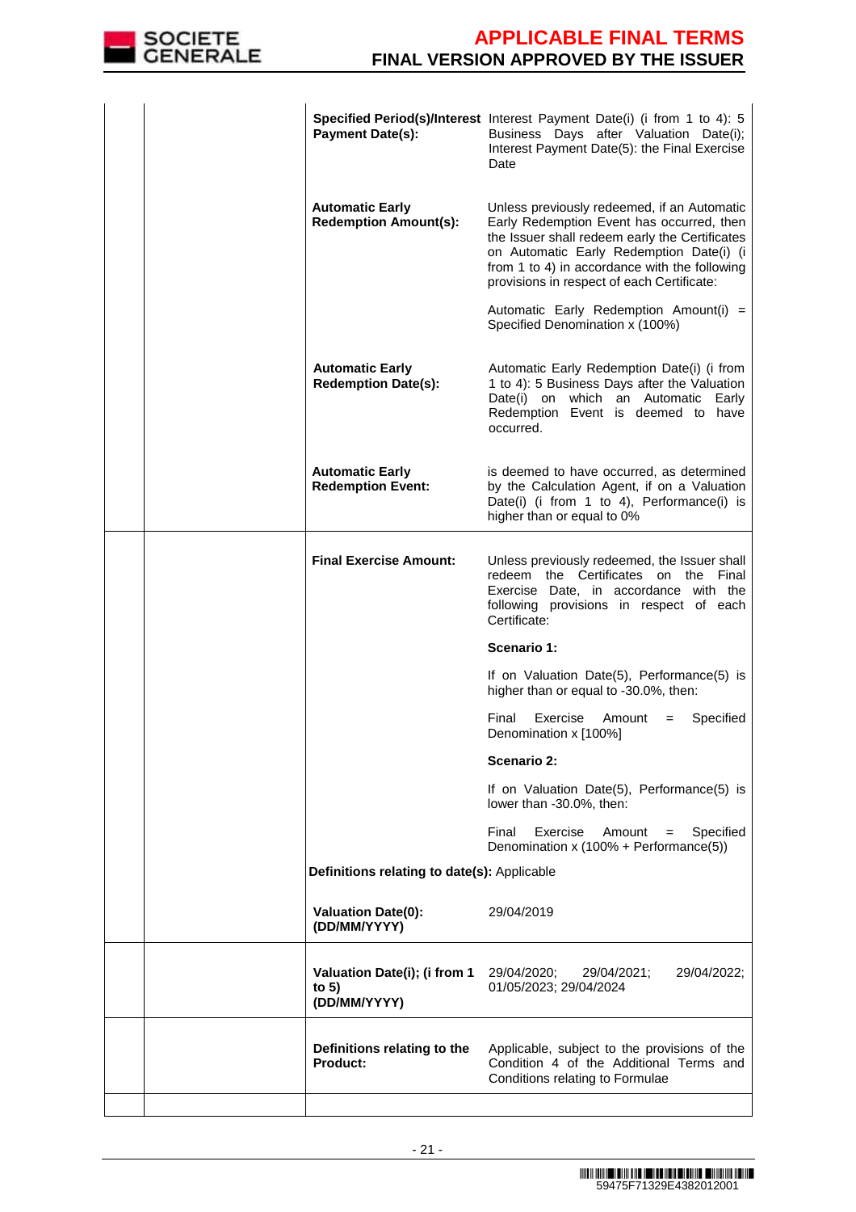| | | | |
|---|---|---|---|
| | | **Specified Period(s)/Interest Payment Date(s):** | Interest Payment Date(i) (i from 1 to 4): 5 Business Days after Valuation Date(i); Interest Payment Date(5): the Final Exercise Date |
| | | **Automatic Early Redemption Amount(s):** | Unless previously redeemed, if an Automatic Early Redemption Event has occurred, then the Issuer shall redeem early the Certificates on Automatic Early Redemption Date(i) (i from 1 to 4) in accordance with the following provisions in respect of each Certificate:<br><br>Automatic Early Redemption Amount(i) = Specified Denomination x (100%) |
| | | **Automatic Early Redemption Date(s):** | Automatic Early Redemption Date(i) (i from 1 to 4): 5 Business Days after the Valuation Date(i) on which an Automatic Early Redemption Event is deemed to have occurred. |
| | | **Automatic Early Redemption Event:** | is deemed to have occurred, as determined by the Calculation Agent, if on a Valuation Date(i) (i from 1 to 4), Performance(i) is higher than or equal to 0% |
| | | **Final Exercise Amount:** | Unless previously redeemed, the Issuer shall redeem the Certificates on the Final Exercise Date, in accordance with the following provisions in respect of each Certificate:<br><br>**Scenario 1:**<br><br>If on Valuation Date(5), Performance(5) is higher than or equal to -30.0%, then:<br><br>Final Exercise Amount = Specified Denomination x [100%]<br><br>**Scenario 2:**<br><br>If on Valuation Date(5), Performance(5) is lower than -30.0%, then:<br><br>Final Exercise Amount = Specified Denomination x (100% + Performance(5)) |
| | | **Definitions relating to date(s):** Applicable | |
| | | **Valuation Date(0): (DD/MM/YYYY)** | 29/04/2019 |
| | | **Valuation Date(i); (i from 1 to 5) (DD/MM/YYYY)** | 29/04/2020; 29/04/2021; 29/04/2022; 01/05/2023; 29/04/2024 |
| | | **Definitions relating to the Product:** | Applicable, subject to the provisions of the Condition 4 of the Additional Terms and Conditions relating to Formulae |
| | | | |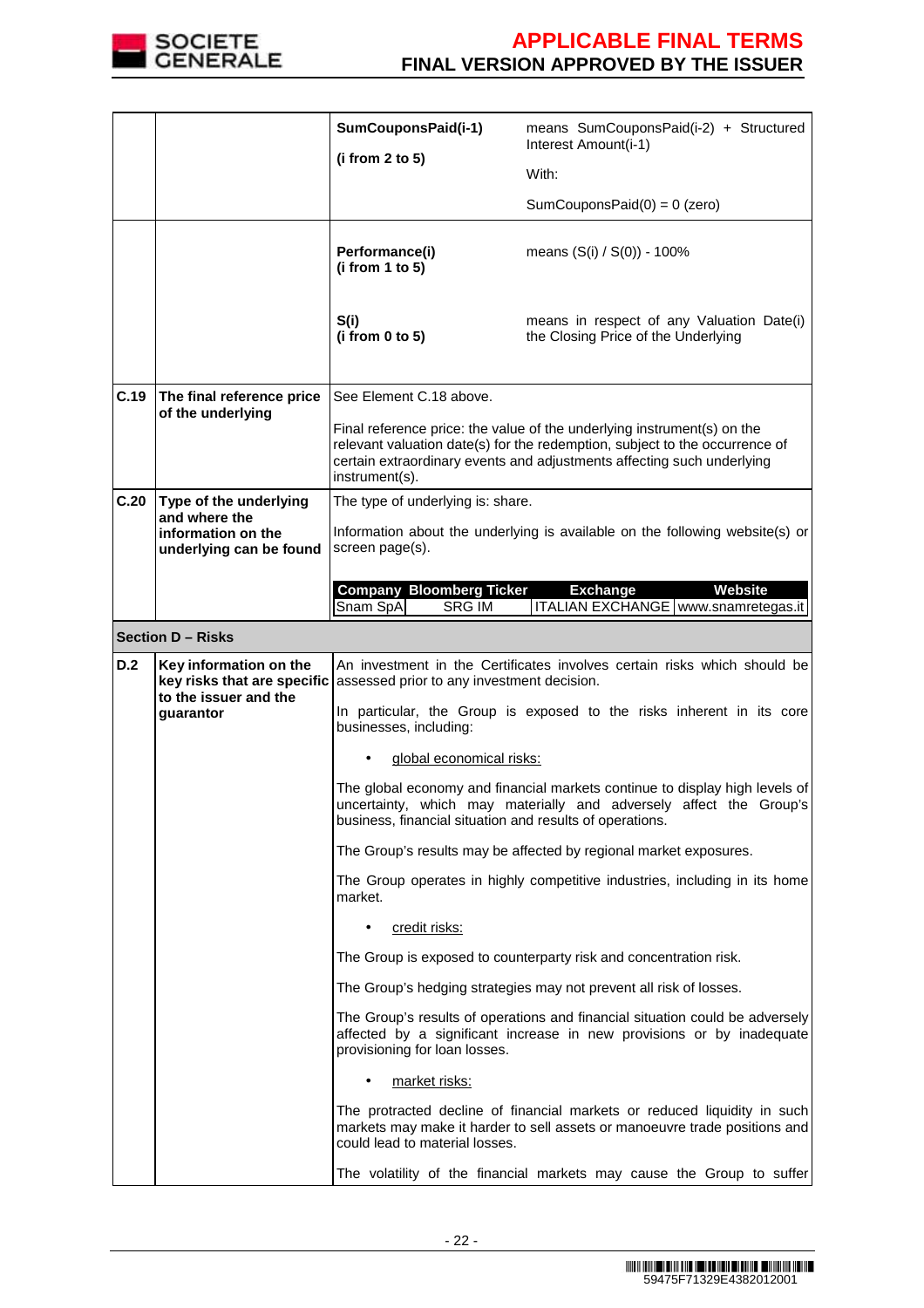| | | | |
|---|---|---|---|
| | | **SumCouponsPaid(i-1)**<br><br>**(i from 2 to 5)** | means SumCouponsPaid(i-2) + Structured Interest Amount(i-1)<br><br>With:<br><br>SumCouponsPaid(0) = 0 (zero) |
| | | **Performance(i)**<br>**(i from 1 to 5)** | means (S(i) / S(0)) - 100% |
| | | **S(i)**<br>**(i from 0 to 5)** | means in respect of any Valuation Date(i) the Closing Price of the Underlying |
| **C.19** | **The final reference price of the underlying** | See Element C.18 above.<br><br>Final reference price: the value of the underlying instrument(s) on the relevant valuation date(s) for the redemption, subject to the occurrence of certain extraordinary events and adjustments affecting such underlying instrument(s). | |
| **C.20** | **Type of the underlying and where the information on the underlying can be found** | The type of underlying is: share.<br><br>Information about the underlying is available on the following website(s) or screen page(s).<br><br>**Company** / **Bloomberg Ticker** / **Exchange** / **Website**<br>Snam SpA / SRG IM / ITALIAN EXCHANGE / www.snamretegas.it | |

**Section D – Risks**

| | | |
|---|---|---|
| **D.2** | **Key information on the key risks that are specific to the issuer and the guarantor** | An investment in the Certificates involves certain risks which should be assessed prior to any investment decision.<br><br>In particular, the Group is exposed to the risks inherent in its core businesses, including:<br><br>• global economical risks:<br><br>The global economy and financial markets continue to display high levels of uncertainty, which may materially and adversely affect the Group's business, financial situation and results of operations.<br><br>The Group's results may be affected by regional market exposures.<br><br>The Group operates in highly competitive industries, including in its home market.<br><br>• credit risks:<br><br>The Group is exposed to counterparty risk and concentration risk.<br><br>The Group's hedging strategies may not prevent all risk of losses.<br><br>The Group's results of operations and financial situation could be adversely affected by a significant increase in new provisions or by inadequate provisioning for loan losses.<br><br>• market risks:<br><br>The protracted decline of financial markets or reduced liquidity in such markets may make it harder to sell assets or manoeuvre trade positions and could lead to material losses.<br><br>The volatility of the financial markets may cause the Group to suffer |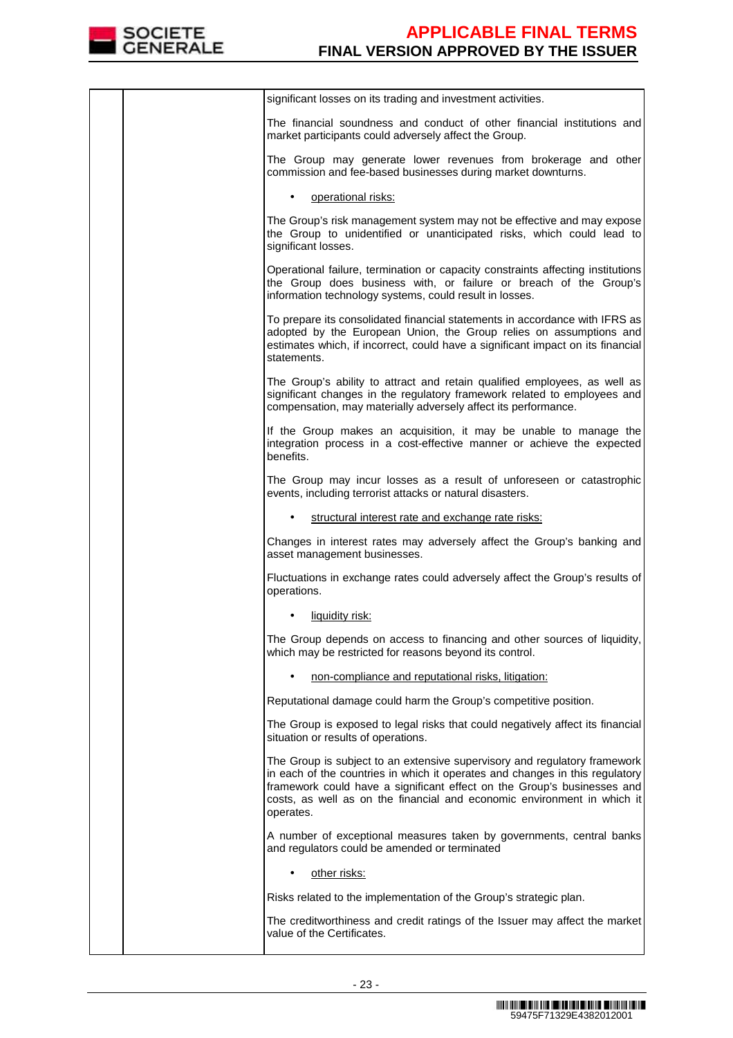| | | |
|---|---|---|
| | | significant losses on its trading and investment activities.<br><br>The financial soundness and conduct of other financial institutions and market participants could adversely affect the Group.<br><br>The Group may generate lower revenues from brokerage and other commission and fee-based businesses during market downturns.<br><br>• operational risks:<br><br>The Group's risk management system may not be effective and may expose the Group to unidentified or unanticipated risks, which could lead to significant losses.<br><br>Operational failure, termination or capacity constraints affecting institutions the Group does business with, or failure or breach of the Group's information technology systems, could result in losses.<br><br>To prepare its consolidated financial statements in accordance with IFRS as adopted by the European Union, the Group relies on assumptions and estimates which, if incorrect, could have a significant impact on its financial statements.<br><br>The Group's ability to attract and retain qualified employees, as well as significant changes in the regulatory framework related to employees and compensation, may materially adversely affect its performance.<br><br>If the Group makes an acquisition, it may be unable to manage the integration process in a cost-effective manner or achieve the expected benefits.<br><br>The Group may incur losses as a result of unforeseen or catastrophic events, including terrorist attacks or natural disasters.<br><br>• structural interest rate and exchange rate risks:<br><br>Changes in interest rates may adversely affect the Group's banking and asset management businesses.<br><br>Fluctuations in exchange rates could adversely affect the Group's results of operations.<br><br>• liquidity risk:<br><br>The Group depends on access to financing and other sources of liquidity, which may be restricted for reasons beyond its control.<br><br>• non-compliance and reputational risks, litigation:<br><br>Reputational damage could harm the Group's competitive position.<br><br>The Group is exposed to legal risks that could negatively affect its financial situation or results of operations.<br><br>The Group is subject to an extensive supervisory and regulatory framework in each of the countries in which it operates and changes in this regulatory framework could have a significant effect on the Group's businesses and costs, as well as on the financial and economic environment in which it operates.<br><br>A number of exceptional measures taken by governments, central banks and regulators could be amended or terminated<br><br>• other risks:<br><br>Risks related to the implementation of the Group's strategic plan.<br><br>The creditworthiness and credit ratings of the Issuer may affect the market value of the Certificates. |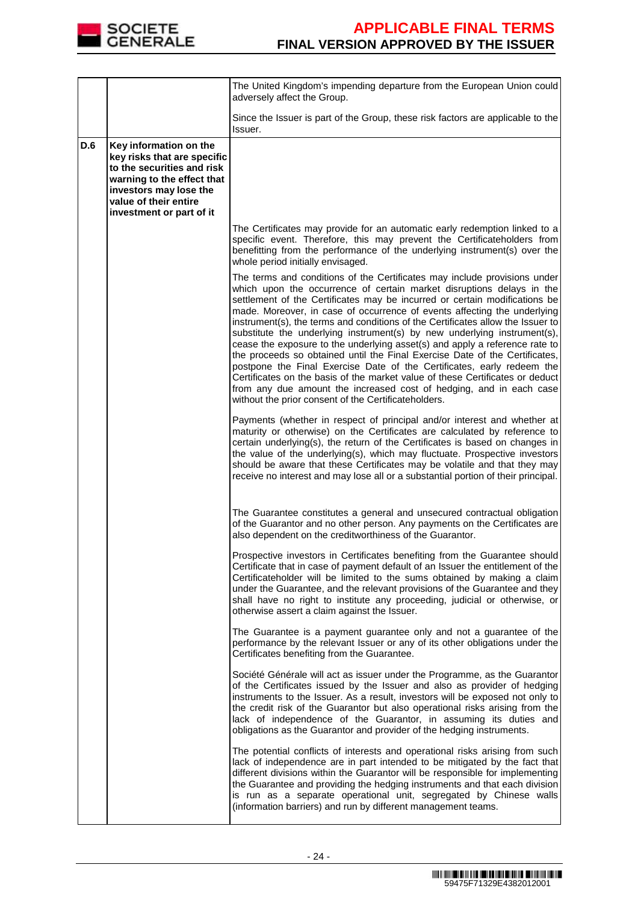| | | |
|---|---|---|
| | | The United Kingdom's impending departure from the European Union could adversely affect the Group.<br><br>Since the Issuer is part of the Group, these risk factors are applicable to the Issuer. |
| **D.6** | **Key information on the key risks that are specific to the securities and risk warning to the effect that investors may lose the value of their entire investment or part of it** | The Certificates may provide for an automatic early redemption linked to a specific event. Therefore, this may prevent the Certificateholders from benefitting from the performance of the underlying instrument(s) over the whole period initially envisaged.<br><br>The terms and conditions of the Certificates may include provisions under which upon the occurrence of certain market disruptions delays in the settlement of the Certificates may be incurred or certain modifications be made. Moreover, in case of occurrence of events affecting the underlying instrument(s), the terms and conditions of the Certificates allow the Issuer to substitute the underlying instrument(s) by new underlying instrument(s), cease the exposure to the underlying asset(s) and apply a reference rate to the proceeds so obtained until the Final Exercise Date of the Certificates, postpone the Final Exercise Date of the Certificates, early redeem the Certificates on the basis of the market value of these Certificates or deduct from any due amount the increased cost of hedging, and in each case without the prior consent of the Certificateholders.<br><br>Payments (whether in respect of principal and/or interest and whether at maturity or otherwise) on the Certificates are calculated by reference to certain underlying(s), the return of the Certificates is based on changes in the value of the underlying(s), which may fluctuate. Prospective investors should be aware that these Certificates may be volatile and that they may receive no interest and may lose all or a substantial portion of their principal.<br><br>The Guarantee constitutes a general and unsecured contractual obligation of the Guarantor and no other person. Any payments on the Certificates are also dependent on the creditworthiness of the Guarantor.<br><br>Prospective investors in Certificates benefiting from the Guarantee should Certificate that in case of payment default of an Issuer the entitlement of the Certificateholder will be limited to the sums obtained by making a claim under the Guarantee, and the relevant provisions of the Guarantee and they shall have no right to institute any proceeding, judicial or otherwise, or otherwise assert a claim against the Issuer.<br><br>The Guarantee is a payment guarantee only and not a guarantee of the performance by the relevant Issuer or any of its other obligations under the Certificates benefiting from the Guarantee.<br><br>Société Générale will act as issuer under the Programme, as the Guarantor of the Certificates issued by the Issuer and also as provider of hedging instruments to the Issuer. As a result, investors will be exposed not only to the credit risk of the Guarantor but also operational risks arising from the lack of independence of the Guarantor, in assuming its duties and obligations as the Guarantor and provider of the hedging instruments.<br><br>The potential conflicts of interests and operational risks arising from such lack of independence are in part intended to be mitigated by the fact that different divisions within the Guarantor will be responsible for implementing the Guarantee and providing the hedging instruments and that each division is run as a separate operational unit, segregated by Chinese walls (information barriers) and run by different management teams. |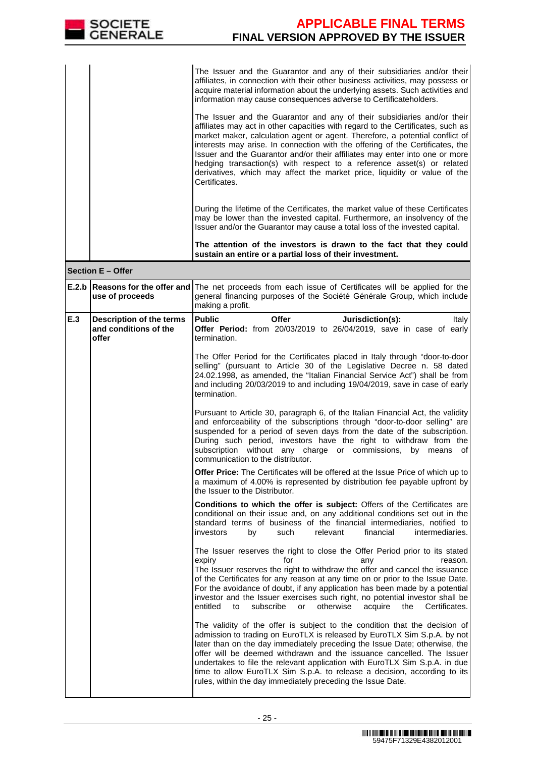| | | |
|---|---|---|
| | | The Issuer and the Guarantor and any of their subsidiaries and/or their affiliates, in connection with their other business activities, may possess or acquire material information about the underlying assets. Such activities and information may cause consequences adverse to Certificateholders.<br><br>The Issuer and the Guarantor and any of their subsidiaries and/or their affiliates may act in other capacities with regard to the Certificates, such as market maker, calculation agent or agent. Therefore, a potential conflict of interests may arise. In connection with the offering of the Certificates, the Issuer and the Guarantor and/or their affiliates may enter into one or more hedging transaction(s) with respect to a reference asset(s) or related derivatives, which may affect the market price, liquidity or value of the Certificates.<br><br>During the lifetime of the Certificates, the market value of these Certificates may be lower than the invested capital. Furthermore, an insolvency of the Issuer and/or the Guarantor may cause a total loss of the invested capital.<br><br>**The attention of the investors is drawn to the fact that they could sustain an entire or a partial loss of their investment.** |
| **Section E – Offer** | | |
| **E.2.b** | **Reasons for the offer and use of proceeds** | The net proceeds from each issue of Certificates will be applied for the general financing purposes of the Société Générale Group, which include making a profit. |
| **E.3** | **Description of the terms and conditions of the offer** | **Public Offer Jurisdiction(s):** Italy<br>**Offer Period:** from 20/03/2019 to 26/04/2019, save in case of early termination.<br><br>The Offer Period for the Certificates placed in Italy through "door-to-door selling" (pursuant to Article 30 of the Legislative Decree n. 58 dated 24.02.1998, as amended, the "Italian Financial Service Act") shall be from and including 20/03/2019 to and including 19/04/2019, save in case of early termination.<br><br>Pursuant to Article 30, paragraph 6, of the Italian Financial Act, the validity and enforceability of the subscriptions through "door-to-door selling" are suspended for a period of seven days from the date of the subscription. During such period, investors have the right to withdraw from the subscription without any charge or commissions, by means of communication to the distributor.<br><br>**Offer Price:** The Certificates will be offered at the Issue Price of which up to a maximum of 4.00% is represented by distribution fee payable upfront by the Issuer to the Distributor.<br><br>**Conditions to which the offer is subject:** Offers of the Certificates are conditional on their issue and, on any additional conditions set out in the standard terms of business of the financial intermediaries, notified to investors by such relevant financial intermediaries.<br><br>The Issuer reserves the right to close the Offer Period prior to its stated expiry for any reason.<br>The Issuer reserves the right to withdraw the offer and cancel the issuance of the Certificates for any reason at any time on or prior to the Issue Date. For the avoidance of doubt, if any application has been made by a potential investor and the Issuer exercises such right, no potential investor shall be entitled to subscribe or otherwise acquire the Certificates.<br><br>The validity of the offer is subject to the condition that the decision of admission to trading on EuroTLX is released by EuroTLX Sim S.p.A. by not later than on the day immediately preceding the Issue Date; otherwise, the offer will be deemed withdrawn and the issuance cancelled. The Issuer undertakes to file the relevant application with EuroTLX Sim S.p.A. in due time to allow EuroTLX Sim S.p.A. to release a decision, according to its rules, within the day immediately preceding the Issue Date. |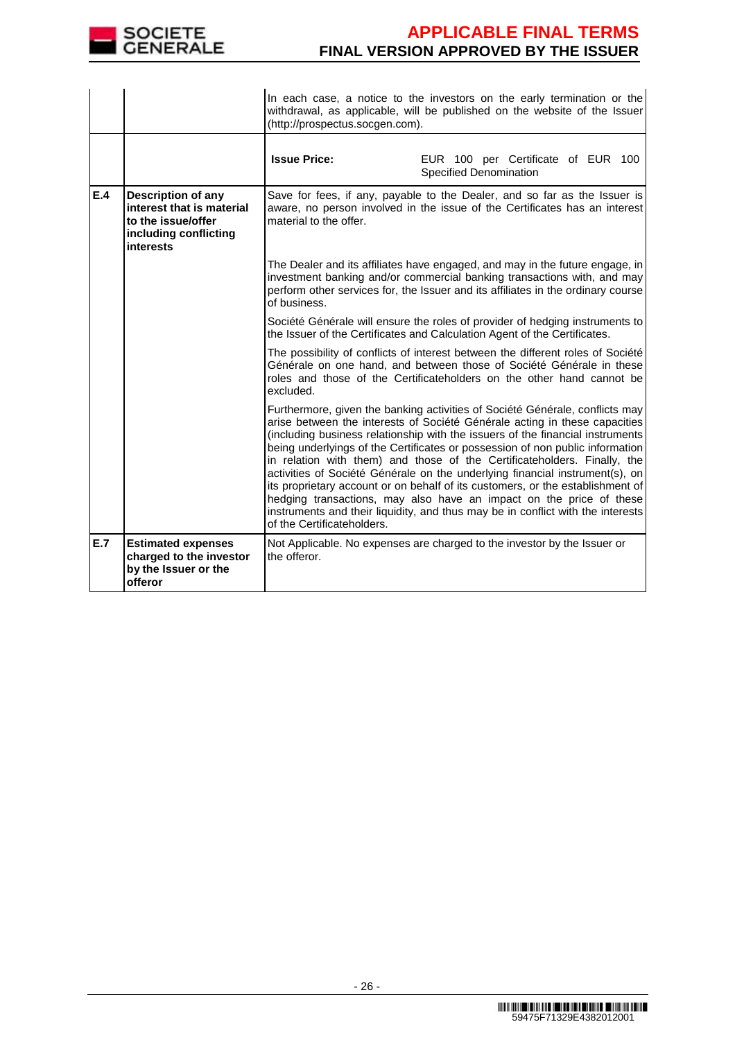| | | |
|---|---|---|
| | | In each case, a notice to the investors on the early termination or the withdrawal, as applicable, will be published on the website of the Issuer (http://prospectus.socgen.com). |
| | | **Issue Price:** EUR 100 per Certificate of EUR 100 Specified Denomination |
| **E.4** | **Description of any interest that is material to the issue/offer including conflicting interests** | Save for fees, if any, payable to the Dealer, and so far as the Issuer is aware, no person involved in the issue of the Certificates has an interest material to the offer. |
| | | The Dealer and its affiliates have engaged, and may in the future engage, in investment banking and/or commercial banking transactions with, and may perform other services for, the Issuer and its affiliates in the ordinary course of business. |
| | | Société Générale will ensure the roles of provider of hedging instruments to the Issuer of the Certificates and Calculation Agent of the Certificates. |
| | | The possibility of conflicts of interest between the different roles of Société Générale on one hand, and between those of Société Générale in these roles and those of the Certificateholders on the other hand cannot be excluded. |
| | | Furthermore, given the banking activities of Société Générale, conflicts may arise between the interests of Société Générale acting in these capacities (including business relationship with the issuers of the financial instruments being underlyings of the Certificates or possession of non public information in relation with them) and those of the Certificateholders. Finally, the activities of Société Générale on the underlying financial instrument(s), on its proprietary account or on behalf of its customers, or the establishment of hedging transactions, may also have an impact on the price of these instruments and their liquidity, and thus may be in conflict with the interests of the Certificateholders. |
| **E.7** | **Estimated expenses charged to the investor by the Issuer or the offeror** | Not Applicable. No expenses are charged to the investor by the Issuer or the offeror. |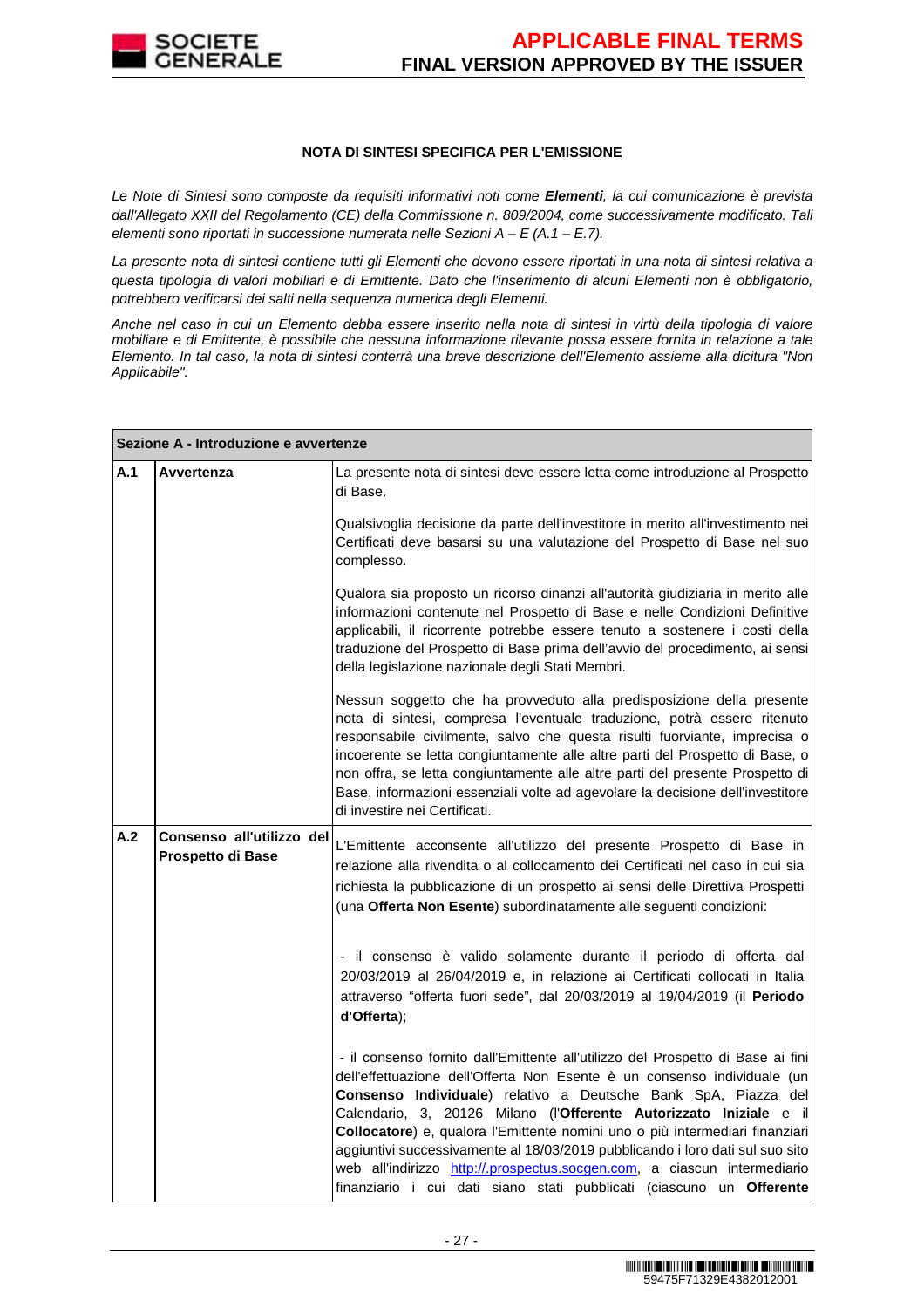**NOTA DI SINTESI SPECIFICA PER L'EMISSIONE**

*Le Note di Sintesi sono composte da requisiti informativi noti come **Elementi**, la cui comunicazione è prevista dall'Allegato XXII del Regolamento (CE) della Commissione n. 809/2004, come successivamente modificato. Tali elementi sono riportati in successione numerata nelle Sezioni A – E (A.1 – E.7).*

*La presente nota di sintesi contiene tutti gli Elementi che devono essere riportati in una nota di sintesi relativa a questa tipologia di valori mobiliari e di Emittente. Dato che l'inserimento di alcuni Elementi non è obbligatorio, potrebbero verificarsi dei salti nella sequenza numerica degli Elementi.*

*Anche nel caso in cui un Elemento debba essere inserito nella nota di sintesi in virtù della tipologia di valore mobiliare e di Emittente, è possibile che nessuna informazione rilevante possa essere fornita in relazione a tale Elemento. In tal caso, la nota di sintesi conterrà una breve descrizione dell'Elemento assieme alla dicitura "Non Applicabile".*

| **Sezione A - Introduzione e avvertenze** | | |
|---|---|---|
| **A.1** | **Avvertenza** | La presente nota di sintesi deve essere letta come introduzione al Prospetto di Base.<br><br>Qualsivoglia decisione da parte dell'investitore in merito all'investimento nei Certificati deve basarsi su una valutazione del Prospetto di Base nel suo complesso.<br><br>Qualora sia proposto un ricorso dinanzi all'autorità giudiziaria in merito alle informazioni contenute nel Prospetto di Base e nelle Condizioni Definitive applicabili, il ricorrente potrebbe essere tenuto a sostenere i costi della traduzione del Prospetto di Base prima dell'avvio del procedimento, ai sensi della legislazione nazionale degli Stati Membri.<br><br>Nessun soggetto che ha provveduto alla predisposizione della presente nota di sintesi, compresa l'eventuale traduzione, potrà essere ritenuto responsabile civilmente, salvo che questa risulti fuorviante, imprecisa o incoerente se letta congiuntamente alle altre parti del Prospetto di Base, o non offra, se letta congiuntamente alle altre parti del presente Prospetto di Base, informazioni essenziali volte ad agevolare la decisione dell'investitore di investire nei Certificati. |
| **A.2** | **Consenso all'utilizzo del Prospetto di Base** | L'Emittente acconsente all'utilizzo del presente Prospetto di Base in relazione alla rivendita o al collocamento dei Certificati nel caso in cui sia richiesta la pubblicazione di un prospetto ai sensi delle Direttiva Prospetti (una **Offerta Non Esente**) subordinatamente alle seguenti condizioni:<br><br>- il consenso è valido solamente durante il periodo di offerta dal 20/03/2019 al 26/04/2019 e, in relazione ai Certificati collocati in Italia attraverso "offerta fuori sede", dal 20/03/2019 al 19/04/2019 (il **Periodo d'Offerta**);<br><br>- il consenso fornito dall'Emittente all'utilizzo del Prospetto di Base ai fini dell'effettuazione dell'Offerta Non Esente è un consenso individuale (un **Consenso Individuale**) relativo a Deutsche Bank SpA, Piazza del Calendario, 3, 20126 Milano (l'**Offerente Autorizzato Iniziale** e il **Collocatore**) e, qualora l'Emittente nomini uno o più intermediari finanziari aggiuntivi successivamente al 18/03/2019 pubblicando i loro dati sul suo sito web all'indirizzo http://.prospectus.socgen.com, a ciascun intermediario finanziario i cui dati siano stati pubblicati (ciascuno un **Offerente** |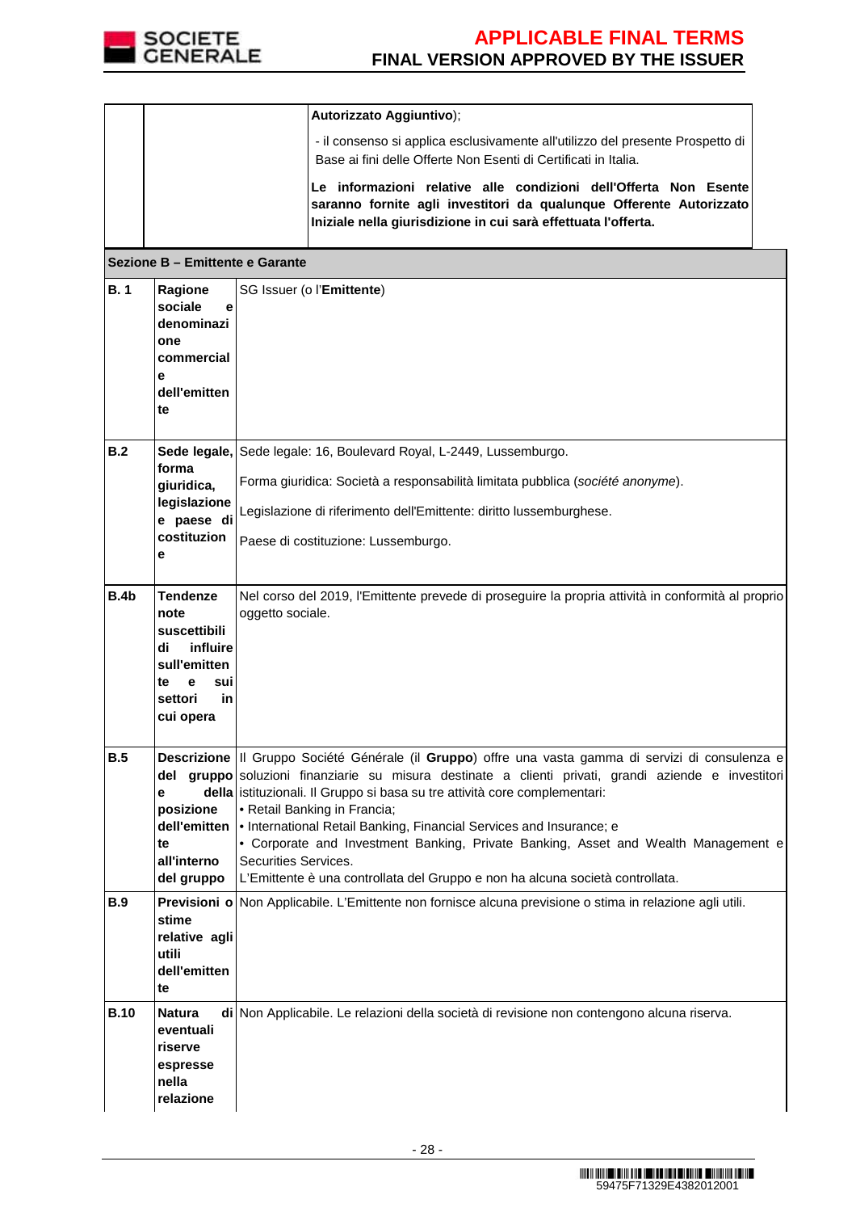| | | |
|---|---|---|
| | | **Autorizzato Aggiuntivo**);<br><br>- il consenso si applica esclusivamente all'utilizzo del presente Prospetto di Base ai fini delle Offerte Non Esenti di Certificati in Italia.<br><br>**Le informazioni relative alle condizioni dell'Offerta Non Esente saranno fornite agli investitori da qualunque Offerente Autorizzato Iniziale nella giurisdizione in cui sarà effettuata l'offerta.** |

| | | |
|---|---|---|
| **Sezione B – Emittente e Garante** | | |
| **B. 1** | **Ragione sociale e denominazione commerciale dell'emittente** | SG Issuer (o l'**Emittente**) |
| **B.2** | **Sede legale, forma giuridica, legislazione e paese di costituzione** | Sede legale: 16, Boulevard Royal, L-2449, Lussemburgo.<br><br>Forma giuridica: Società a responsabilità limitata pubblica (*société anonyme*).<br><br>Legislazione di riferimento dell'Emittente: diritto lussemburghese.<br><br>Paese di costituzione: Lussemburgo. |
| **B.4b** | **Tendenze note suscettibili di influire sull'emittente e sui settori in cui opera** | Nel corso del 2019, l'Emittente prevede di proseguire la propria attività in conformità al proprio oggetto sociale. |
| **B.5** | **Descrizione del gruppo e della posizione dell'emittente all'interno del gruppo** | Il Gruppo Société Générale (il **Gruppo**) offre una vasta gamma di servizi di consulenza e soluzioni finanziarie su misura destinate a clienti privati, grandi aziende e investitori istituzionali. Il Gruppo si basa su tre attività core complementari:<br>• Retail Banking in Francia;<br>• International Retail Banking, Financial Services and Insurance; e<br>• Corporate and Investment Banking, Private Banking, Asset and Wealth Management e Securities Services.<br>L'Emittente è una controllata del Gruppo e non ha alcuna società controllata. |
| **B.9** | **Previsioni o stime relative agli utili dell'emittente** | Non Applicabile. L'Emittente non fornisce alcuna previsione o stima in relazione agli utili. |
| **B.10** | **Natura di eventuali riserve espresse nella relazione** | Non Applicabile. Le relazioni della società di revisione non contengono alcuna riserva. |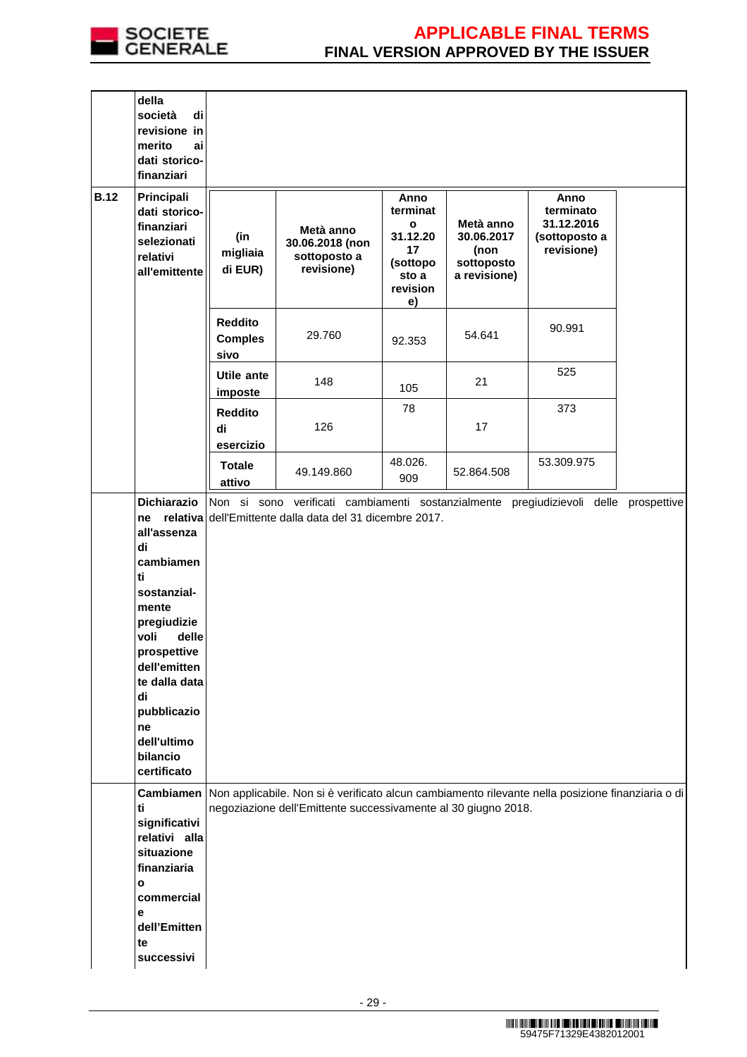| | | |
|---|---|---|
| | **della società di revisione in merito ai dati storico-finanziari** | |
| **B.12** | **Principali dati storico-finanziari selezionati relativi all'emittente** | (see table below) |
| | **Dichiarazione relativa all'assenza di cambiamenti sostanzial-mente pregiudizievoli delle prospettive dell'emittente dalla data di pubblicazione dell'ultimo bilancio certificato** | Non si sono verificati cambiamenti sostanzialmente pregiudizievoli delle prospettive dell'Emittente dalla data del 31 dicembre 2017. |
| | **Cambiamenti significativi relativi alla situazione finanziaria o commerciale dell'Emittente successivi** | Non applicabile. Non si è verificato alcun cambiamento rilevante nella posizione finanziaria o di negoziazione dell'Emittente successivamente al 30 giugno 2018. |

| (in migliaia di EUR) | Metà anno 30.06.2018 (non sottoposto a revisione) | Anno terminato 31.12.2017 (sottoposto a revisione) | Metà anno 30.06.2017 (non sottoposto a revisione) | Anno terminato 31.12.2016 (sottoposto a revisione) |
|---|---|---|---|---|
| **Reddito Complessivo** | 29.760 | 92.353 | 54.641 | 90.991 |
| **Utile ante imposte** | 148 | 105 | 21 | 525 |
| **Reddito di esercizio** | 126 | 78 | 17 | 373 |
| **Totale attivo** | 49.149.860 | 48.026.909 | 52.864.508 | 53.309.975 |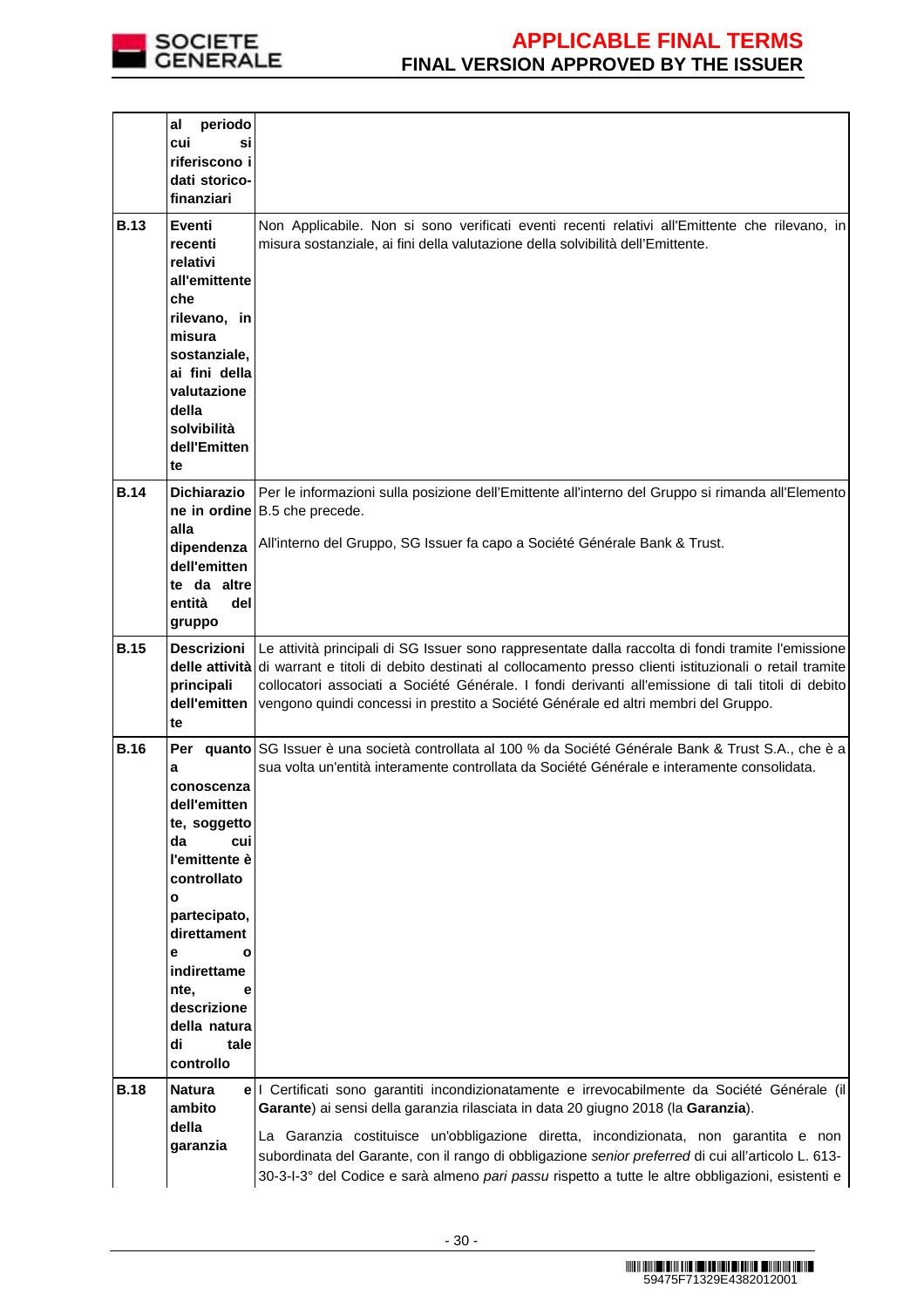| | | |
|---|---|---|
| | **al periodo cui si riferiscono i dati storico-finanziari** | |
| **B.13** | **Eventi recenti relativi all'emittente che rilevano, in misura sostanziale, ai fini della valutazione della solvibilità dell'Emittente** | Non Applicabile. Non si sono verificati eventi recenti relativi all'Emittente che rilevano, in misura sostanziale, ai fini della valutazione della solvibilità dell'Emittente. |
| **B.14** | **Dichiarazione in ordine alla dipendenza dell'emittente da altre entità del gruppo** | Per le informazioni sulla posizione dell'Emittente all'interno del Gruppo si rimanda all'Elemento B.5 che precede.<br><br>All'interno del Gruppo, SG Issuer fa capo a Société Générale Bank & Trust. |
| **B.15** | **Descrizioni delle attività principali dell'emittente** | Le attività principali di SG Issuer sono rappresentate dalla raccolta di fondi tramite l'emissione di warrant e titoli di debito destinati al collocamento presso clienti istituzionali o retail tramite collocatori associati a Société Générale. I fondi derivanti all'emissione di tali titoli di debito vengono quindi concessi in prestito a Société Générale ed altri membri del Gruppo. |
| **B.16** | **Per quanto a conoscenza dell'emittente, soggetto da cui l'emittente è controllato o partecipato, direttamente e o indirettamente, e descrizione della natura di tale controllo** | SG Issuer è una società controllata al 100 % da Société Générale Bank & Trust S.A., che è a sua volta un'entità interamente controllata da Société Générale e interamente consolidata. |
| **B.18** | **Natura e ambito della garanzia** | I Certificati sono garantiti incondizionatamente e irrevocabilmente da Société Générale (il **Garante**) ai sensi della garanzia rilasciata in data 20 giugno 2018 (la **Garanzia**).<br><br>La Garanzia costituisce un'obbligazione diretta, incondizionata, non garantita e non subordinata del Garante, con il rango di obbligazione *senior preferred* di cui all'articolo L. 613-30-3-I-3° del Codice e sarà almeno *pari passu* rispetto a tutte le altre obbligazioni, esistenti e |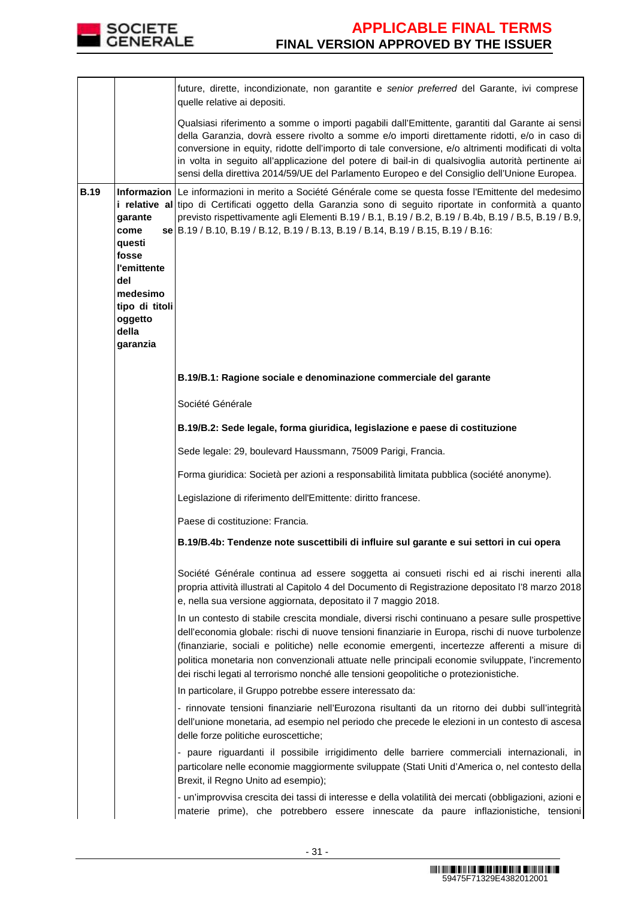| | | |
|---|---|---|
| | | future, dirette, incondizionate, non garantite e *senior preferred* del Garante, ivi comprese quelle relative ai depositi.<br><br>Qualsiasi riferimento a somme o importi pagabili dall'Emittente, garantiti dal Garante ai sensi della Garanzia, dovrà essere rivolto a somme e/o importi direttamente ridotti, e/o in caso di conversione in equity, ridotte dell'importo di tale conversione, e/o altrimenti modificati di volta in volta in seguito all'applicazione del potere di bail-in di qualsivoglia autorità pertinente ai sensi della direttiva 2014/59/UE del Parlamento Europeo e del Consiglio dell'Unione Europea. |
| **B.19** | **Informazioni relative al garante come se questi fosse l'emittente del medesimo tipo di titoli oggetto della garanzia** | Le informazioni in merito a Société Générale come se questa fosse l'Emittente del medesimo tipo di Certificati oggetto della Garanzia sono di seguito riportate in conformità a quanto previsto rispettivamente agli Elementi B.19 / B.1, B.19 / B.2, B.19 / B.4b, B.19 / B.5, B.19 / B.9, B.19 / B.10, B.19 / B.12, B.19 / B.13, B.19 / B.14, B.19 / B.15, B.19 / B.16: |
| | | **B.19/B.1: Ragione sociale e denominazione commerciale del garante**<br><br>Société Générale<br><br>**B.19/B.2: Sede legale, forma giuridica, legislazione e paese di costituzione**<br><br>Sede legale: 29, boulevard Haussmann, 75009 Parigi, Francia.<br><br>Forma giuridica: Società per azioni a responsabilità limitata pubblica (société anonyme).<br><br>Legislazione di riferimento dell'Emittente: diritto francese.<br><br>Paese di costituzione: Francia.<br><br>**B.19/B.4b: Tendenze note suscettibili di influire sul garante e sui settori in cui opera**<br><br>Société Générale continua ad essere soggetta ai consueti rischi ed ai rischi inerenti alla propria attività illustrati al Capitolo 4 del Documento di Registrazione depositato l'8 marzo 2018 e, nella sua versione aggiornata, depositato il 7 maggio 2018.<br><br>In un contesto di stabile crescita mondiale, diversi rischi continuano a pesare sulle prospettive dell'economia globale: rischi di nuove tensioni finanziarie in Europa, rischi di nuove turbolenze (finanziarie, sociali e politiche) nelle economie emergenti, incertezze afferenti a misure di politica monetaria non convenzionali attuate nelle principali economie sviluppate, l'incremento dei rischi legati al terrorismo nonché alle tensioni geopolitiche o protezionistiche.<br><br>In particolare, il Gruppo potrebbe essere interessato da:<br><br>- rinnovate tensioni finanziarie nell'Eurozona risultanti da un ritorno dei dubbi sull'integrità dell'unione monetaria, ad esempio nel periodo che precede le elezioni in un contesto di ascesa delle forze politiche euroscettiche;<br><br>- paure riguardanti il possibile irrigidimento delle barriere commerciali internazionali, in particolare nelle economie maggiormente sviluppate (Stati Uniti d'America o, nel contesto della Brexit, il Regno Unito ad esempio);<br><br>- un'improvvisa crescita dei tassi di interesse e della volatilità dei mercati (obbligazioni, azioni e materie prime), che potrebbero essere innescate da paure inflazionistiche, tensioni |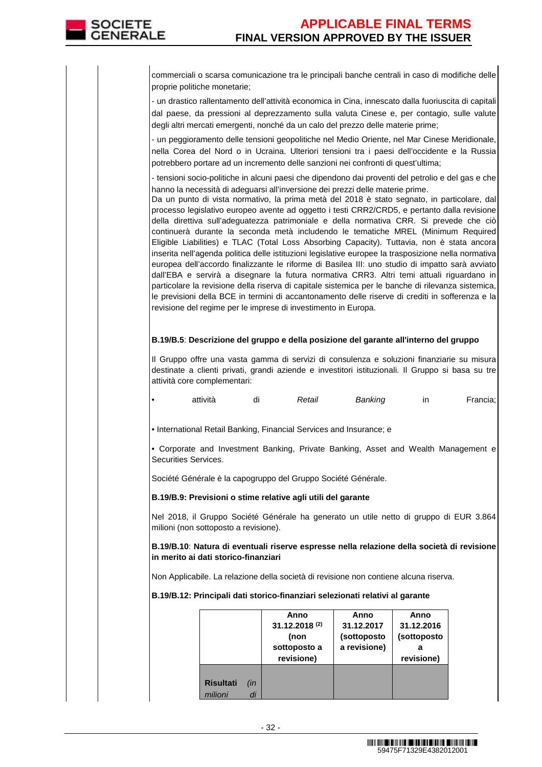commerciali o scarsa comunicazione tra le principali banche centrali in caso di modifiche delle proprie politiche monetarie;

- un drastico rallentamento dell'attività economica in Cina, innescato dalla fuoriuscita di capitali dal paese, da pressioni al deprezzamento sulla valuta Cinese e, per contagio, sulle valute degli altri mercati emergenti, nonché da un calo del prezzo delle materie prime;

- un peggioramento delle tensioni geopolitiche nel Medio Oriente, nel Mar Cinese Meridionale, nella Corea del Nord o in Ucraina. Ulteriori tensioni tra i paesi dell'occidente e la Russia potrebbero portare ad un incremento delle sanzioni nei confronti di quest'ultima;

- tensioni socio-politiche in alcuni paesi che dipendono dai proventi del petrolio e del gas e che hanno la necessità di adeguarsi all'inversione dei prezzi delle materie prime.

Da un punto di vista normativo, la prima metà del 2018 è stato segnato, in particolare, dal processo legislativo europeo avente ad oggetto i testi CRR2/CRD5, e pertanto dalla revisione della direttiva sull'adeguatezza patrimoniale e della normativa CRR. Si prevede che ciò continuerà durante la seconda metà includendo le tematiche MREL (Minimum Required Eligible Liabilities) e TLAC (Total Loss Absorbing Capacity). Tuttavia, non è stata ancora inserita nell'agenda politica delle istituzioni legislative europee la trasposizione nella normativa europea dell'accordo finalizzante le riforme di Basilea III: uno studio di impatto sarà avviato dall'EBA e servirà a disegnare la futura normativa CRR3. Altri temi attuali riguardano in particolare la revisione della riserva di capitale sistemica per le banche di rilevanza sistemica, le previsioni della BCE in termini di accantonamento delle riserve di crediti in sofferenza e la revisione del regime per le imprese di investimento in Europa.

**B.19/B.5**: **Descrizione del gruppo e della posizione del garante all'interno del gruppo**

Il Gruppo offre una vasta gamma di servizi di consulenza e soluzioni finanziarie su misura destinate a clienti privati, grandi aziende e investitori istituzionali. Il Gruppo si basa su tre attività core complementari:

- attività di *Retail Banking* in Francia;
- International Retail Banking, Financial Services and Insurance; e
- Corporate and Investment Banking, Private Banking, Asset and Wealth Management e Securities Services.

Société Générale è la capogruppo del Gruppo Société Générale.

**B.19/B.9: Previsioni o stime relative agli utili del garante**

Nel 2018, il Gruppo Société Générale ha generato un utile netto di gruppo di EUR 3.864 milioni (non sottoposto a revisione).

**B.19/B.10**: **Natura di eventuali riserve espresse nella relazione della società di revisione in merito ai dati storico-finanziari**

Non Applicabile. La relazione della società di revisione non contiene alcuna riserva.

**B.19/B.12: Principali dati storico-finanziari selezionati relativi al garante**

| | Anno 31.12.2018 (2) (non sottoposto a revisione) | Anno 31.12.2017 (sottoposto a revisione) | Anno 31.12.2016 (sottoposto a revisione) |
|---|---|---|---|
| **Risultati** *(in milioni di* | | | |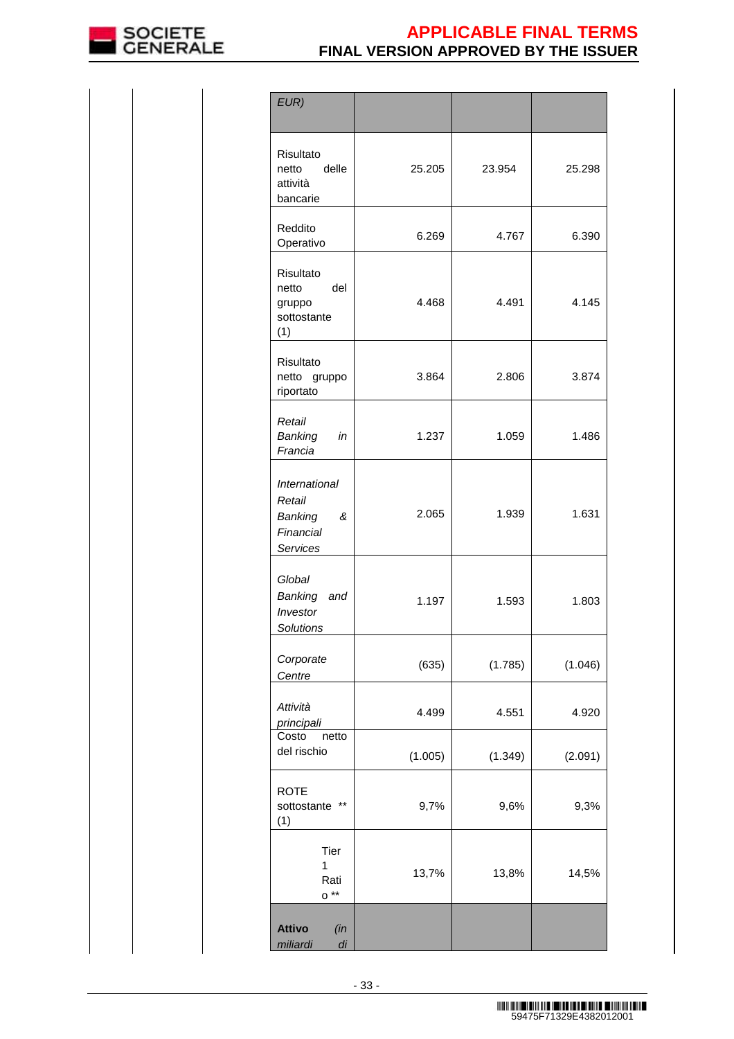| | | | |
|---|---|---|---|
| *EUR)* | | | |
| Risultato netto delle attività bancarie | 25.205 | 23.954 | 25.298 |
| Reddito Operativo | 6.269 | 4.767 | 6.390 |
| Risultato netto del gruppo sottostante (1) | 4.468 | 4.491 | 4.145 |
| Risultato netto gruppo riportato | 3.864 | 2.806 | 3.874 |
| *Retail Banking in Francia* | 1.237 | 1.059 | 1.486 |
| *International Retail Banking & Financial Services* | 2.065 | 1.939 | 1.631 |
| *Global Banking and Investor Solutions* | 1.197 | 1.593 | 1.803 |
| *Corporate Centre* | (635) | (1.785) | (1.046) |
| *Attività principali* | 4.499 | 4.551 | 4.920 |
| Costo netto del rischio | (1.005) | (1.349) | (2.091) |
| ROTE sottostante ** (1) | 9,7% | 9,6% | 9,3% |
| Tier 1 Ratio ** | 13,7% | 13,8% | 14,5% |
| **Attivo** *(in miliardi di* | | | |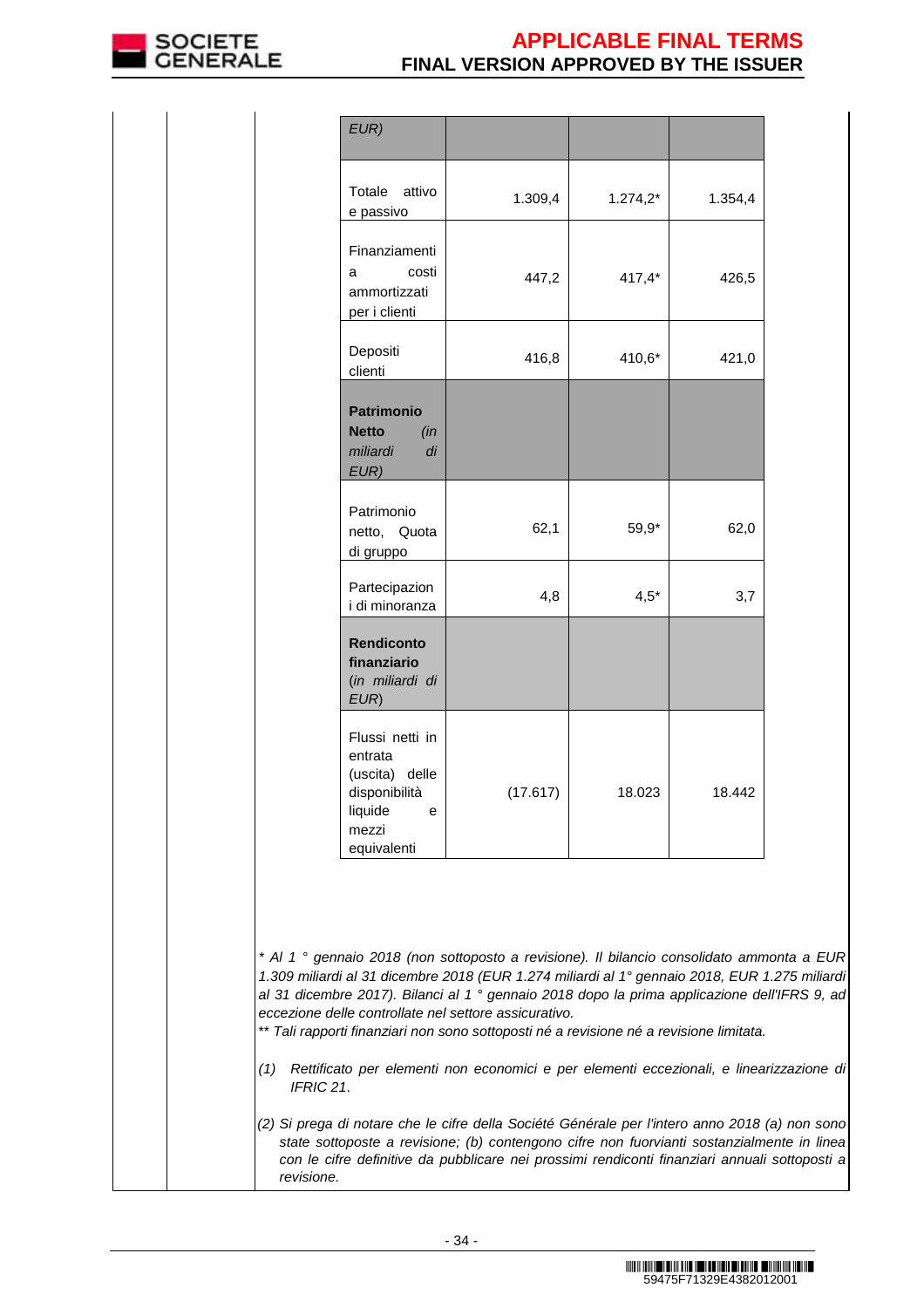| | | | |
|---|---|---|---|
| *EUR)* | | | |
| Totale attivo e passivo | 1.309,4 | 1.274,2* | 1.354,4 |
| Finanziamenti a costi ammortizzati per i clienti | 447,2 | 417,4* | 426,5 |
| Depositi clienti | 416,8 | 410,6* | 421,0 |
| **Patrimonio Netto** *(in miliardi di EUR)* | | | |
| Patrimonio netto, Quota di gruppo | 62,1 | 59,9* | 62,0 |
| Partecipazioni di minoranza | 4,8 | 4,5* | 3,7 |
| **Rendiconto finanziario** (*in miliardi di EUR*) | | | |
| Flussi netti in entrata (uscita) delle disponibilità liquide e mezzi equivalenti | (17.617) | 18.023 | 18.442 |

*\* Al 1 ° gennaio 2018 (non sottoposto a revisione). Il bilancio consolidato ammonta a EUR 1.309 miliardi al 31 dicembre 2018 (EUR 1.274 miliardi al 1° gennaio 2018, EUR 1.275 miliardi al 31 dicembre 2017). Bilanci al 1 ° gennaio 2018 dopo la prima applicazione dell'IFRS 9, ad eccezione delle controllate nel settore assicurativo.*

*\*\* Tali rapporti finanziari non sono sottoposti né a revisione né a revisione limitata.*

*(1) Rettificato per elementi non economici e per elementi eccezionali, e linearizzazione di IFRIC 21.*

*(2) Si prega di notare che le cifre della Société Générale per l'intero anno 2018 (a) non sono state sottoposte a revisione; (b) contengono cifre non fuorvianti sostanzialmente in linea con le cifre definitive da pubblicare nei prossimi rendiconti finanziari annuali sottoposti a revisione.*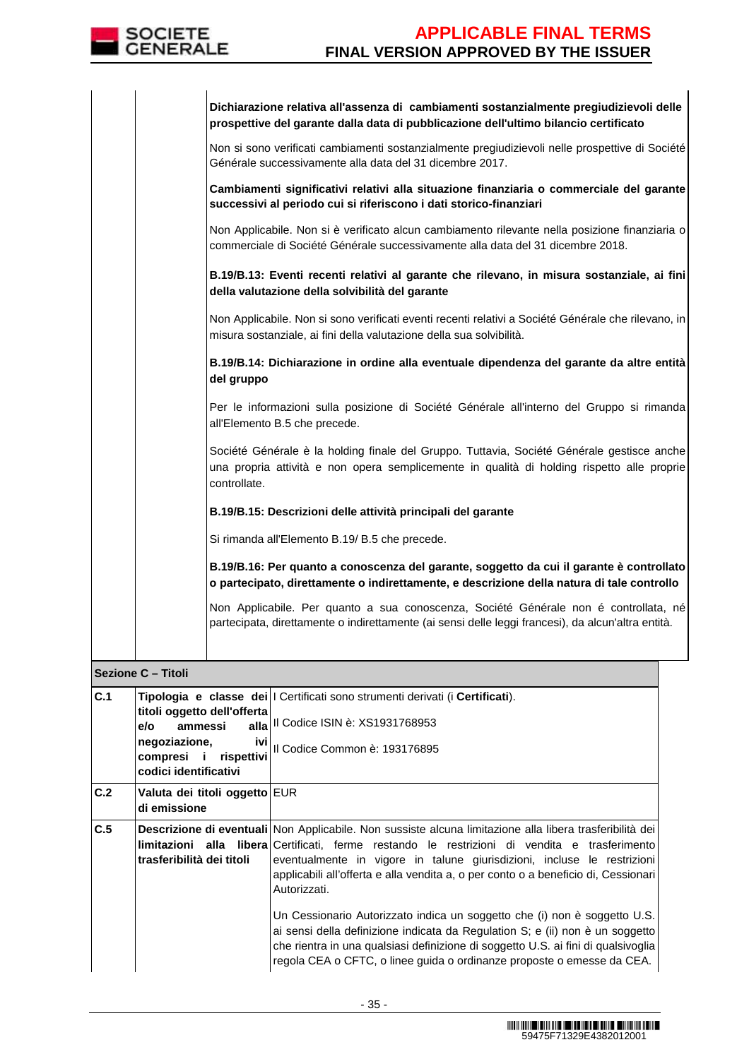| | | |
|---|---|---|
| | | **Dichiarazione relativa all'assenza di cambiamenti sostanzialmente pregiudizievoli delle prospettive del garante dalla data di pubblicazione dell'ultimo bilancio certificato**<br><br>Non si sono verificati cambiamenti sostanzialmente pregiudizievoli nelle prospettive di Société Générale successivamente alla data del 31 dicembre 2017.<br><br>**Cambiamenti significativi relativi alla situazione finanziaria o commerciale del garante successivi al periodo cui si riferiscono i dati storico-finanziari**<br><br>Non Applicabile. Non si è verificato alcun cambiamento rilevante nella posizione finanziaria o commerciale di Société Générale successivamente alla data del 31 dicembre 2018.<br><br>**B.19/B.13: Eventi recenti relativi al garante che rilevano, in misura sostanziale, ai fini della valutazione della solvibilità del garante**<br><br>Non Applicabile. Non si sono verificati eventi recenti relativi a Société Générale che rilevano, in misura sostanziale, ai fini della valutazione della sua solvibilità.<br><br>**B.19/B.14: Dichiarazione in ordine alla eventuale dipendenza del garante da altre entità del gruppo**<br><br>Per le informazioni sulla posizione di Société Générale all'interno del Gruppo si rimanda all'Elemento B.5 che precede.<br><br>Société Générale è la holding finale del Gruppo. Tuttavia, Société Générale gestisce anche una propria attività e non opera semplicemente in qualità di holding rispetto alle proprie controllate.<br><br>**B.19/B.15: Descrizioni delle attività principali del garante**<br><br>Si rimanda all'Elemento B.19/ B.5 che precede.<br><br>**B.19/B.16: Per quanto a conoscenza del garante, soggetto da cui il garante è controllato o partecipato, direttamente o indirettamente, e descrizione della natura di tale controllo**<br><br>Non Applicabile. Per quanto a sua conoscenza, Société Générale non é controllata, né partecipata, direttamente o indirettamente (ai sensi delle leggi francesi), da alcun'altra entità. |

| **Sezione C – Titoli** | | |
|---|---|---|
| **C.1** | **Tipologia e classe dei titoli oggetto dell'offerta e/o ammessi alla negoziazione, ivi compresi i rispettivi codici identificativi** | I Certificati sono strumenti derivati (i **Certificati**).<br><br>Il Codice ISIN è: XS1931768953<br><br>Il Codice Common è: 193176895 |
| **C.2** | **Valuta dei titoli oggetto di emissione** | EUR |
| **C.5** | **Descrizione di eventuali limitazioni alla libera trasferibilità dei titoli** | Non Applicabile. Non sussiste alcuna limitazione alla libera trasferibilità dei Certificati, ferme restando le restrizioni di vendita e trasferimento eventualmente in vigore in talune giurisdizioni, incluse le restrizioni applicabili all'offerta e alla vendita a, o per conto o a beneficio di, Cessionari Autorizzati.<br><br>Un Cessionario Autorizzato indica un soggetto che (i) non è soggetto U.S. ai sensi della definizione indicata da Regulation S; e (ii) non è un soggetto che rientra in una qualsiasi definizione di soggetto U.S. ai fini di qualsivoglia regola CEA o CFTC, o linee guida o ordinanze proposte o emesse da CEA. |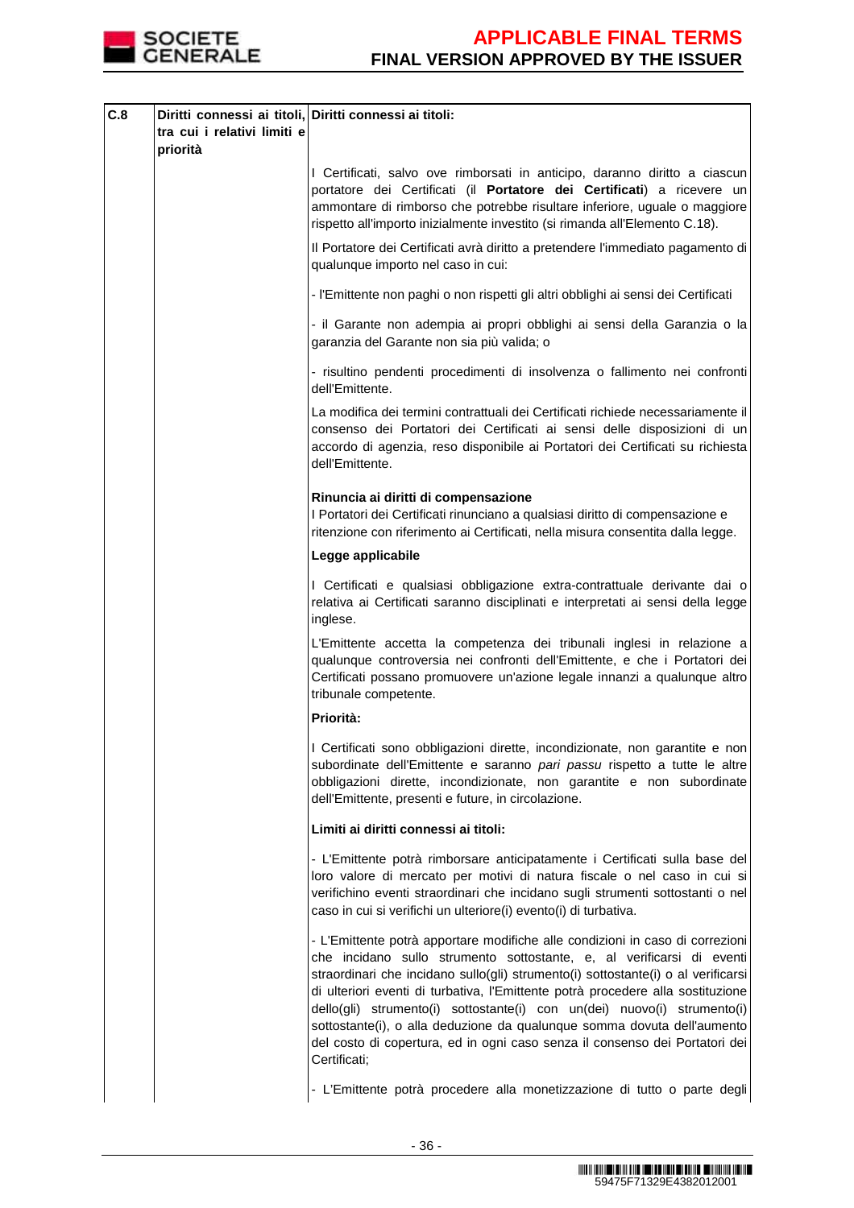| | | |
|---|---|---|
| **C.8** | **Diritti connessi ai titoli, tra cui i relativi limiti e priorità** | **Diritti connessi ai titoli:**<br><br>I Certificati, salvo ove rimborsati in anticipo, daranno diritto a ciascun portatore dei Certificati (il **Portatore dei Certificati**) a ricevere un ammontare di rimborso che potrebbe risultare inferiore, uguale o maggiore rispetto all'importo inizialmente investito (si rimanda all'Elemento C.18).<br><br>Il Portatore dei Certificati avrà diritto a pretendere l'immediato pagamento di qualunque importo nel caso in cui:<br><br>- l'Emittente non paghi o non rispetti gli altri obblighi ai sensi dei Certificati<br><br>- il Garante non adempia ai propri obblighi ai sensi della Garanzia o la garanzia del Garante non sia più valida; o<br><br>- risultino pendenti procedimenti di insolvenza o fallimento nei confronti dell'Emittente.<br><br>La modifica dei termini contrattuali dei Certificati richiede necessariamente il consenso dei Portatori dei Certificati ai sensi delle disposizioni di un accordo di agenzia, reso disponibile ai Portatori dei Certificati su richiesta dell'Emittente.<br><br>**Rinuncia ai diritti di compensazione**<br>I Portatori dei Certificati rinunciano a qualsiasi diritto di compensazione e ritenzione con riferimento ai Certificati, nella misura consentita dalla legge.<br><br>**Legge applicabile**<br><br>I Certificati e qualsiasi obbligazione extra-contrattuale derivante dai o relativa ai Certificati saranno disciplinati e interpretati ai sensi della legge inglese.<br><br>L'Emittente accetta la competenza dei tribunali inglesi in relazione a qualunque controversia nei confronti dell'Emittente, e che i Portatori dei Certificati possano promuovere un'azione legale innanzi a qualunque altro tribunale competente.<br><br>**Priorità:**<br><br>I Certificati sono obbligazioni dirette, incondizionate, non garantite e non subordinate dell'Emittente e saranno *pari passu* rispetto a tutte le altre obbligazioni dirette, incondizionate, non garantite e non subordinate dell'Emittente, presenti e future, in circolazione.<br><br>**Limiti ai diritti connessi ai titoli:**<br><br>- L'Emittente potrà rimborsare anticipatamente i Certificati sulla base del loro valore di mercato per motivi di natura fiscale o nel caso in cui si verifichino eventi straordinari che incidano sugli strumenti sottostanti o nel caso in cui si verifichi un ulteriore(i) evento(i) di turbativa.<br><br>- L'Emittente potrà apportare modifiche alle condizioni in caso di correzioni che incidano sullo strumento sottostante, e, al verificarsi di eventi straordinari che incidano sullo(gli) strumento(i) sottostante(i) o al verificarsi di ulteriori eventi di turbativa, l'Emittente potrà procedere alla sostituzione dello(gli) strumento(i) sottostante(i) con un(dei) nuovo(i) strumento(i) sottostante(i), o alla deduzione da qualunque somma dovuta dell'aumento del costo di copertura, ed in ogni caso senza il consenso dei Portatori dei Certificati;<br><br>- L'Emittente potrà procedere alla monetizzazione di tutto o parte degli |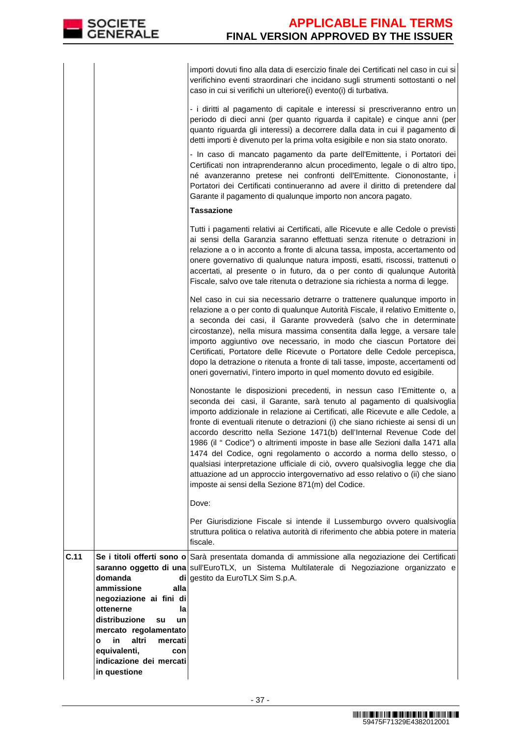| | | |
|---|---|---|
| | | importi dovuti fino alla data di esercizio finale dei Certificati nel caso in cui si verifichino eventi straordinari che incidano sugli strumenti sottostanti o nel caso in cui si verifichi un ulteriore(i) evento(i) di turbativa.<br><br>- i diritti al pagamento di capitale e interessi si prescriveranno entro un periodo di dieci anni (per quanto riguarda il capitale) e cinque anni (per quanto riguarda gli interessi) a decorrere dalla data in cui il pagamento di detti importi è divenuto per la prima volta esigibile e non sia stato onorato.<br><br>- In caso di mancato pagamento da parte dell'Emittente, i Portatori dei Certificati non intraprenderanno alcun procedimento, legale o di altro tipo, né avanzeranno pretese nei confronti dell'Emittente. Ciononostante, i Portatori dei Certificati continueranno ad avere il diritto di pretendere dal Garante il pagamento di qualunque importo non ancora pagato.<br><br>**Tassazione**<br><br>Tutti i pagamenti relativi ai Certificati, alle Ricevute e alle Cedole o previsti ai sensi della Garanzia saranno effettuati senza ritenute o detrazioni in relazione a o in acconto a fronte di alcuna tassa, imposta, accertamento od onere governativo di qualunque natura imposti, esatti, riscossi, trattenuti o accertati, al presente o in futuro, da o per conto di qualunque Autorità Fiscale, salvo ove tale ritenuta o detrazione sia richiesta a norma di legge.<br><br>Nel caso in cui sia necessario detrarre o trattenere qualunque importo in relazione a o per conto di qualunque Autorità Fiscale, il relativo Emittente o, a seconda dei casi, il Garante provvederà (salvo che in determinate circostanze), nella misura massima consentita dalla legge, a versare tale importo aggiuntivo ove necessario, in modo che ciascun Portatore dei Certificati, Portatore delle Ricevute o Portatore delle Cedole percepisca, dopo la detrazione o ritenuta a fronte di tali tasse, imposte, accertamenti od oneri governativi, l'intero importo in quel momento dovuto ed esigibile.<br><br>Nonostante le disposizioni precedenti, in nessun caso l'Emittente o, a seconda dei casi, il Garante, sarà tenuto al pagamento di qualsivoglia importo addizionale in relazione ai Certificati, alle Ricevute e alle Cedole, a fronte di eventuali ritenute o detrazioni (i) che siano richieste ai sensi di un accordo descritto nella Sezione 1471(b) dell'Internal Revenue Code del 1986 (il " Codice") o altrimenti imposte in base alle Sezioni dalla 1471 alla 1474 del Codice, ogni regolamento o accordo a norma dello stesso, o qualsiasi interpretazione ufficiale di ciò, ovvero qualsivoglia legge che dia attuazione ad un approccio intergovernativo ad esso relativo o (ii) che siano imposte ai sensi della Sezione 871(m) del Codice.<br><br>Dove:<br><br>Per Giurisdizione Fiscale si intende il Lussemburgo ovvero qualsivoglia struttura politica o relativa autorità di riferimento che abbia potere in materia fiscale. |
| **C.11** | **Se i titoli offerti sono o saranno oggetto di una domanda di ammissione alla negoziazione ai fini di ottenerne la distribuzione su un mercato regolamentato o in altri mercati equivalenti, con indicazione dei mercati in questione** | Sarà presentata domanda di ammissione alla negoziazione dei Certificati sull'EuroTLX, un Sistema Multilaterale di Negoziazione organizzato e gestito da EuroTLX Sim S.p.A. |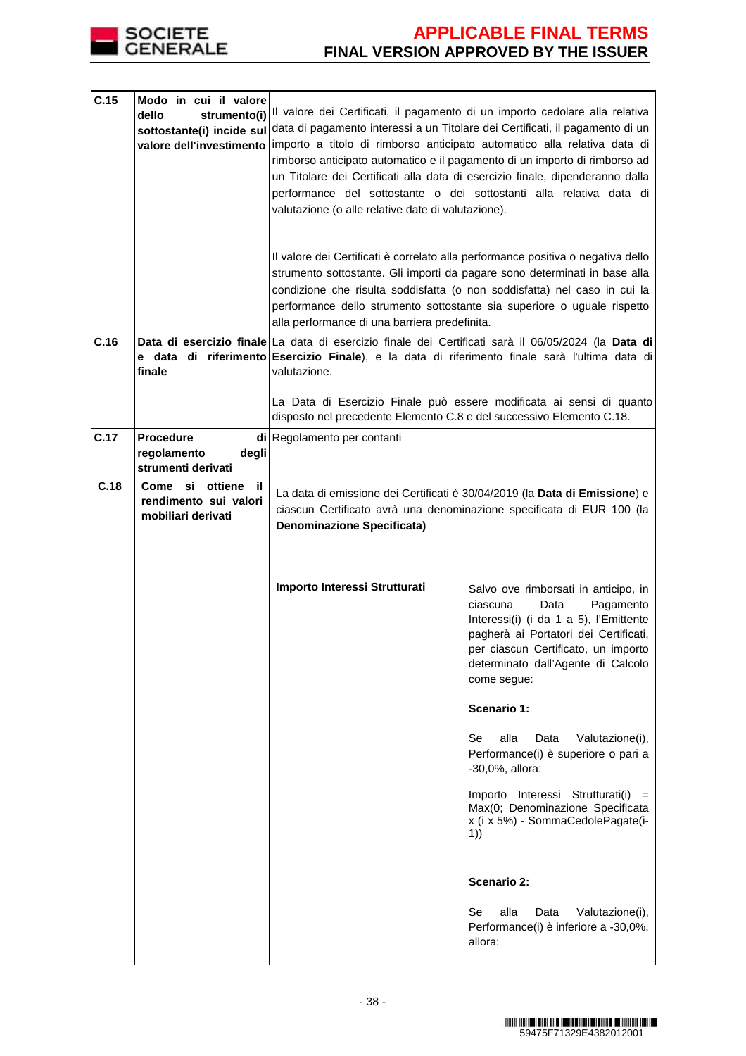| | | | |
|---|---|---|---|
| **C.15** | **Modo in cui il valore dello strumento(i) sottostante(i) incide sul valore dell'investimento** | Il valore dei Certificati, il pagamento di un importo cedolare alla relativa data di pagamento interessi a un Titolare dei Certificati, il pagamento di un importo a titolo di rimborso anticipato automatico alla relativa data di rimborso anticipato automatico e il pagamento di un importo di rimborso ad un Titolare dei Certificati alla data di esercizio finale, dipenderanno dalla performance del sottostante o dei sottostanti alla relativa data di valutazione (o alle relative date di valutazione).<br><br>Il valore dei Certificati è correlato alla performance positiva o negativa dello strumento sottostante. Gli importi da pagare sono determinati in base alla condizione che risulta soddisfatta (o non soddisfatta) nel caso in cui la performance dello strumento sottostante sia superiore o uguale rispetto alla performance di una barriera predefinita. | |
| **C.16** | **Data di esercizio finale e data di riferimento finale** | La data di esercizio finale dei Certificati sarà il 06/05/2024 (la **Data di Esercizio Finale**), e la data di riferimento finale sarà l'ultima data di valutazione.<br><br>La Data di Esercizio Finale può essere modificata ai sensi di quanto disposto nel precedente Elemento C.8 e del successivo Elemento C.18. | |
| **C.17** | **Procedure di regolamento degli strumenti derivati** | Regolamento per contanti | |
| **C.18** | **Come si ottiene il rendimento sui valori mobiliari derivati** | La data di emissione dei Certificati è 30/04/2019 (la **Data di Emissione**) e ciascun Certificato avrà una denominazione specificata di EUR 100 (la **Denominazione Specificata)** | |
| | | **Importo Interessi Strutturati** | Salvo ove rimborsati in anticipo, in ciascuna Data Pagamento Interessi(i) (i da 1 a 5), l'Emittente pagherà ai Portatori dei Certificati, per ciascun Certificato, un importo determinato dall'Agente di Calcolo come segue:<br><br>**Scenario 1:**<br><br>Se alla Data Valutazione(i), Performance(i) è superiore o pari a -30,0%, allora:<br><br>Importo Interessi Strutturati(i) = Max(0; Denominazione Specificata x (i x 5%) - SommaCedolePagate(i-1))<br><br>**Scenario 2:**<br><br>Se alla Data Valutazione(i), Performance(i) è inferiore a -30,0%, allora: |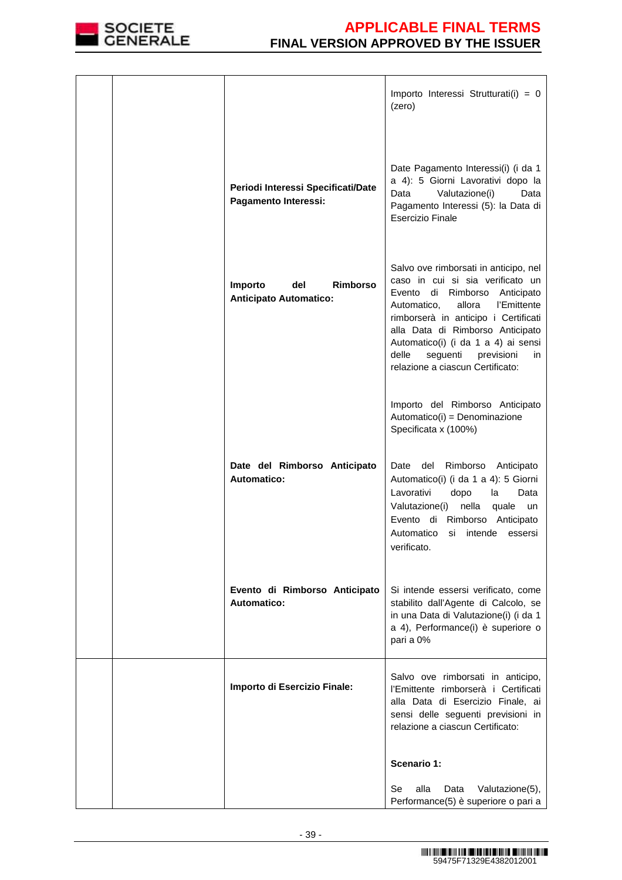| | | | |
|---|---|---|---|
| | | | Importo Interessi Strutturati(i) = 0 (zero) |
| | | **Periodi Interessi Specificati/Date Pagamento Interessi:** | Date Pagamento Interessi(i) (i da 1 a 4): 5 Giorni Lavorativi dopo la Data Valutazione(i) Data Pagamento Interessi (5): la Data di Esercizio Finale |
| | | **Importo del Rimborso Anticipato Automatico:** | Salvo ove rimborsati in anticipo, nel caso in cui si sia verificato un Evento di Rimborso Anticipato Automatico, allora l'Emittente rimborserà in anticipo i Certificati alla Data di Rimborso Anticipato Automatico(i) (i da 1 a 4) ai sensi delle seguenti previsioni in relazione a ciascun Certificato:<br><br>Importo del Rimborso Anticipato Automatico(i) = Denominazione Specificata x (100%) |
| | | **Date del Rimborso Anticipato Automatico:** | Date del Rimborso Anticipato Automatico(i) (i da 1 a 4): 5 Giorni Lavorativi dopo la Data Valutazione(i) nella quale un Evento di Rimborso Anticipato Automatico si intende essersi verificato. |
| | | **Evento di Rimborso Anticipato Automatico:** | Si intende essersi verificato, come stabilito dall'Agente di Calcolo, se in una Data di Valutazione(i) (i da 1 a 4), Performance(i) è superiore o pari a 0% |
| | | **Importo di Esercizio Finale:** | Salvo ove rimborsati in anticipo, l'Emittente rimborserà i Certificati alla Data di Esercizio Finale, ai sensi delle seguenti previsioni in relazione a ciascun Certificato:<br><br>**Scenario 1:**<br><br>Se alla Data Valutazione(5), Performance(5) è superiore o pari a |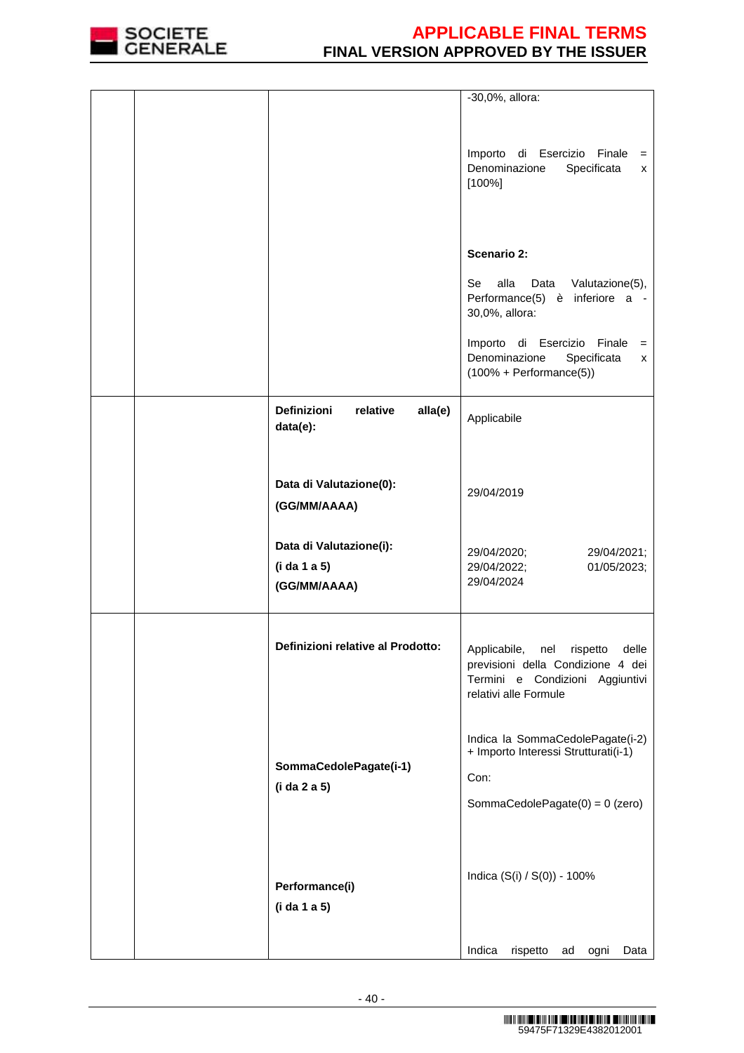| | | | |
|---|---|---|---|
| | | | -30,0%, allora:<br><br>Importo di Esercizio Finale = Denominazione Specificata x [100%]<br><br>**Scenario 2:**<br><br>Se alla Data Valutazione(5), Performance(5) è inferiore a -30,0%, allora:<br><br>Importo di Esercizio Finale = Denominazione Specificata x (100% + Performance(5)) |
| | | **Definizioni relative alla(e) data(e):**<br><br>**Data di Valutazione(0): (GG/MM/AAAA)**<br><br>**Data di Valutazione(i): (i da 1 a 5) (GG/MM/AAAA)** | Applicabile<br><br>29/04/2019<br><br>29/04/2020; 29/04/2021; 29/04/2022; 01/05/2023; 29/04/2024 |
| | | **Definizioni relative al Prodotto:**<br><br>**SommaCedolePagate(i-1) (i da 2 a 5)**<br><br>**Performance(i) (i da 1 a 5)** | Applicabile, nel rispetto delle previsioni della Condizione 4 dei Termini e Condizioni Aggiuntivi relativi alle Formule<br><br>Indica la SommaCedolePagate(i-2) + Importo Interessi Strutturati(i-1)<br><br>Con:<br><br>SommaCedolePagate(0) = 0 (zero)<br><br>Indica (S(i) / S(0)) - 100%<br><br>Indica rispetto ad ogni Data |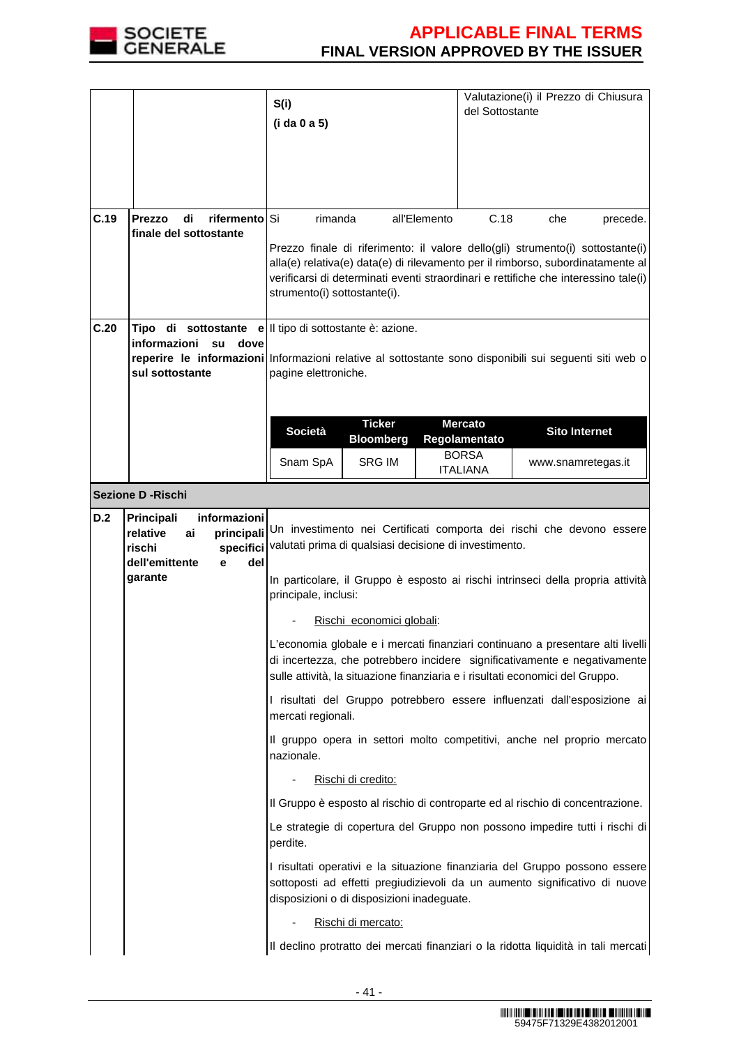| | | | |
|---|---|---|---|
| | | **S(i)**<br>**(i da 0 a 5)** | Valutazione(i) il Prezzo di Chiusura del Sottostante |
| **C.19** | **Prezzo di riferimento finale del sottostante** | Si rimanda all'Elemento C.18 che precede.<br><br>Prezzo finale di riferimento: il valore dello(gli) strumento(i) sottostante(i) alla(e) relativa(e) data(e) di rilevamento per il rimborso, subordinatamente al verificarsi di determinati eventi straordinari e rettifiche che interessino tale(i) strumento(i) sottostante(i). | |
| **C.20** | **Tipo di sottostante e informazioni su dove reperire le informazioni sul sottostante** | Il tipo di sottostante è: azione.<br><br>Informazioni relative al sottostante sono disponibili sui seguenti siti web o pagine elettroniche.<br><br>**Società** \| **Ticker Bloomberg** \| **Mercato Regolamentato** \| **Sito Internet**<br>Snam SpA \| SRG IM \| BORSA ITALIANA \| www.snamretegas.it | |

**Sezione D -Rischi**

| | | |
|---|---|---|
| **D.2** | **Principali informazioni relative ai principali rischi specifici dell'emittente e del garante** | Un investimento nei Certificati comporta dei rischi che devono essere valutati prima di qualsiasi decisione di investimento.<br><br>In particolare, il Gruppo è esposto ai rischi intrinseci della propria attività principale, inclusi:<br><br>- Rischi economici globali:<br><br>L'economia globale e i mercati finanziari continuano a presentare alti livelli di incertezza, che potrebbero incidere significativamente e negativamente sulle attività, la situazione finanziaria e i risultati economici del Gruppo.<br><br>I risultati del Gruppo potrebbero essere influenzati dall'esposizione ai mercati regionali.<br><br>Il gruppo opera in settori molto competitivi, anche nel proprio mercato nazionale.<br><br>- Rischi di credito:<br><br>Il Gruppo è esposto al rischio di controparte ed al rischio di concentrazione.<br><br>Le strategie di copertura del Gruppo non possono impedire tutti i rischi di perdite.<br><br>I risultati operativi e la situazione finanziaria del Gruppo possono essere sottoposti ad effetti pregiudizievoli da un aumento significativo di nuove disposizioni o di disposizioni inadeguate.<br><br>- Rischi di mercato:<br><br>Il declino protratto dei mercati finanziari o la ridotta liquidità in tali mercati |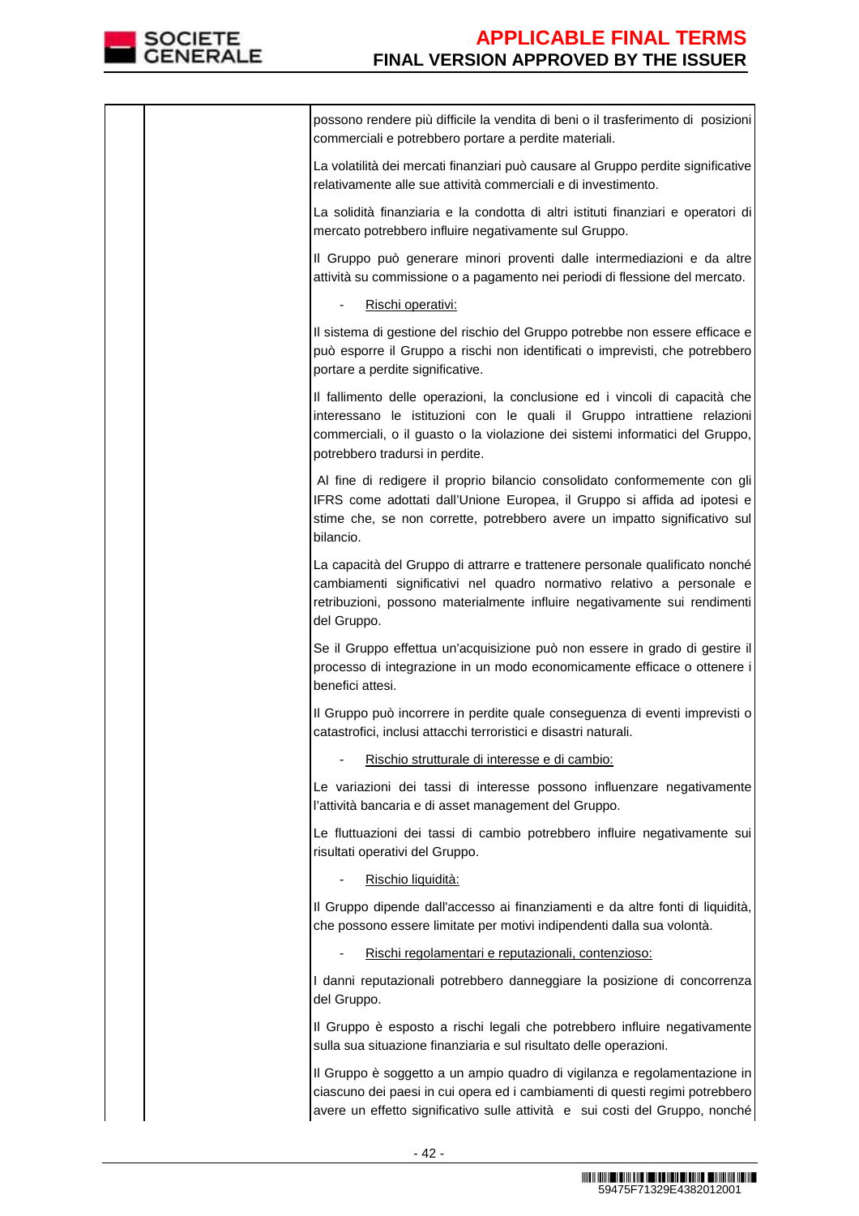| | | |
|---|---|---|
| | | possono rendere più difficile la vendita di beni o il trasferimento di posizioni commerciali e potrebbero portare a perdite materiali.<br><br>La volatilità dei mercati finanziari può causare al Gruppo perdite significative relativamente alle sue attività commerciali e di investimento.<br><br>La solidità finanziaria e la condotta di altri istituti finanziari e operatori di mercato potrebbero influire negativamente sul Gruppo.<br><br>Il Gruppo può generare minori proventi dalle intermediazioni e da altre attività su commissione o a pagamento nei periodi di flessione del mercato.<br><br>- <u>Rischi operativi:</u><br><br>Il sistema di gestione del rischio del Gruppo potrebbe non essere efficace e può esporre il Gruppo a rischi non identificati o imprevisti, che potrebbero portare a perdite significative.<br><br>Il fallimento delle operazioni, la conclusione ed i vincoli di capacità che interessano le istituzioni con le quali il Gruppo intrattiene relazioni commerciali, o il guasto o la violazione dei sistemi informatici del Gruppo, potrebbero tradursi in perdite.<br><br>Al fine di redigere il proprio bilancio consolidato conformemente con gli IFRS come adottati dall'Unione Europea, il Gruppo si affida ad ipotesi e stime che, se non corrette, potrebbero avere un impatto significativo sul bilancio.<br><br>La capacità del Gruppo di attrarre e trattenere personale qualificato nonché cambiamenti significativi nel quadro normativo relativo a personale e retribuzioni, possono materialmente influire negativamente sui rendimenti del Gruppo.<br><br>Se il Gruppo effettua un'acquisizione può non essere in grado di gestire il processo di integrazione in un modo economicamente efficace o ottenere i benefici attesi.<br><br>Il Gruppo può incorrere in perdite quale conseguenza di eventi imprevisti o catastrofici, inclusi attacchi terroristici e disastri naturali.<br><br>- <u>Rischio strutturale di interesse e di cambio:</u><br><br>Le variazioni dei tassi di interesse possono influenzare negativamente l'attività bancaria e di asset management del Gruppo.<br><br>Le fluttuazioni dei tassi di cambio potrebbero influire negativamente sui risultati operativi del Gruppo.<br><br>- <u>Rischio liquidità:</u><br><br>Il Gruppo dipende dall'accesso ai finanziamenti e da altre fonti di liquidità, che possono essere limitate per motivi indipendenti dalla sua volontà.<br><br>- <u>Rischi regolamentari e reputazionali, contenzioso:</u><br><br>I danni reputazionali potrebbero danneggiare la posizione di concorrenza del Gruppo.<br><br>Il Gruppo è esposto a rischi legali che potrebbero influire negativamente sulla sua situazione finanziaria e sul risultato delle operazioni.<br><br>Il Gruppo è soggetto a un ampio quadro di vigilanza e regolamentazione in ciascuno dei paesi in cui opera ed i cambiamenti di questi regimi potrebbero avere un effetto significativo sulle attività e sui costi del Gruppo, nonché |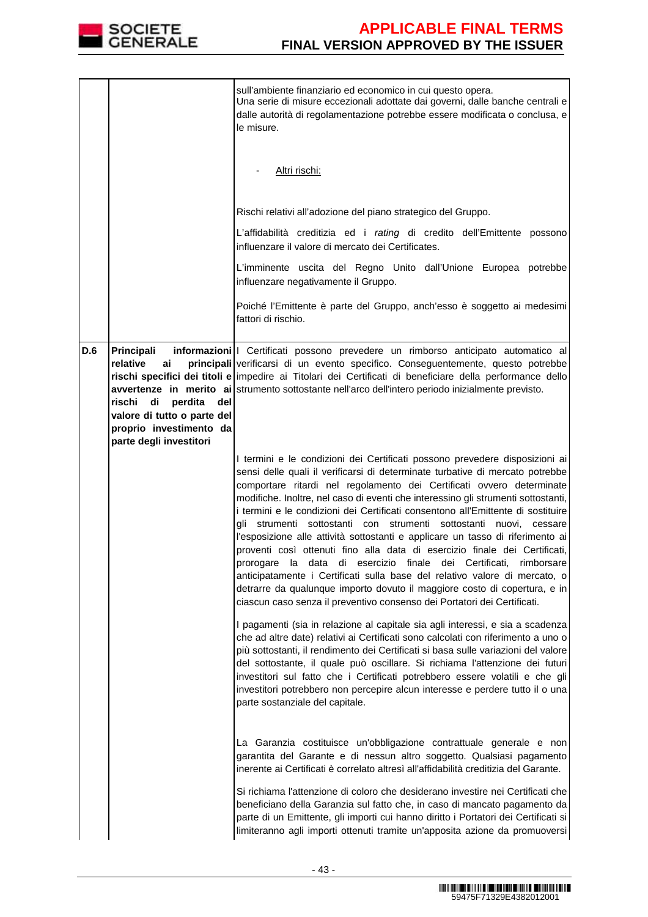| | | |
|---|---|---|
| | | sull'ambiente finanziario ed economico in cui questo opera.<br>Una serie di misure eccezionali adottate dai governi, dalle banche centrali e dalle autorità di regolamentazione potrebbe essere modificata o conclusa, e le misure.<br><br>- Altri rischi:<br><br>Rischi relativi all'adozione del piano strategico del Gruppo.<br><br>L'affidabilità creditizia ed i *rating* di credito dell'Emittente possono influenzare il valore di mercato dei Certificates.<br><br>L'imminente uscita del Regno Unito dall'Unione Europea potrebbe influenzare negativamente il Gruppo.<br><br>Poiché l'Emittente è parte del Gruppo, anch'esso è soggetto ai medesimi fattori di rischio. |
| **D.6** | **Principali informazioni relative ai principali rischi specifici dei titoli e avvertenze in merito ai rischi di perdita del valore di tutto o parte del proprio investimento da parte degli investitori** | I Certificati possono prevedere un rimborso anticipato automatico al verificarsi di un evento specifico. Conseguentemente, questo potrebbe impedire ai Titolari dei Certificati di beneficiare della performance dello strumento sottostante nell'arco dell'intero periodo inizialmente previsto.<br><br>I termini e le condizioni dei Certificati possono prevedere disposizioni ai sensi delle quali il verificarsi di determinate turbative di mercato potrebbe comportare ritardi nel regolamento dei Certificati ovvero determinate modifiche. Inoltre, nel caso di eventi che interessino gli strumenti sottostanti, i termini e le condizioni dei Certificati consentono all'Emittente di sostituire gli strumenti sottostanti con strumenti sottostanti nuovi, cessare l'esposizione alle attività sottostanti e applicare un tasso di riferimento ai proventi così ottenuti fino alla data di esercizio finale dei Certificati, prorogare la data di esercizio finale dei Certificati, rimborsare anticipatamente i Certificati sulla base del relativo valore di mercato, o detrarre da qualunque importo dovuto il maggiore costo di copertura, e in ciascun caso senza il preventivo consenso dei Portatori dei Certificati.<br><br>I pagamenti (sia in relazione al capitale sia agli interessi, e sia a scadenza che ad altre date) relativi ai Certificati sono calcolati con riferimento a uno o più sottostanti, il rendimento dei Certificati si basa sulle variazioni del valore del sottostante, il quale può oscillare. Si richiama l'attenzione dei futuri investitori sul fatto che i Certificati potrebbero essere volatili e che gli investitori potrebbero non percepire alcun interesse e perdere tutto il o una parte sostanziale del capitale.<br><br>La Garanzia costituisce un'obbligazione contrattuale generale e non garantita del Garante e di nessun altro soggetto. Qualsiasi pagamento inerente ai Certificati è correlato altresì all'affidabilità creditizia del Garante.<br><br>Si richiama l'attenzione di coloro che desiderano investire nei Certificati che beneficiano della Garanzia sul fatto che, in caso di mancato pagamento da parte di un Emittente, gli importi cui hanno diritto i Portatori dei Certificati si limiteranno agli importi ottenuti tramite un'apposita azione da promuoversi |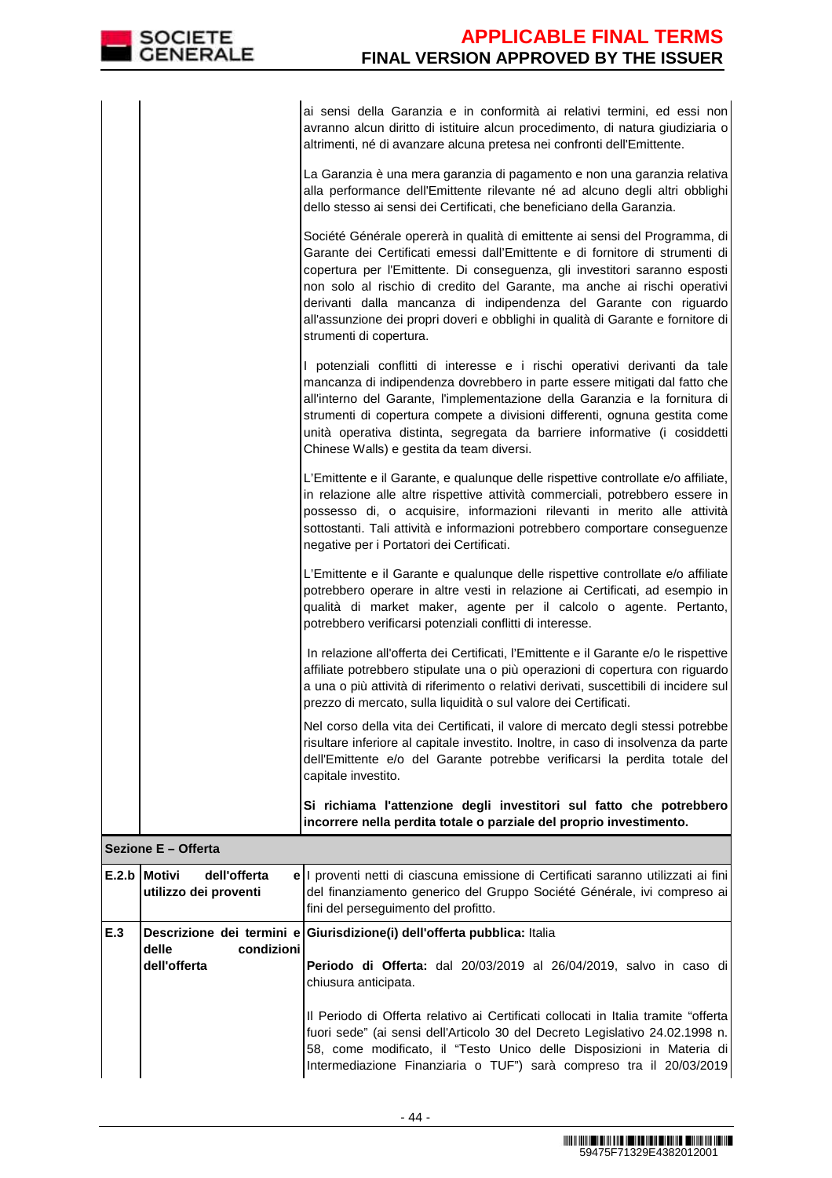| | | |
|---|---|---|
| | | ai sensi della Garanzia e in conformità ai relativi termini, ed essi non avranno alcun diritto di istituire alcun procedimento, di natura giudiziaria o altrimenti, né di avanzare alcuna pretesa nei confronti dell'Emittente.<br><br>La Garanzia è una mera garanzia di pagamento e non una garanzia relativa alla performance dell'Emittente rilevante né ad alcuno degli altri obblighi dello stesso ai sensi dei Certificati, che beneficiano della Garanzia.<br><br>Société Générale opererà in qualità di emittente ai sensi del Programma, di Garante dei Certificati emessi dall'Emittente e di fornitore di strumenti di copertura per l'Emittente. Di conseguenza, gli investitori saranno esposti non solo al rischio di credito del Garante, ma anche ai rischi operativi derivanti dalla mancanza di indipendenza del Garante con riguardo all'assunzione dei propri doveri e obblighi in qualità di Garante e fornitore di strumenti di copertura.<br><br>I potenziali conflitti di interesse e i rischi operativi derivanti da tale mancanza di indipendenza dovrebbero in parte essere mitigati dal fatto che all'interno del Garante, l'implementazione della Garanzia e la fornitura di strumenti di copertura compete a divisioni differenti, ognuna gestita come unità operativa distinta, segregata da barriere informative (i cosiddetti Chinese Walls) e gestita da team diversi.<br><br>L'Emittente e il Garante, e qualunque delle rispettive controllate e/o affiliate, in relazione alle altre rispettive attività commerciali, potrebbero essere in possesso di, o acquisire, informazioni rilevanti in merito alle attività sottostanti. Tali attività e informazioni potrebbero comportare conseguenze negative per i Portatori dei Certificati.<br><br>L'Emittente e il Garante e qualunque delle rispettive controllate e/o affiliate potrebbero operare in altre vesti in relazione ai Certificati, ad esempio in qualità di market maker, agente per il calcolo o agente. Pertanto, potrebbero verificarsi potenziali conflitti di interesse.<br><br>In relazione all'offerta dei Certificati, l'Emittente e il Garante e/o le rispettive affiliate potrebbero stipulate una o più operazioni di copertura con riguardo a una o più attività di riferimento o relativi derivati, suscettibili di incidere sul prezzo di mercato, sulla liquidità o sul valore dei Certificati.<br><br>Nel corso della vita dei Certificati, il valore di mercato degli stessi potrebbe risultare inferiore al capitale investito. Inoltre, in caso di insolvenza da parte dell'Emittente e/o del Garante potrebbe verificarsi la perdita totale del capitale investito.<br><br>**Si richiama l'attenzione degli investitori sul fatto che potrebbero incorrere nella perdita totale o parziale del proprio investimento.** |
| **Sezione E – Offerta** | | |
| **E.2.b** | **Motivi dell'offerta e utilizzo dei proventi** | I proventi netti di ciascuna emissione di Certificati saranno utilizzati ai fini del finanziamento generico del Gruppo Société Générale, ivi compreso ai fini del perseguimento del profitto. |
| **E.3** | **Descrizione dei termini e delle condizioni dell'offerta** | **Giurisdizione(i) dell'offerta pubblica:** Italia<br><br>**Periodo di Offerta:** dal 20/03/2019 al 26/04/2019, salvo in caso di chiusura anticipata.<br><br>Il Periodo di Offerta relativo ai Certificati collocati in Italia tramite "offerta fuori sede" (ai sensi dell'Articolo 30 del Decreto Legislativo 24.02.1998 n. 58, come modificato, il "Testo Unico delle Disposizioni in Materia di Intermediazione Finanziaria o TUF") sarà compreso tra il 20/03/2019 |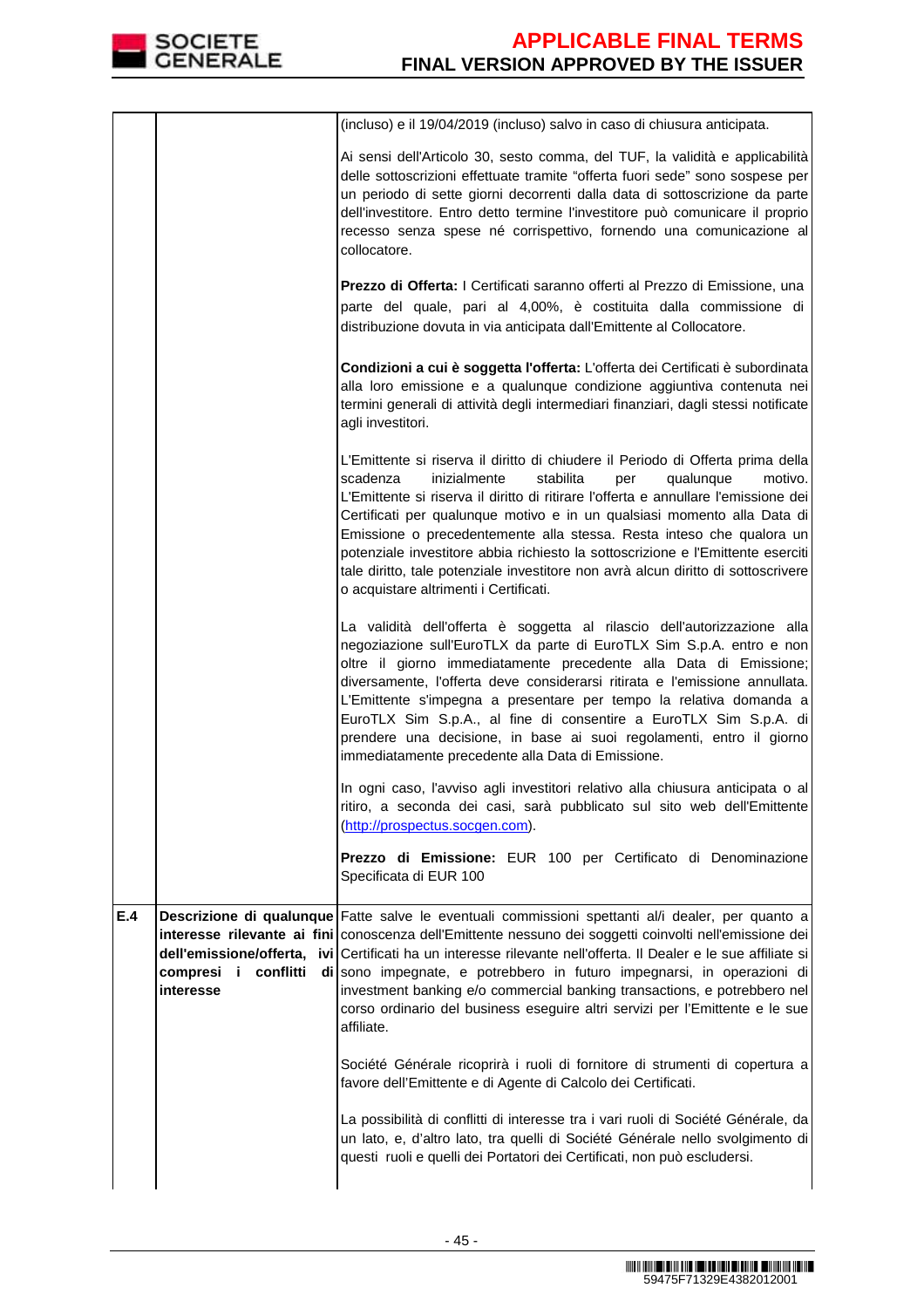| | | |
|---|---|---|
| | | (incluso) e il 19/04/2019 (incluso) salvo in caso di chiusura anticipata.<br><br>Ai sensi dell'Articolo 30, sesto comma, del TUF, la validità e applicabilità delle sottoscrizioni effettuate tramite "offerta fuori sede" sono sospese per un periodo di sette giorni decorrenti dalla data di sottoscrizione da parte dell'investitore. Entro detto termine l'investitore può comunicare il proprio recesso senza spese né corrispettivo, fornendo una comunicazione al collocatore.<br><br>**Prezzo di Offerta:** I Certificati saranno offerti al Prezzo di Emissione, una parte del quale, pari al 4,00%, è costituita dalla commissione di distribuzione dovuta in via anticipata dall'Emittente al Collocatore.<br><br>**Condizioni a cui è soggetta l'offerta:** L'offerta dei Certificati è subordinata alla loro emissione e a qualunque condizione aggiuntiva contenuta nei termini generali di attività degli intermediari finanziari, dagli stessi notificate agli investitori.<br><br>L'Emittente si riserva il diritto di chiudere il Periodo di Offerta prima della scadenza inizialmente stabilita per qualunque motivo. L'Emittente si riserva il diritto di ritirare l'offerta e annullare l'emissione dei Certificati per qualunque motivo e in un qualsiasi momento alla Data di Emissione o precedentemente alla stessa. Resta inteso che qualora un potenziale investitore abbia richiesto la sottoscrizione e l'Emittente eserciti tale diritto, tale potenziale investitore non avrà alcun diritto di sottoscrivere o acquistare altrimenti i Certificati.<br><br>La validità dell'offerta è soggetta al rilascio dell'autorizzazione alla negoziazione sull'EuroTLX da parte di EuroTLX Sim S.p.A. entro e non oltre il giorno immediatamente precedente alla Data di Emissione; diversamente, l'offerta deve considerarsi ritirata e l'emissione annullata. L'Emittente s'impegna a presentare per tempo la relativa domanda a EuroTLX Sim S.p.A., al fine di consentire a EuroTLX Sim S.p.A. di prendere una decisione, in base ai suoi regolamenti, entro il giorno immediatamente precedente alla Data di Emissione.<br><br>In ogni caso, l'avviso agli investitori relativo alla chiusura anticipata o al ritiro, a seconda dei casi, sarà pubblicato sul sito web dell'Emittente (http://prospectus.socgen.com).<br><br>**Prezzo di Emissione:** EUR 100 per Certificato di Denominazione Specificata di EUR 100 |
| **E.4** | **Descrizione di qualunque interesse rilevante ai fini dell'emissione/offerta, ivi compresi i conflitti di interesse** | Fatte salve le eventuali commissioni spettanti al/i dealer, per quanto a conoscenza dell'Emittente nessuno dei soggetti coinvolti nell'emissione dei Certificati ha un interesse rilevante nell'offerta. Il Dealer e le sue affiliate si sono impegnate, e potrebbero in futuro impegnarsi, in operazioni di investment banking e/o commercial banking transactions, e potrebbero nel corso ordinario del business eseguire altri servizi per l'Emittente e le sue affiliate.<br><br>Société Générale ricoprirà i ruoli di fornitore di strumenti di copertura a favore dell'Emittente e di Agente di Calcolo dei Certificati.<br><br>La possibilità di conflitti di interesse tra i vari ruoli di Société Générale, da un lato, e, d'altro lato, tra quelli di Société Générale nello svolgimento di questi ruoli e quelli dei Portatori dei Certificati, non può escludersi. |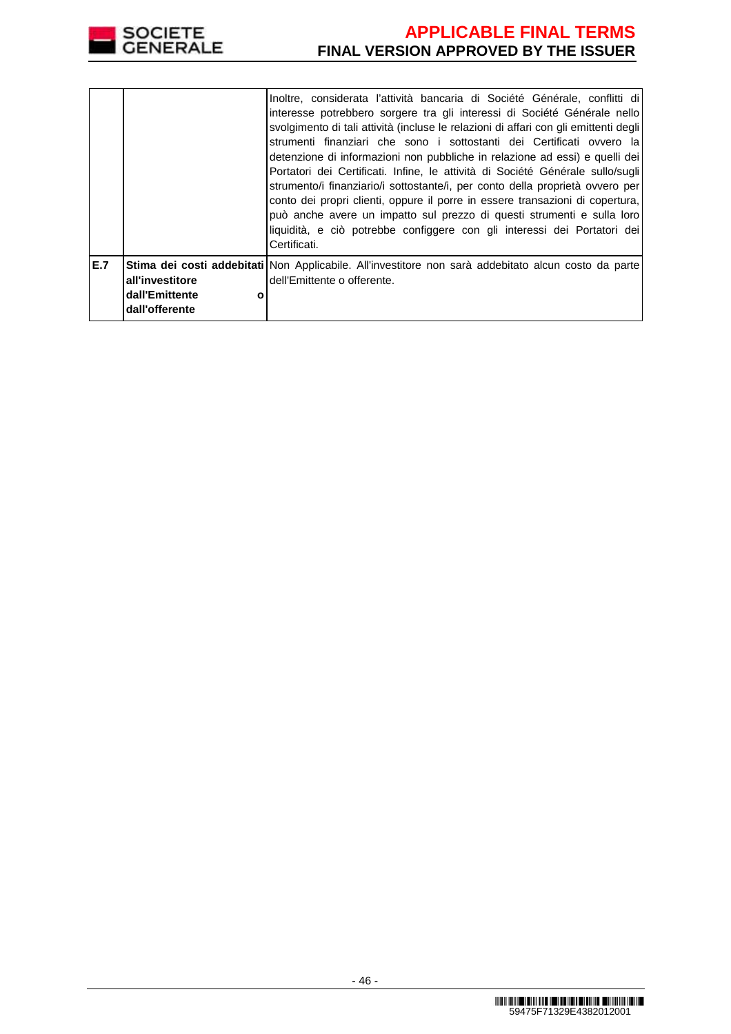| | | |
|---|---|---|
| | | Inoltre, considerata l'attività bancaria di Société Générale, conflitti di interesse potrebbero sorgere tra gli interessi di Société Générale nello svolgimento di tali attività (incluse le relazioni di affari con gli emittenti degli strumenti finanziari che sono i sottostanti dei Certificati ovvero la detenzione di informazioni non pubbliche in relazione ad essi) e quelli dei Portatori dei Certificati. Infine, le attività di Société Générale sullo/sugli strumento/i finanziario/i sottostante/i, per conto della proprietà ovvero per conto dei propri clienti, oppure il porre in essere transazioni di copertura, può anche avere un impatto sul prezzo di questi strumenti e sulla loro liquidità, e ciò potrebbe configgere con gli interessi dei Portatori dei Certificati. |
| **E.7** | **Stima dei costi addebitati all'investitore dall'Emittente o dall'offerente** | Non Applicabile. All'investitore non sarà addebitato alcun costo da parte dell'Emittente o offerente. |